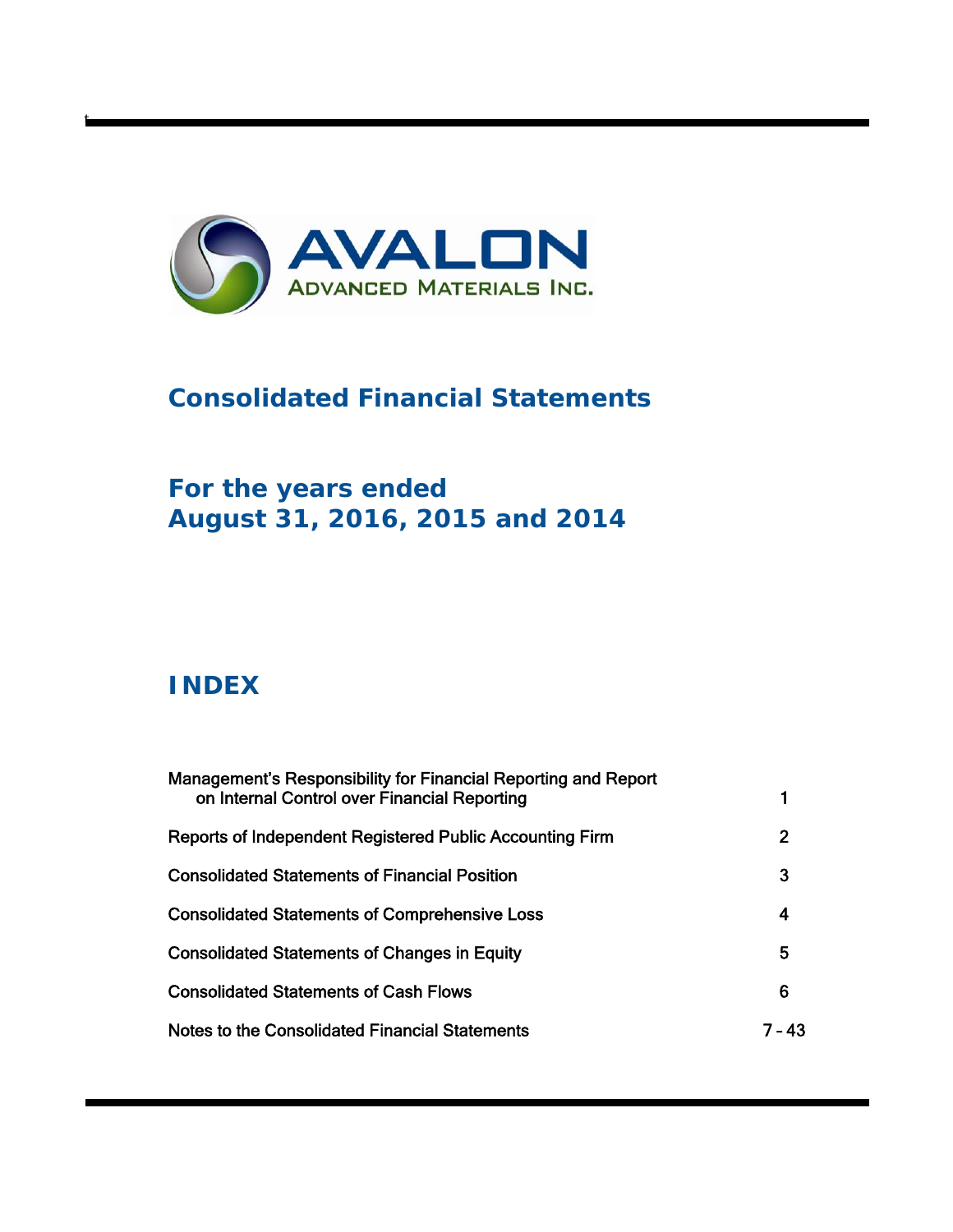AVALON

ADVANCED MATERIALS INC.

# Consolidated Financial Statements

## For the years ended August 31, 2016, 2015 and 2014

## INDEX

| | |
|---|---|
| Management's Responsibility for Financial Reporting and Report on Internal Control over Financial Reporting | 1 |
| Reports of Independent Registered Public Accounting Firm | 2 |
| Consolidated Statements of Financial Position | 3 |
| Consolidated Statements of Comprehensive Loss | 4 |
| Consolidated Statements of Changes in Equity | 5 |
| Consolidated Statements of Cash Flows | 6 |
| Notes to the Consolidated Financial Statements | 7 – 43 |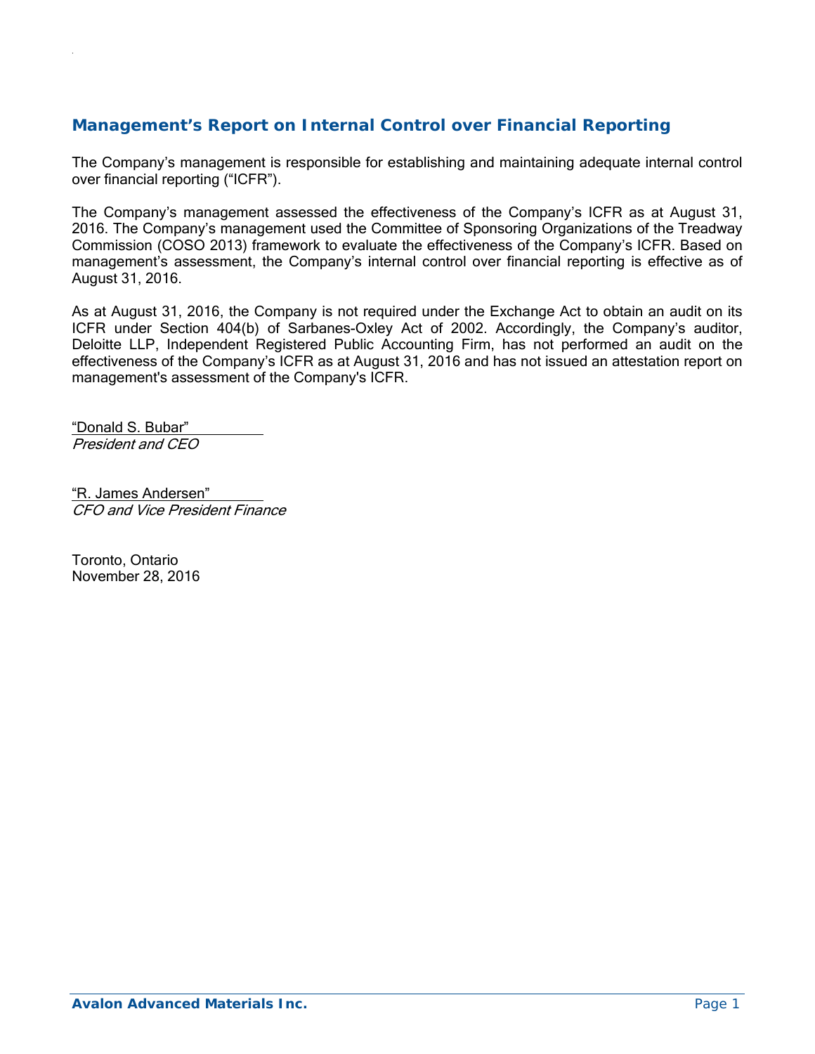## Management's Report on Internal Control over Financial Reporting

The Company's management is responsible for establishing and maintaining adequate internal control over financial reporting ("ICFR").

The Company's management assessed the effectiveness of the Company's ICFR as at August 31, 2016. The Company's management used the Committee of Sponsoring Organizations of the Treadway Commission (COSO 2013) framework to evaluate the effectiveness of the Company's ICFR. Based on management's assessment, the Company's internal control over financial reporting is effective as of August 31, 2016.

As at August 31, 2016, the Company is not required under the Exchange Act to obtain an audit on its ICFR under Section 404(b) of Sarbanes-Oxley Act of 2002. Accordingly, the Company's auditor, Deloitte LLP, Independent Registered Public Accounting Firm, has not performed an audit on the effectiveness of the Company's ICFR as at August 31, 2016 and has not issued an attestation report on management's assessment of the Company's ICFR.

"Donald S. Bubar"
*President and CEO*

"R. James Andersen"
*CFO and Vice President Finance*

Toronto, Ontario
November 28, 2016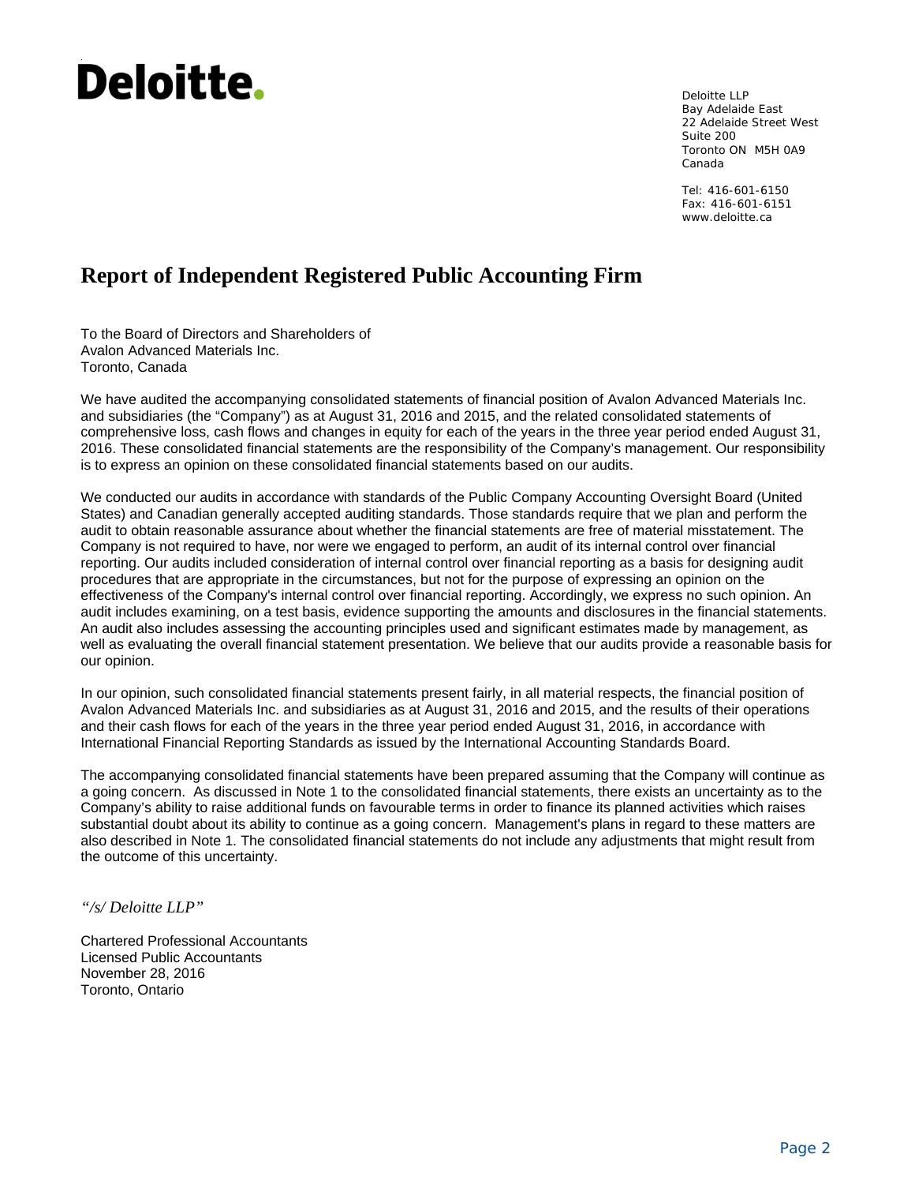Deloitte.

Deloitte LLP
Bay Adelaide East
22 Adelaide Street West
Suite 200
Toronto ON M5H 0A9
Canada

Tel: 416-601-6150
Fax: 416-601-6151
www.deloitte.ca

# Report of Independent Registered Public Accounting Firm

To the Board of Directors and Shareholders of
Avalon Advanced Materials Inc.
Toronto, Canada

We have audited the accompanying consolidated statements of financial position of Avalon Advanced Materials Inc. and subsidiaries (the "Company") as at August 31, 2016 and 2015, and the related consolidated statements of comprehensive loss, cash flows and changes in equity for each of the years in the three year period ended August 31, 2016. These consolidated financial statements are the responsibility of the Company's management. Our responsibility is to express an opinion on these consolidated financial statements based on our audits.

We conducted our audits in accordance with standards of the Public Company Accounting Oversight Board (United States) and Canadian generally accepted auditing standards. Those standards require that we plan and perform the audit to obtain reasonable assurance about whether the financial statements are free of material misstatement. The Company is not required to have, nor were we engaged to perform, an audit of its internal control over financial reporting. Our audits included consideration of internal control over financial reporting as a basis for designing audit procedures that are appropriate in the circumstances, but not for the purpose of expressing an opinion on the effectiveness of the Company's internal control over financial reporting. Accordingly, we express no such opinion. An audit includes examining, on a test basis, evidence supporting the amounts and disclosures in the financial statements. An audit also includes assessing the accounting principles used and significant estimates made by management, as well as evaluating the overall financial statement presentation. We believe that our audits provide a reasonable basis for our opinion.

In our opinion, such consolidated financial statements present fairly, in all material respects, the financial position of Avalon Advanced Materials Inc. and subsidiaries as at August 31, 2016 and 2015, and the results of their operations and their cash flows for each of the years in the three year period ended August 31, 2016, in accordance with International Financial Reporting Standards as issued by the International Accounting Standards Board.

The accompanying consolidated financial statements have been prepared assuming that the Company will continue as a going concern. As discussed in Note 1 to the consolidated financial statements, there exists an uncertainty as to the Company's ability to raise additional funds on favourable terms in order to finance its planned activities which raises substantial doubt about its ability to continue as a going concern. Management's plans in regard to these matters are also described in Note 1. The consolidated financial statements do not include any adjustments that might result from the outcome of this uncertainty.

*"/s/ Deloitte LLP"*

Chartered Professional Accountants
Licensed Public Accountants
November 28, 2016
Toronto, Ontario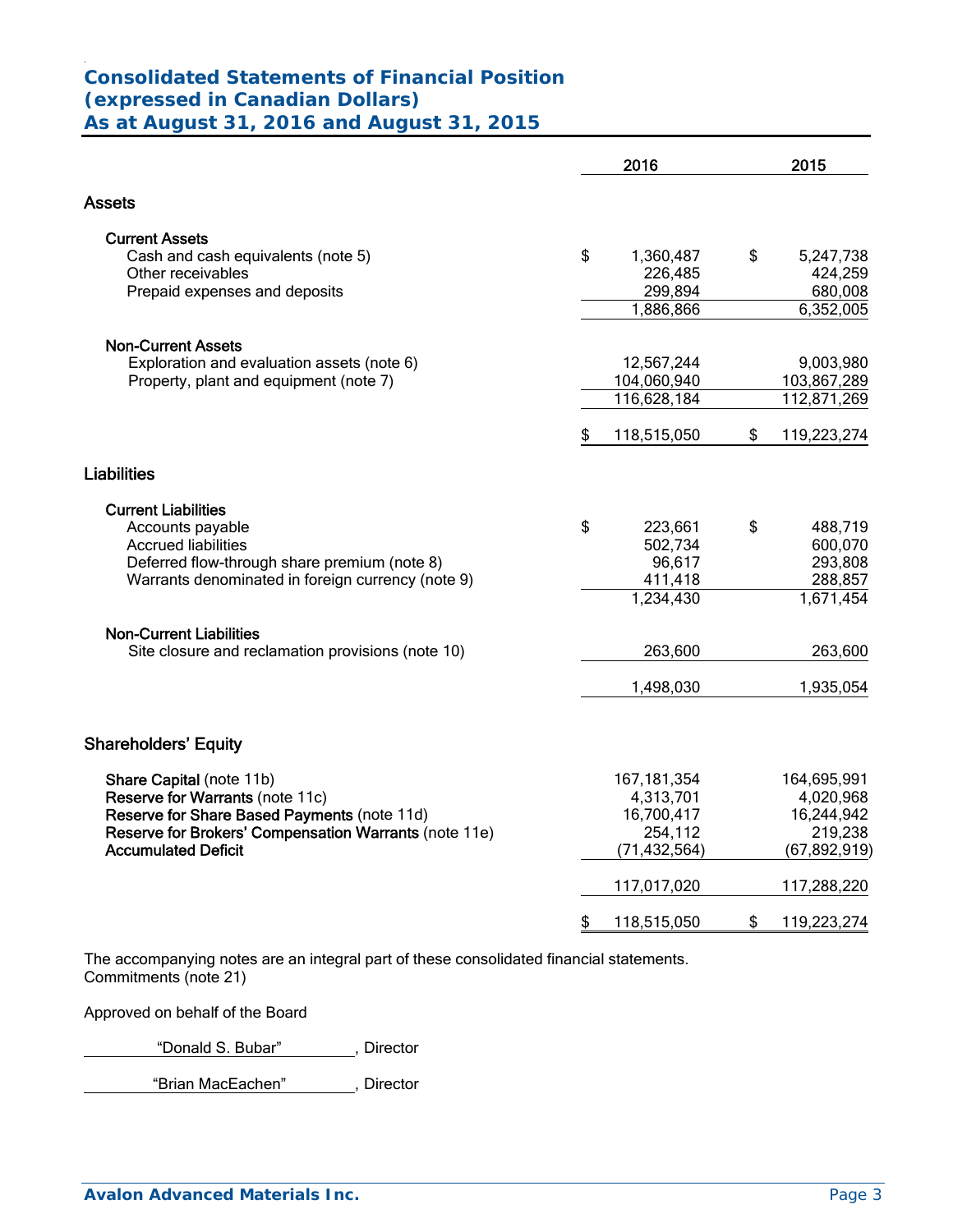# Consolidated Statements of Financial Position
## (expressed in Canadian Dollars)
## As at August 31, 2016 and August 31, 2015

| | 2016 | 2015 |
|---|---|---|
| **Assets** | | |
| **Current Assets** | | |
| Cash and cash equivalents (note 5) | $ 1,360,487 | $ 5,247,738 |
| Other receivables | 226,485 | 424,259 |
| Prepaid expenses and deposits | 299,894 | 680,008 |
| | 1,886,866 | 6,352,005 |
| **Non-Current Assets** | | |
| Exploration and evaluation assets (note 6) | 12,567,244 | 9,003,980 |
| Property, plant and equipment (note 7) | 104,060,940 | 103,867,289 |
| | 116,628,184 | 112,871,269 |
| | $ 118,515,050 | $ 119,223,274 |
| **Liabilities** | | |
| **Current Liabilities** | | |
| Accounts payable | $ 223,661 | $ 488,719 |
| Accrued liabilities | 502,734 | 600,070 |
| Deferred flow-through share premium (note 8) | 96,617 | 293,808 |
| Warrants denominated in foreign currency (note 9) | 411,418 | 288,857 |
| | 1,234,430 | 1,671,454 |
| **Non-Current Liabilities** | | |
| Site closure and reclamation provisions (note 10) | 263,600 | 263,600 |
| | 1,498,030 | 1,935,054 |
| **Shareholders' Equity** | | |
| **Share Capital** (note 11b) | 167,181,354 | 164,695,991 |
| **Reserve for Warrants** (note 11c) | 4,313,701 | 4,020,968 |
| **Reserve for Share Based Payments** (note 11d) | 16,700,417 | 16,244,942 |
| **Reserve for Brokers' Compensation Warrants** (note 11e) | 254,112 | 219,238 |
| **Accumulated Deficit** | (71,432,564) | (67,892,919) |
| | 117,017,020 | 117,288,220 |
| | $ 118,515,050 | $ 119,223,274 |

The accompanying notes are an integral part of these consolidated financial statements.
Commitments (note 21)

Approved on behalf of the Board

"Donald S. Bubar", Director

"Brian MacEachen", Director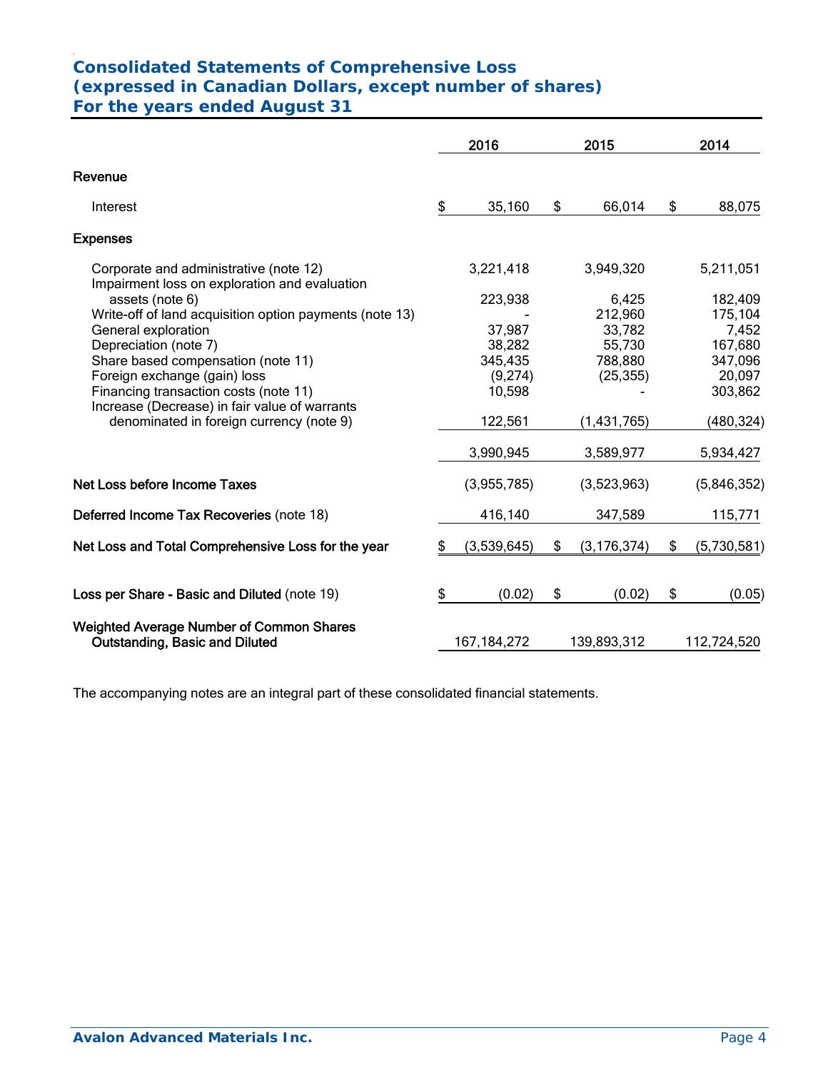# Consolidated Statements of Comprehensive Loss
## (expressed in Canadian Dollars, except number of shares)
## For the years ended August 31

| | 2016 | 2015 | 2014 |
|---|---|---|---|
| **Revenue** | | | |
| Interest | $ 35,160 | $ 66,014 | $ 88,075 |
| **Expenses** | | | |
| Corporate and administrative (note 12) | 3,221,418 | 3,949,320 | 5,211,051 |
| Impairment loss on exploration and evaluation assets (note 6) | 223,938 | 6,425 | 182,409 |
| Write-off of land acquisition option payments (note 13) | - | 212,960 | 175,104 |
| General exploration | 37,987 | 33,782 | 7,452 |
| Depreciation (note 7) | 38,282 | 55,730 | 167,680 |
| Share based compensation (note 11) | 345,435 | 788,880 | 347,096 |
| Foreign exchange (gain) loss | (9,274) | (25,355) | 20,097 |
| Financing transaction costs (note 11) | 10,598 | - | 303,862 |
| Increase (Decrease) in fair value of warrants denominated in foreign currency (note 9) | 122,561 | (1,431,765) | (480,324) |
| | 3,990,945 | 3,589,977 | 5,934,427 |
| **Net Loss before Income Taxes** | (3,955,785) | (3,523,963) | (5,846,352) |
| **Deferred Income Tax Recoveries** (note 18) | 416,140 | 347,589 | 115,771 |
| **Net Loss and Total Comprehensive Loss for the year** | $ (3,539,645) | $ (3,176,374) | $ (5,730,581) |
| **Loss per Share - Basic and Diluted** (note 19) | $ (0.02) | $ (0.02) | $ (0.05) |
| **Weighted Average Number of Common Shares Outstanding, Basic and Diluted** | 167,184,272 | 139,893,312 | 112,724,520 |

The accompanying notes are an integral part of these consolidated financial statements.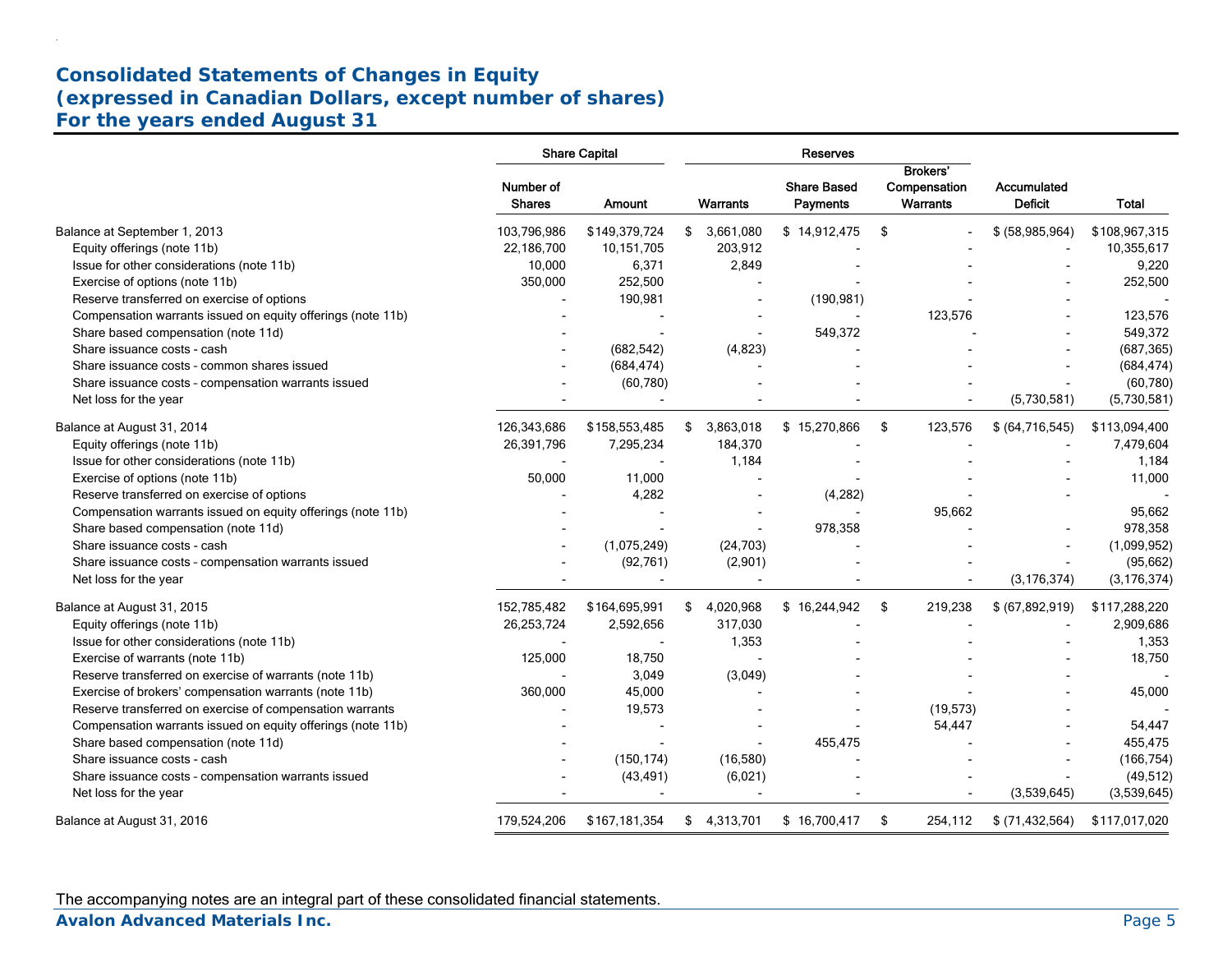# Consolidated Statements of Changes in Equity
# (expressed in Canadian Dollars, except number of shares)
# For the years ended August 31

| | Share Capital | | Reserves | | | | |
|---|---|---|---|---|---|---|---|
| | Number of Shares | Amount | Warrants | Share Based Payments | Brokers' Compensation Warrants | Accumulated Deficit | Total |
| Balance at September 1, 2013 | 103,796,986 | $149,379,724 | $ 3,661,080 | $ 14,912,475 | $ - | $ (58,985,964) | $108,967,315 |
| Equity offerings (note 11b) | 22,186,700 | 10,151,705 | 203,912 | - | - | - | 10,355,617 |
| Issue for other considerations (note 11b) | 10,000 | 6,371 | 2,849 | - | - | - | 9,220 |
| Exercise of options (note 11b) | 350,000 | 252,500 | - | - | - | - | 252,500 |
| Reserve transferred on exercise of options | - | 190,981 | - | (190,981) | - | - | - |
| Compensation warrants issued on equity offerings (note 11b) | - | - | - | - | 123,576 | - | 123,576 |
| Share based compensation (note 11d) | - | - | - | 549,372 | - | - | 549,372 |
| Share issuance costs - cash | - | (682,542) | (4,823) | - | - | - | (687,365) |
| Share issuance costs - common shares issued | - | (684,474) | - | - | - | - | (684,474) |
| Share issuance costs - compensation warrants issued | - | (60,780) | - | - | - | - | (60,780) |
| Net loss for the year | - | - | - | - | - | (5,730,581) | (5,730,581) |
| Balance at August 31, 2014 | 126,343,686 | $158,553,485 | $ 3,863,018 | $ 15,270,866 | $ 123,576 | $ (64,716,545) | $113,094,400 |
| Equity offerings (note 11b) | 26,391,796 | 7,295,234 | 184,370 | - | - | - | 7,479,604 |
| Issue for other considerations (note 11b) | - | - | 1,184 | - | - | - | 1,184 |
| Exercise of options (note 11b) | 50,000 | 11,000 | - | - | - | - | 11,000 |
| Reserve transferred on exercise of options | - | 4,282 | - | (4,282) | - | - | - |
| Compensation warrants issued on equity offerings (note 11b) | - | - | - | - | 95,662 | | 95,662 |
| Share based compensation (note 11d) | - | - | - | 978,358 | - | - | 978,358 |
| Share issuance costs - cash | - | (1,075,249) | (24,703) | - | - | - | (1,099,952) |
| Share issuance costs - compensation warrants issued | - | (92,761) | (2,901) | - | - | - | (95,662) |
| Net loss for the year | - | - | - | - | - | (3,176,374) | (3,176,374) |
| Balance at August 31, 2015 | 152,785,482 | $164,695,991 | $ 4,020,968 | $ 16,244,942 | $ 219,238 | $ (67,892,919) | $117,288,220 |
| Equity offerings (note 11b) | 26,253,724 | 2,592,656 | 317,030 | - | - | - | 2,909,686 |
| Issue for other considerations (note 11b) | - | - | 1,353 | - | - | - | 1,353 |
| Exercise of warrants (note 11b) | 125,000 | 18,750 | - | - | - | - | 18,750 |
| Reserve transferred on exercise of warrants (note 11b) | - | 3,049 | (3,049) | - | - | - | - |
| Exercise of brokers' compensation warrants (note 11b) | 360,000 | 45,000 | - | - | - | - | 45,000 |
| Reserve transferred on exercise of compensation warrants | - | 19,573 | - | - | (19,573) | - | - |
| Compensation warrants issued on equity offerings (note 11b) | - | - | - | - | 54,447 | - | 54,447 |
| Share based compensation (note 11d) | - | - | - | 455,475 | - | - | 455,475 |
| Share issuance costs - cash | - | (150,174) | (16,580) | - | - | - | (166,754) |
| Share issuance costs - compensation warrants issued | - | (43,491) | (6,021) | - | - | - | (49,512) |
| Net loss for the year | - | - | - | - | - | (3,539,645) | (3,539,645) |
| Balance at August 31, 2016 | 179,524,206 | $167,181,354 | $ 4,313,701 | $ 16,700,417 | $ 254,112 | $ (71,432,564) | $117,017,020 |

The accompanying notes are an integral part of these consolidated financial statements.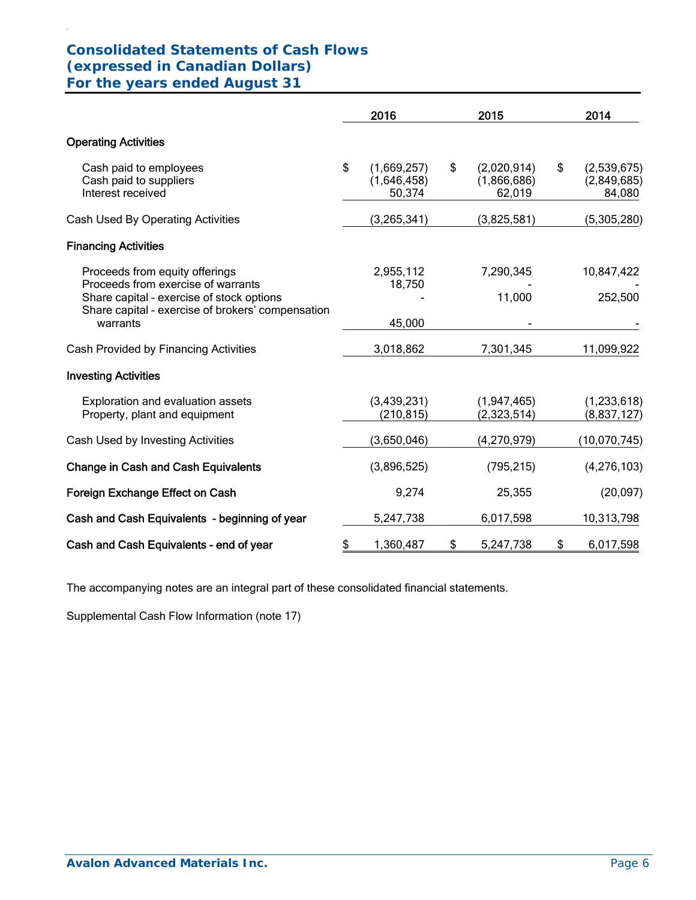## Consolidated Statements of Cash Flows
## (expressed in Canadian Dollars)
## For the years ended August 31

| | 2016 | 2015 | 2014 |
|---|---|---|---|
| **Operating Activities** | | | |
| Cash paid to employees | $ (1,669,257) | $ (2,020,914) | $ (2,539,675) |
| Cash paid to suppliers | (1,646,458) | (1,866,686) | (2,849,685) |
| Interest received | 50,374 | 62,019 | 84,080 |
| Cash Used By Operating Activities | (3,265,341) | (3,825,581) | (5,305,280) |
| **Financing Activities** | | | |
| Proceeds from equity offerings | 2,955,112 | 7,290,345 | 10,847,422 |
| Proceeds from exercise of warrants | 18,750 | - | - |
| Share capital – exercise of stock options | - | 11,000 | 252,500 |
| Share capital – exercise of brokers' compensation warrants | 45,000 | - | - |
| Cash Provided by Financing Activities | 3,018,862 | 7,301,345 | 11,099,922 |
| **Investing Activities** | | | |
| Exploration and evaluation assets | (3,439,231) | (1,947,465) | (1,233,618) |
| Property, plant and equipment | (210,815) | (2,323,514) | (8,837,127) |
| Cash Used by Investing Activities | (3,650,046) | (4,270,979) | (10,070,745) |
| **Change in Cash and Cash Equivalents** | (3,896,525) | (795,215) | (4,276,103) |
| **Foreign Exchange Effect on Cash** | 9,274 | 25,355 | (20,097) |
| **Cash and Cash Equivalents – beginning of year** | 5,247,738 | 6,017,598 | 10,313,798 |
| **Cash and Cash Equivalents – end of year** | $ 1,360,487 | $ 5,247,738 | $ 6,017,598 |

The accompanying notes are an integral part of these consolidated financial statements.

Supplemental Cash Flow Information (note 17)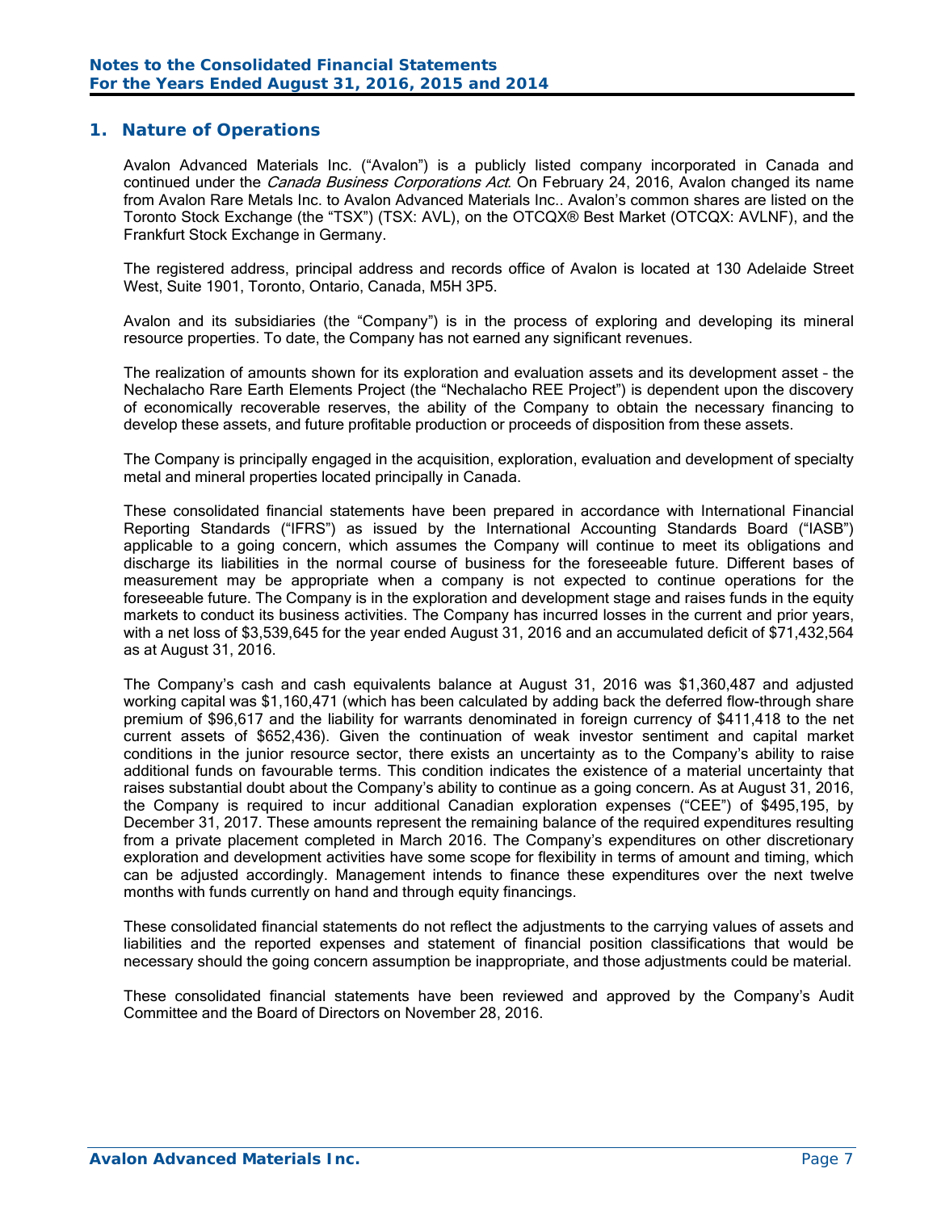# 1. Nature of Operations

Avalon Advanced Materials Inc. ("Avalon") is a publicly listed company incorporated in Canada and continued under the *Canada Business Corporations Act*. On February 24, 2016, Avalon changed its name from Avalon Rare Metals Inc. to Avalon Advanced Materials Inc.. Avalon's common shares are listed on the Toronto Stock Exchange (the "TSX") (TSX: AVL), on the OTCQX® Best Market (OTCQX: AVLNF), and the Frankfurt Stock Exchange in Germany.

The registered address, principal address and records office of Avalon is located at 130 Adelaide Street West, Suite 1901, Toronto, Ontario, Canada, M5H 3P5.

Avalon and its subsidiaries (the "Company") is in the process of exploring and developing its mineral resource properties. To date, the Company has not earned any significant revenues.

The realization of amounts shown for its exploration and evaluation assets and its development asset – the Nechalacho Rare Earth Elements Project (the "Nechalacho REE Project") is dependent upon the discovery of economically recoverable reserves, the ability of the Company to obtain the necessary financing to develop these assets, and future profitable production or proceeds of disposition from these assets.

The Company is principally engaged in the acquisition, exploration, evaluation and development of specialty metal and mineral properties located principally in Canada.

These consolidated financial statements have been prepared in accordance with International Financial Reporting Standards ("IFRS") as issued by the International Accounting Standards Board ("IASB") applicable to a going concern, which assumes the Company will continue to meet its obligations and discharge its liabilities in the normal course of business for the foreseeable future. Different bases of measurement may be appropriate when a company is not expected to continue operations for the foreseeable future. The Company is in the exploration and development stage and raises funds in the equity markets to conduct its business activities. The Company has incurred losses in the current and prior years, with a net loss of $3,539,645 for the year ended August 31, 2016 and an accumulated deficit of $71,432,564 as at August 31, 2016.

The Company's cash and cash equivalents balance at August 31, 2016 was $1,360,487 and adjusted working capital was $1,160,471 (which has been calculated by adding back the deferred flow-through share premium of $96,617 and the liability for warrants denominated in foreign currency of $411,418 to the net current assets of $652,436). Given the continuation of weak investor sentiment and capital market conditions in the junior resource sector, there exists an uncertainty as to the Company's ability to raise additional funds on favourable terms. This condition indicates the existence of a material uncertainty that raises substantial doubt about the Company's ability to continue as a going concern. As at August 31, 2016, the Company is required to incur additional Canadian exploration expenses ("CEE") of $495,195, by December 31, 2017. These amounts represent the remaining balance of the required expenditures resulting from a private placement completed in March 2016. The Company's expenditures on other discretionary exploration and development activities have some scope for flexibility in terms of amount and timing, which can be adjusted accordingly. Management intends to finance these expenditures over the next twelve months with funds currently on hand and through equity financings.

These consolidated financial statements do not reflect the adjustments to the carrying values of assets and liabilities and the reported expenses and statement of financial position classifications that would be necessary should the going concern assumption be inappropriate, and those adjustments could be material.

These consolidated financial statements have been reviewed and approved by the Company's Audit Committee and the Board of Directors on November 28, 2016.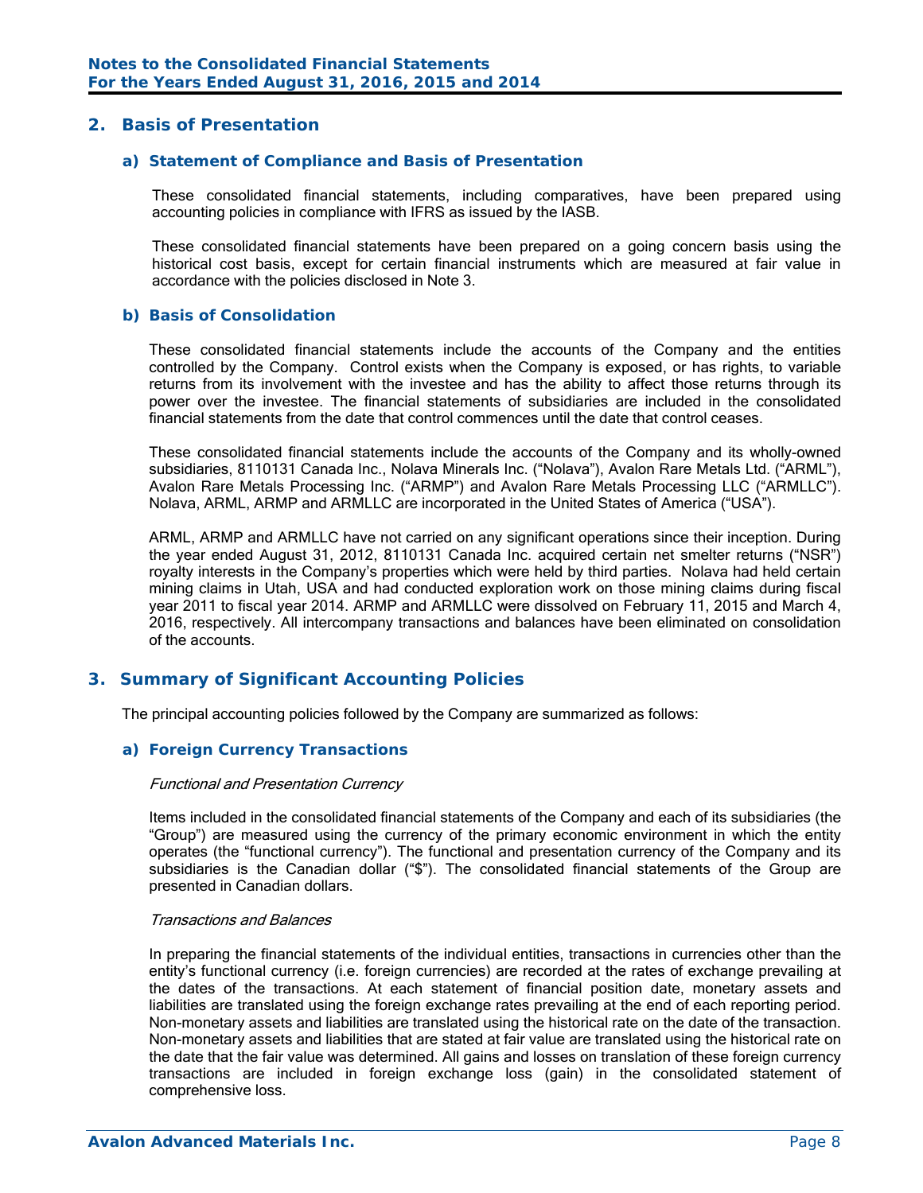## 2. Basis of Presentation

### a) Statement of Compliance and Basis of Presentation

These consolidated financial statements, including comparatives, have been prepared using accounting policies in compliance with IFRS as issued by the IASB.

These consolidated financial statements have been prepared on a going concern basis using the historical cost basis, except for certain financial instruments which are measured at fair value in accordance with the policies disclosed in Note 3.

### b) Basis of Consolidation

These consolidated financial statements include the accounts of the Company and the entities controlled by the Company. Control exists when the Company is exposed, or has rights, to variable returns from its involvement with the investee and has the ability to affect those returns through its power over the investee. The financial statements of subsidiaries are included in the consolidated financial statements from the date that control commences until the date that control ceases.

These consolidated financial statements include the accounts of the Company and its wholly-owned subsidiaries, 8110131 Canada Inc., Nolava Minerals Inc. ("Nolava"), Avalon Rare Metals Ltd. ("ARML"), Avalon Rare Metals Processing Inc. ("ARMP") and Avalon Rare Metals Processing LLC ("ARMLLC"). Nolava, ARML, ARMP and ARMLLC are incorporated in the United States of America ("USA").

ARML, ARMP and ARMLLC have not carried on any significant operations since their inception. During the year ended August 31, 2012, 8110131 Canada Inc. acquired certain net smelter returns ("NSR") royalty interests in the Company's properties which were held by third parties. Nolava had held certain mining claims in Utah, USA and had conducted exploration work on those mining claims during fiscal year 2011 to fiscal year 2014. ARMP and ARMLLC were dissolved on February 11, 2015 and March 4, 2016, respectively. All intercompany transactions and balances have been eliminated on consolidation of the accounts.

## 3. Summary of Significant Accounting Policies

The principal accounting policies followed by the Company are summarized as follows:

### a) Foreign Currency Transactions

*Functional and Presentation Currency*

Items included in the consolidated financial statements of the Company and each of its subsidiaries (the "Group") are measured using the currency of the primary economic environment in which the entity operates (the "functional currency"). The functional and presentation currency of the Company and its subsidiaries is the Canadian dollar ("$"). The consolidated financial statements of the Group are presented in Canadian dollars.

*Transactions and Balances*

In preparing the financial statements of the individual entities, transactions in currencies other than the entity's functional currency (i.e. foreign currencies) are recorded at the rates of exchange prevailing at the dates of the transactions. At each statement of financial position date, monetary assets and liabilities are translated using the foreign exchange rates prevailing at the end of each reporting period. Non-monetary assets and liabilities are translated using the historical rate on the date of the transaction. Non-monetary assets and liabilities that are stated at fair value are translated using the historical rate on the date that the fair value was determined. All gains and losses on translation of these foreign currency transactions are included in foreign exchange loss (gain) in the consolidated statement of comprehensive loss.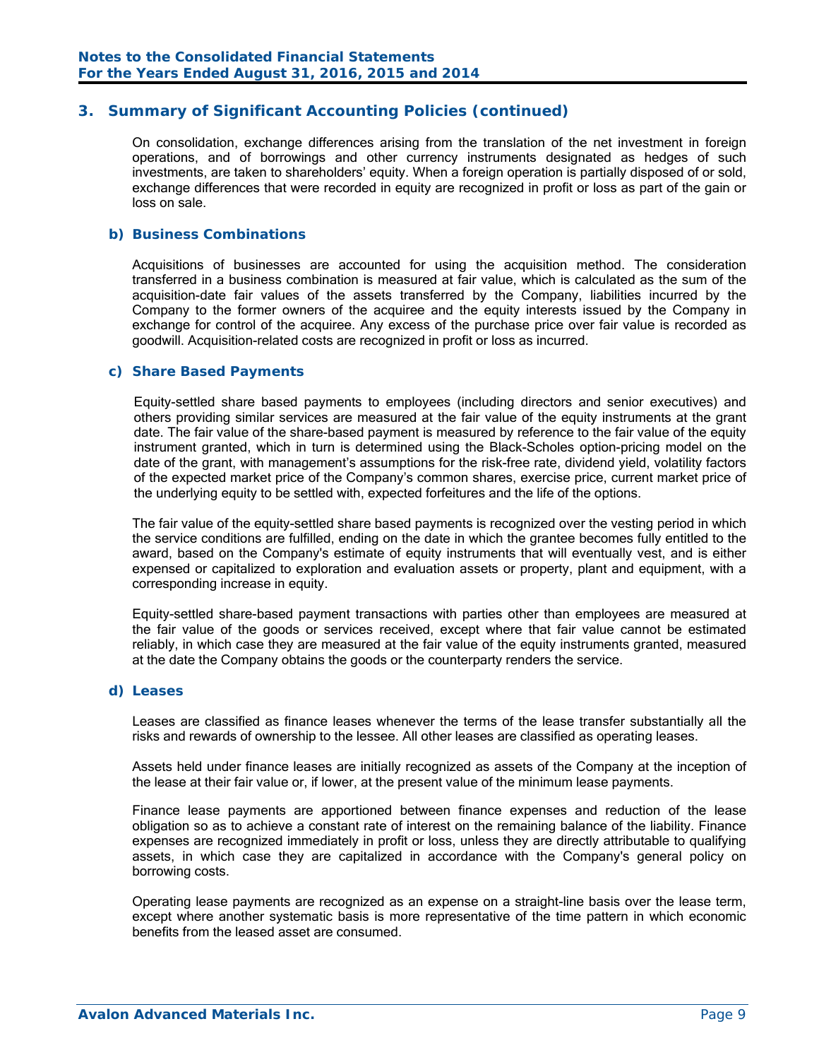## 3. Summary of Significant Accounting Policies (continued)

On consolidation, exchange differences arising from the translation of the net investment in foreign operations, and of borrowings and other currency instruments designated as hedges of such investments, are taken to shareholders' equity. When a foreign operation is partially disposed of or sold, exchange differences that were recorded in equity are recognized in profit or loss as part of the gain or loss on sale.

### b) Business Combinations

Acquisitions of businesses are accounted for using the acquisition method. The consideration transferred in a business combination is measured at fair value, which is calculated as the sum of the acquisition-date fair values of the assets transferred by the Company, liabilities incurred by the Company to the former owners of the acquiree and the equity interests issued by the Company in exchange for control of the acquiree. Any excess of the purchase price over fair value is recorded as goodwill. Acquisition-related costs are recognized in profit or loss as incurred.

### c) Share Based Payments

Equity-settled share based payments to employees (including directors and senior executives) and others providing similar services are measured at the fair value of the equity instruments at the grant date. The fair value of the share-based payment is measured by reference to the fair value of the equity instrument granted, which in turn is determined using the Black-Scholes option-pricing model on the date of the grant, with management's assumptions for the risk-free rate, dividend yield, volatility factors of the expected market price of the Company's common shares, exercise price, current market price of the underlying equity to be settled with, expected forfeitures and the life of the options.

The fair value of the equity-settled share based payments is recognized over the vesting period in which the service conditions are fulfilled, ending on the date in which the grantee becomes fully entitled to the award, based on the Company's estimate of equity instruments that will eventually vest, and is either expensed or capitalized to exploration and evaluation assets or property, plant and equipment, with a corresponding increase in equity.

Equity-settled share-based payment transactions with parties other than employees are measured at the fair value of the goods or services received, except where that fair value cannot be estimated reliably, in which case they are measured at the fair value of the equity instruments granted, measured at the date the Company obtains the goods or the counterparty renders the service.

### d) Leases

Leases are classified as finance leases whenever the terms of the lease transfer substantially all the risks and rewards of ownership to the lessee. All other leases are classified as operating leases.

Assets held under finance leases are initially recognized as assets of the Company at the inception of the lease at their fair value or, if lower, at the present value of the minimum lease payments.

Finance lease payments are apportioned between finance expenses and reduction of the lease obligation so as to achieve a constant rate of interest on the remaining balance of the liability. Finance expenses are recognized immediately in profit or loss, unless they are directly attributable to qualifying assets, in which case they are capitalized in accordance with the Company's general policy on borrowing costs.

Operating lease payments are recognized as an expense on a straight-line basis over the lease term, except where another systematic basis is more representative of the time pattern in which economic benefits from the leased asset are consumed.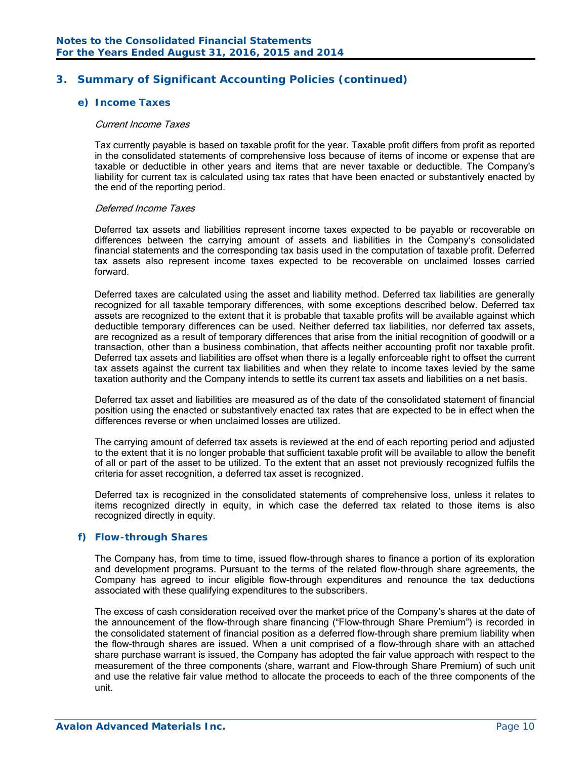## 3. Summary of Significant Accounting Policies (continued)

### e) Income Taxes

*Current Income Taxes*

Tax currently payable is based on taxable profit for the year. Taxable profit differs from profit as reported in the consolidated statements of comprehensive loss because of items of income or expense that are taxable or deductible in other years and items that are never taxable or deductible. The Company's liability for current tax is calculated using tax rates that have been enacted or substantively enacted by the end of the reporting period.

*Deferred Income Taxes*

Deferred tax assets and liabilities represent income taxes expected to be payable or recoverable on differences between the carrying amount of assets and liabilities in the Company's consolidated financial statements and the corresponding tax basis used in the computation of taxable profit. Deferred tax assets also represent income taxes expected to be recoverable on unclaimed losses carried forward.

Deferred taxes are calculated using the asset and liability method. Deferred tax liabilities are generally recognized for all taxable temporary differences, with some exceptions described below. Deferred tax assets are recognized to the extent that it is probable that taxable profits will be available against which deductible temporary differences can be used. Neither deferred tax liabilities, nor deferred tax assets, are recognized as a result of temporary differences that arise from the initial recognition of goodwill or a transaction, other than a business combination, that affects neither accounting profit nor taxable profit. Deferred tax assets and liabilities are offset when there is a legally enforceable right to offset the current tax assets against the current tax liabilities and when they relate to income taxes levied by the same taxation authority and the Company intends to settle its current tax assets and liabilities on a net basis.

Deferred tax asset and liabilities are measured as of the date of the consolidated statement of financial position using the enacted or substantively enacted tax rates that are expected to be in effect when the differences reverse or when unclaimed losses are utilized.

The carrying amount of deferred tax assets is reviewed at the end of each reporting period and adjusted to the extent that it is no longer probable that sufficient taxable profit will be available to allow the benefit of all or part of the asset to be utilized. To the extent that an asset not previously recognized fulfils the criteria for asset recognition, a deferred tax asset is recognized.

Deferred tax is recognized in the consolidated statements of comprehensive loss, unless it relates to items recognized directly in equity, in which case the deferred tax related to those items is also recognized directly in equity.

### f) Flow-through Shares

The Company has, from time to time, issued flow-through shares to finance a portion of its exploration and development programs. Pursuant to the terms of the related flow-through share agreements, the Company has agreed to incur eligible flow-through expenditures and renounce the tax deductions associated with these qualifying expenditures to the subscribers.

The excess of cash consideration received over the market price of the Company's shares at the date of the announcement of the flow-through share financing ("Flow-through Share Premium") is recorded in the consolidated statement of financial position as a deferred flow-through share premium liability when the flow-through shares are issued. When a unit comprised of a flow-through share with an attached share purchase warrant is issued, the Company has adopted the fair value approach with respect to the measurement of the three components (share, warrant and Flow-through Share Premium) of such unit and use the relative fair value method to allocate the proceeds to each of the three components of the unit.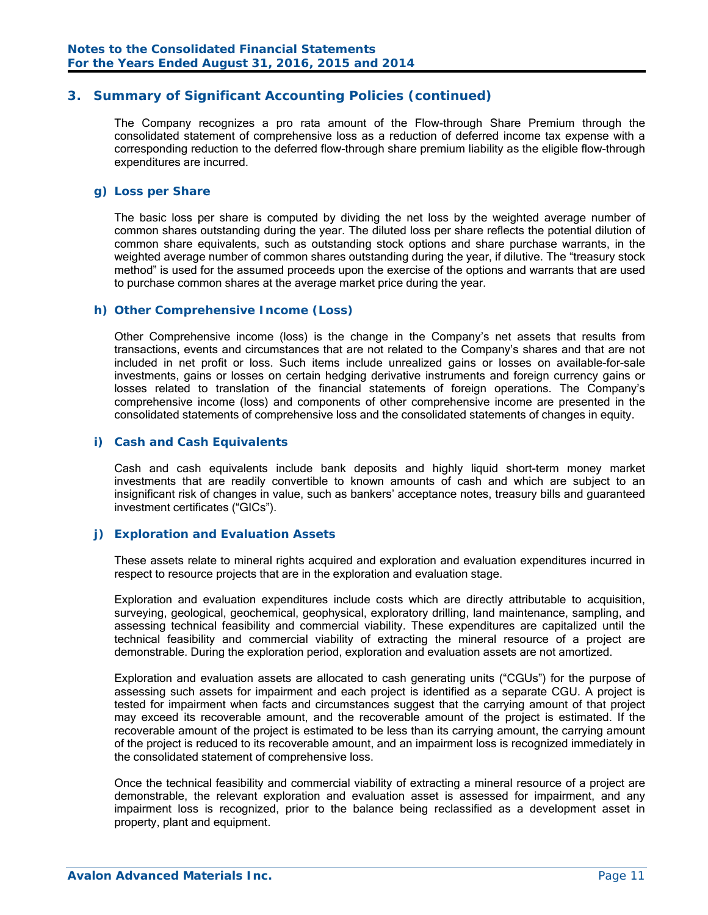## 3. Summary of Significant Accounting Policies (continued)

The Company recognizes a pro rata amount of the Flow-through Share Premium through the consolidated statement of comprehensive loss as a reduction of deferred income tax expense with a corresponding reduction to the deferred flow-through share premium liability as the eligible flow-through expenditures are incurred.

### g) Loss per Share

The basic loss per share is computed by dividing the net loss by the weighted average number of common shares outstanding during the year. The diluted loss per share reflects the potential dilution of common share equivalents, such as outstanding stock options and share purchase warrants, in the weighted average number of common shares outstanding during the year, if dilutive. The "treasury stock method" is used for the assumed proceeds upon the exercise of the options and warrants that are used to purchase common shares at the average market price during the year.

### h) Other Comprehensive Income (Loss)

Other Comprehensive income (loss) is the change in the Company's net assets that results from transactions, events and circumstances that are not related to the Company's shares and that are not included in net profit or loss. Such items include unrealized gains or losses on available-for-sale investments, gains or losses on certain hedging derivative instruments and foreign currency gains or losses related to translation of the financial statements of foreign operations. The Company's comprehensive income (loss) and components of other comprehensive income are presented in the consolidated statements of comprehensive loss and the consolidated statements of changes in equity.

### i) Cash and Cash Equivalents

Cash and cash equivalents include bank deposits and highly liquid short-term money market investments that are readily convertible to known amounts of cash and which are subject to an insignificant risk of changes in value, such as bankers' acceptance notes, treasury bills and guaranteed investment certificates ("GICs").

### j) Exploration and Evaluation Assets

These assets relate to mineral rights acquired and exploration and evaluation expenditures incurred in respect to resource projects that are in the exploration and evaluation stage.

Exploration and evaluation expenditures include costs which are directly attributable to acquisition, surveying, geological, geochemical, geophysical, exploratory drilling, land maintenance, sampling, and assessing technical feasibility and commercial viability. These expenditures are capitalized until the technical feasibility and commercial viability of extracting the mineral resource of a project are demonstrable. During the exploration period, exploration and evaluation assets are not amortized.

Exploration and evaluation assets are allocated to cash generating units ("CGUs") for the purpose of assessing such assets for impairment and each project is identified as a separate CGU. A project is tested for impairment when facts and circumstances suggest that the carrying amount of that project may exceed its recoverable amount, and the recoverable amount of the project is estimated. If the recoverable amount of the project is estimated to be less than its carrying amount, the carrying amount of the project is reduced to its recoverable amount, and an impairment loss is recognized immediately in the consolidated statement of comprehensive loss.

Once the technical feasibility and commercial viability of extracting a mineral resource of a project are demonstrable, the relevant exploration and evaluation asset is assessed for impairment, and any impairment loss is recognized, prior to the balance being reclassified as a development asset in property, plant and equipment.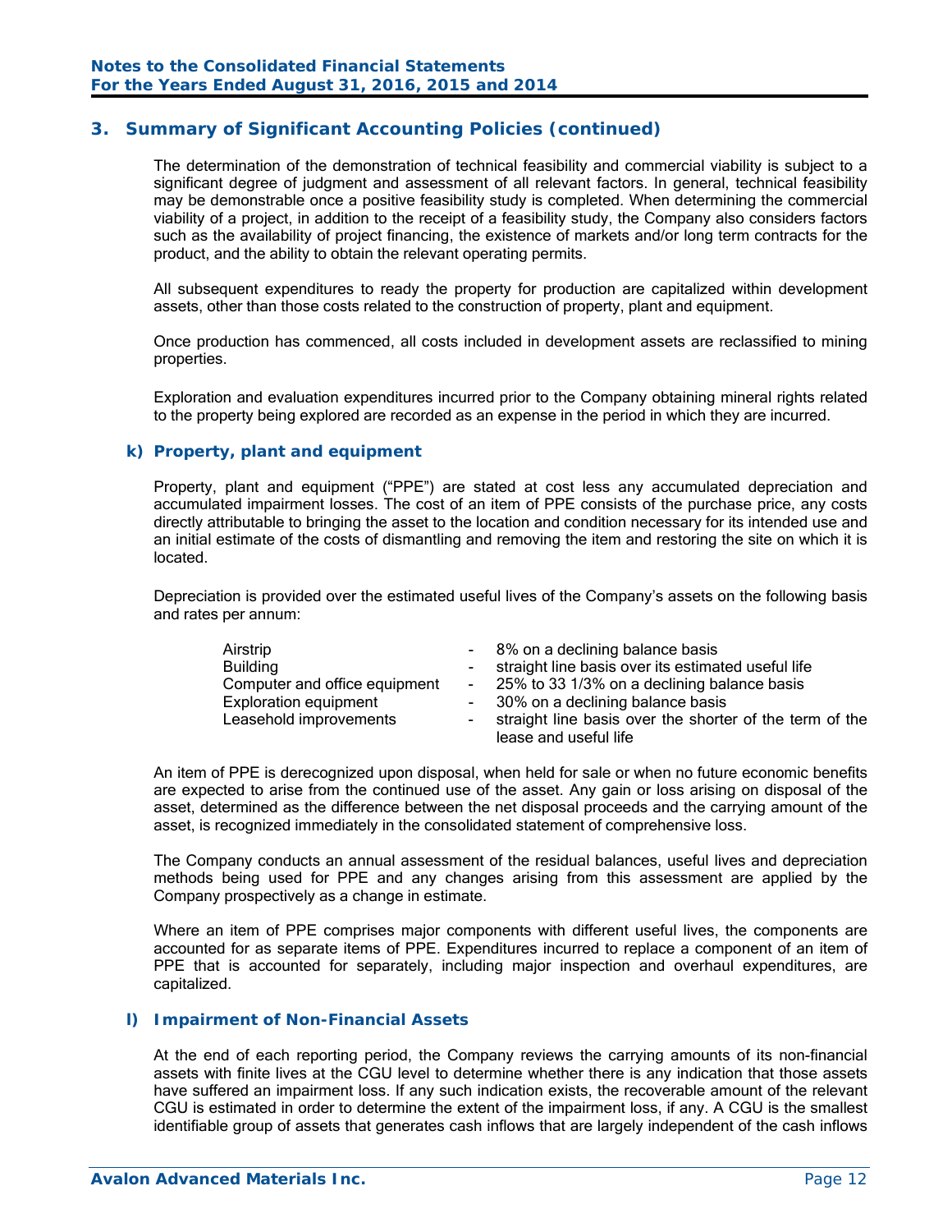## 3. Summary of Significant Accounting Policies (continued)

The determination of the demonstration of technical feasibility and commercial viability is subject to a significant degree of judgment and assessment of all relevant factors. In general, technical feasibility may be demonstrable once a positive feasibility study is completed. When determining the commercial viability of a project, in addition to the receipt of a feasibility study, the Company also considers factors such as the availability of project financing, the existence of markets and/or long term contracts for the product, and the ability to obtain the relevant operating permits.

All subsequent expenditures to ready the property for production are capitalized within development assets, other than those costs related to the construction of property, plant and equipment.

Once production has commenced, all costs included in development assets are reclassified to mining properties.

Exploration and evaluation expenditures incurred prior to the Company obtaining mineral rights related to the property being explored are recorded as an expense in the period in which they are incurred.

### k) Property, plant and equipment

Property, plant and equipment ("PPE") are stated at cost less any accumulated depreciation and accumulated impairment losses. The cost of an item of PPE consists of the purchase price, any costs directly attributable to bringing the asset to the location and condition necessary for its intended use and an initial estimate of the costs of dismantling and removing the item and restoring the site on which it is located.

Depreciation is provided over the estimated useful lives of the Company's assets on the following basis and rates per annum:

| | | |
|---|---|---|
| Airstrip | - | 8% on a declining balance basis |
| Building | - | straight line basis over its estimated useful life |
| Computer and office equipment | - | 25% to 33 1/3% on a declining balance basis |
| Exploration equipment | - | 30% on a declining balance basis |
| Leasehold improvements | - | straight line basis over the shorter of the term of the lease and useful life |

An item of PPE is derecognized upon disposal, when held for sale or when no future economic benefits are expected to arise from the continued use of the asset. Any gain or loss arising on disposal of the asset, determined as the difference between the net disposal proceeds and the carrying amount of the asset, is recognized immediately in the consolidated statement of comprehensive loss.

The Company conducts an annual assessment of the residual balances, useful lives and depreciation methods being used for PPE and any changes arising from this assessment are applied by the Company prospectively as a change in estimate.

Where an item of PPE comprises major components with different useful lives, the components are accounted for as separate items of PPE. Expenditures incurred to replace a component of an item of PPE that is accounted for separately, including major inspection and overhaul expenditures, are capitalized.

### l) Impairment of Non-Financial Assets

At the end of each reporting period, the Company reviews the carrying amounts of its non-financial assets with finite lives at the CGU level to determine whether there is any indication that those assets have suffered an impairment loss. If any such indication exists, the recoverable amount of the relevant CGU is estimated in order to determine the extent of the impairment loss, if any. A CGU is the smallest identifiable group of assets that generates cash inflows that are largely independent of the cash inflows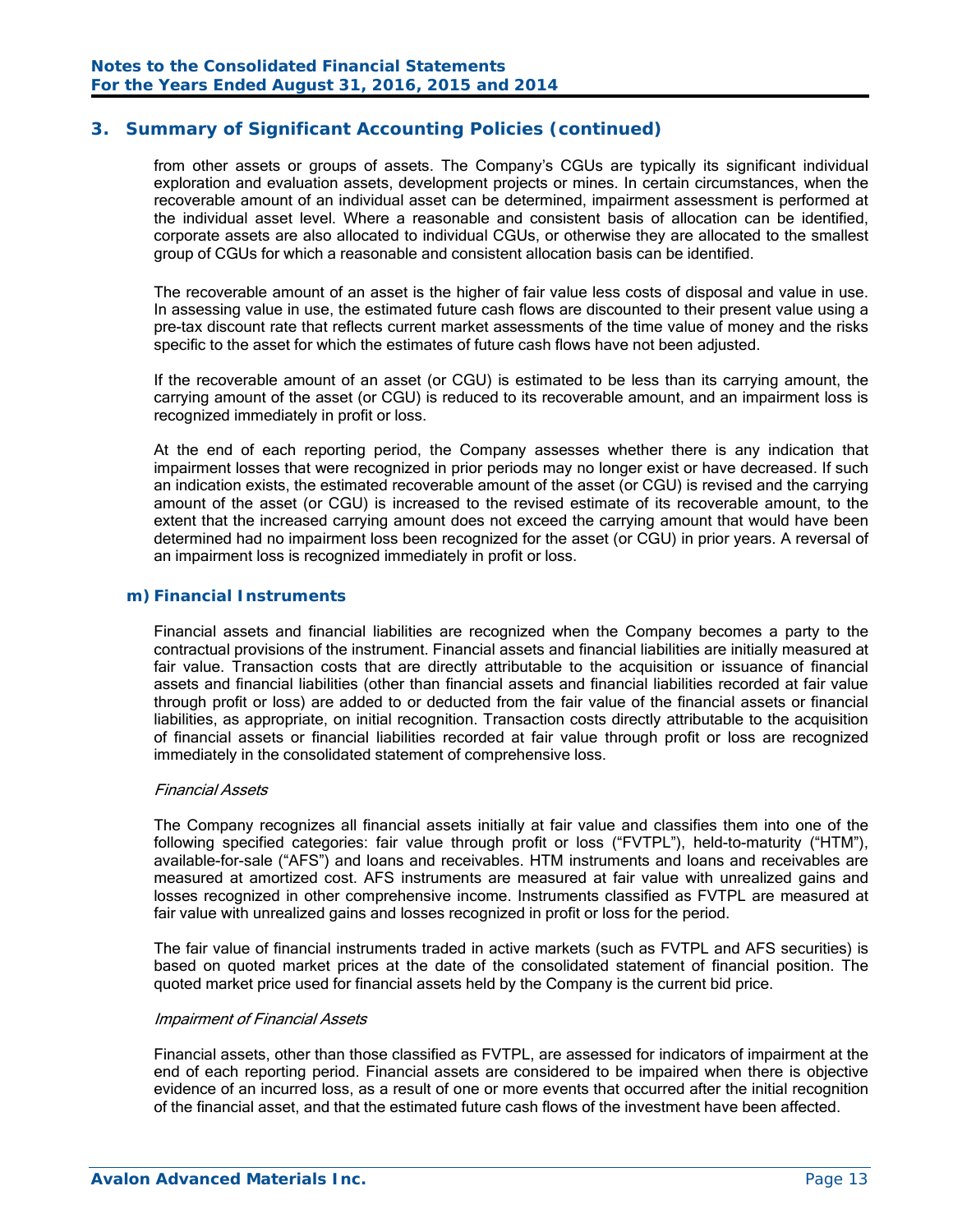## 3. Summary of Significant Accounting Policies (continued)

from other assets or groups of assets. The Company's CGUs are typically its significant individual exploration and evaluation assets, development projects or mines. In certain circumstances, when the recoverable amount of an individual asset can be determined, impairment assessment is performed at the individual asset level. Where a reasonable and consistent basis of allocation can be identified, corporate assets are also allocated to individual CGUs, or otherwise they are allocated to the smallest group of CGUs for which a reasonable and consistent allocation basis can be identified.

The recoverable amount of an asset is the higher of fair value less costs of disposal and value in use. In assessing value in use, the estimated future cash flows are discounted to their present value using a pre-tax discount rate that reflects current market assessments of the time value of money and the risks specific to the asset for which the estimates of future cash flows have not been adjusted.

If the recoverable amount of an asset (or CGU) is estimated to be less than its carrying amount, the carrying amount of the asset (or CGU) is reduced to its recoverable amount, and an impairment loss is recognized immediately in profit or loss.

At the end of each reporting period, the Company assesses whether there is any indication that impairment losses that were recognized in prior periods may no longer exist or have decreased. If such an indication exists, the estimated recoverable amount of the asset (or CGU) is revised and the carrying amount of the asset (or CGU) is increased to the revised estimate of its recoverable amount, to the extent that the increased carrying amount does not exceed the carrying amount that would have been determined had no impairment loss been recognized for the asset (or CGU) in prior years. A reversal of an impairment loss is recognized immediately in profit or loss.

### m) Financial Instruments

Financial assets and financial liabilities are recognized when the Company becomes a party to the contractual provisions of the instrument. Financial assets and financial liabilities are initially measured at fair value. Transaction costs that are directly attributable to the acquisition or issuance of financial assets and financial liabilities (other than financial assets and financial liabilities recorded at fair value through profit or loss) are added to or deducted from the fair value of the financial assets or financial liabilities, as appropriate, on initial recognition. Transaction costs directly attributable to the acquisition of financial assets or financial liabilities recorded at fair value through profit or loss are recognized immediately in the consolidated statement of comprehensive loss.

*Financial Assets*

The Company recognizes all financial assets initially at fair value and classifies them into one of the following specified categories: fair value through profit or loss ("FVTPL"), held-to-maturity ("HTM"), available-for-sale ("AFS") and loans and receivables. HTM instruments and loans and receivables are measured at amortized cost. AFS instruments are measured at fair value with unrealized gains and losses recognized in other comprehensive income. Instruments classified as FVTPL are measured at fair value with unrealized gains and losses recognized in profit or loss for the period.

The fair value of financial instruments traded in active markets (such as FVTPL and AFS securities) is based on quoted market prices at the date of the consolidated statement of financial position. The quoted market price used for financial assets held by the Company is the current bid price.

*Impairment of Financial Assets*

Financial assets, other than those classified as FVTPL, are assessed for indicators of impairment at the end of each reporting period. Financial assets are considered to be impaired when there is objective evidence of an incurred loss, as a result of one or more events that occurred after the initial recognition of the financial asset, and that the estimated future cash flows of the investment have been affected.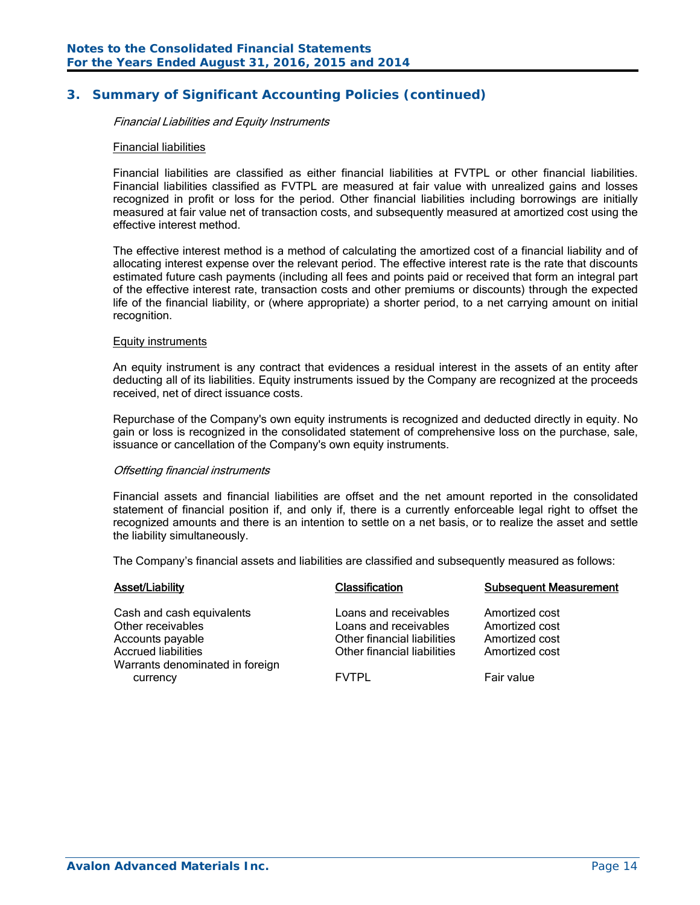## 3. Summary of Significant Accounting Policies (continued)

*Financial Liabilities and Equity Instruments*

Financial liabilities

Financial liabilities are classified as either financial liabilities at FVTPL or other financial liabilities. Financial liabilities classified as FVTPL are measured at fair value with unrealized gains and losses recognized in profit or loss for the period. Other financial liabilities including borrowings are initially measured at fair value net of transaction costs, and subsequently measured at amortized cost using the effective interest method.

The effective interest method is a method of calculating the amortized cost of a financial liability and of allocating interest expense over the relevant period. The effective interest rate is the rate that discounts estimated future cash payments (including all fees and points paid or received that form an integral part of the effective interest rate, transaction costs and other premiums or discounts) through the expected life of the financial liability, or (where appropriate) a shorter period, to a net carrying amount on initial recognition.

Equity instruments

An equity instrument is any contract that evidences a residual interest in the assets of an entity after deducting all of its liabilities. Equity instruments issued by the Company are recognized at the proceeds received, net of direct issuance costs.

Repurchase of the Company's own equity instruments is recognized and deducted directly in equity. No gain or loss is recognized in the consolidated statement of comprehensive loss on the purchase, sale, issuance or cancellation of the Company's own equity instruments.

*Offsetting financial instruments*

Financial assets and financial liabilities are offset and the net amount reported in the consolidated statement of financial position if, and only if, there is a currently enforceable legal right to offset the recognized amounts and there is an intention to settle on a net basis, or to realize the asset and settle the liability simultaneously.

The Company’s financial assets and liabilities are classified and subsequently measured as follows:

| Asset/Liability | Classification | Subsequent Measurement |
|---|---|---|
| Cash and cash equivalents | Loans and receivables | Amortized cost |
| Other receivables | Loans and receivables | Amortized cost |
| Accounts payable | Other financial liabilities | Amortized cost |
| Accrued liabilities | Other financial liabilities | Amortized cost |
| Warrants denominated in foreign currency | FVTPL | Fair value |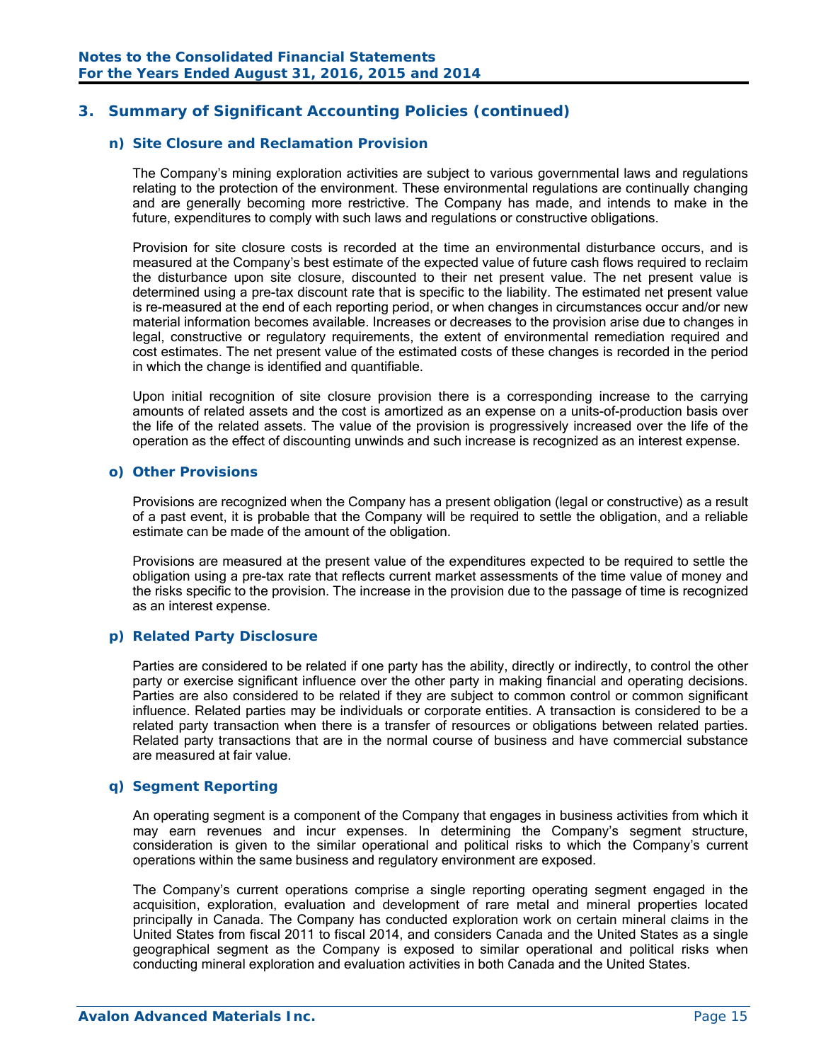## 3. Summary of Significant Accounting Policies (continued)

### n) Site Closure and Reclamation Provision

The Company's mining exploration activities are subject to various governmental laws and regulations relating to the protection of the environment. These environmental regulations are continually changing and are generally becoming more restrictive. The Company has made, and intends to make in the future, expenditures to comply with such laws and regulations or constructive obligations.

Provision for site closure costs is recorded at the time an environmental disturbance occurs, and is measured at the Company's best estimate of the expected value of future cash flows required to reclaim the disturbance upon site closure, discounted to their net present value. The net present value is determined using a pre-tax discount rate that is specific to the liability. The estimated net present value is re-measured at the end of each reporting period, or when changes in circumstances occur and/or new material information becomes available. Increases or decreases to the provision arise due to changes in legal, constructive or regulatory requirements, the extent of environmental remediation required and cost estimates. The net present value of the estimated costs of these changes is recorded in the period in which the change is identified and quantifiable.

Upon initial recognition of site closure provision there is a corresponding increase to the carrying amounts of related assets and the cost is amortized as an expense on a units-of-production basis over the life of the related assets. The value of the provision is progressively increased over the life of the operation as the effect of discounting unwinds and such increase is recognized as an interest expense.

### o) Other Provisions

Provisions are recognized when the Company has a present obligation (legal or constructive) as a result of a past event, it is probable that the Company will be required to settle the obligation, and a reliable estimate can be made of the amount of the obligation.

Provisions are measured at the present value of the expenditures expected to be required to settle the obligation using a pre-tax rate that reflects current market assessments of the time value of money and the risks specific to the provision. The increase in the provision due to the passage of time is recognized as an interest expense.

### p) Related Party Disclosure

Parties are considered to be related if one party has the ability, directly or indirectly, to control the other party or exercise significant influence over the other party in making financial and operating decisions. Parties are also considered to be related if they are subject to common control or common significant influence. Related parties may be individuals or corporate entities. A transaction is considered to be a related party transaction when there is a transfer of resources or obligations between related parties. Related party transactions that are in the normal course of business and have commercial substance are measured at fair value.

### q) Segment Reporting

An operating segment is a component of the Company that engages in business activities from which it may earn revenues and incur expenses. In determining the Company's segment structure, consideration is given to the similar operational and political risks to which the Company's current operations within the same business and regulatory environment are exposed.

The Company's current operations comprise a single reporting operating segment engaged in the acquisition, exploration, evaluation and development of rare metal and mineral properties located principally in Canada. The Company has conducted exploration work on certain mineral claims in the United States from fiscal 2011 to fiscal 2014, and considers Canada and the United States as a single geographical segment as the Company is exposed to similar operational and political risks when conducting mineral exploration and evaluation activities in both Canada and the United States.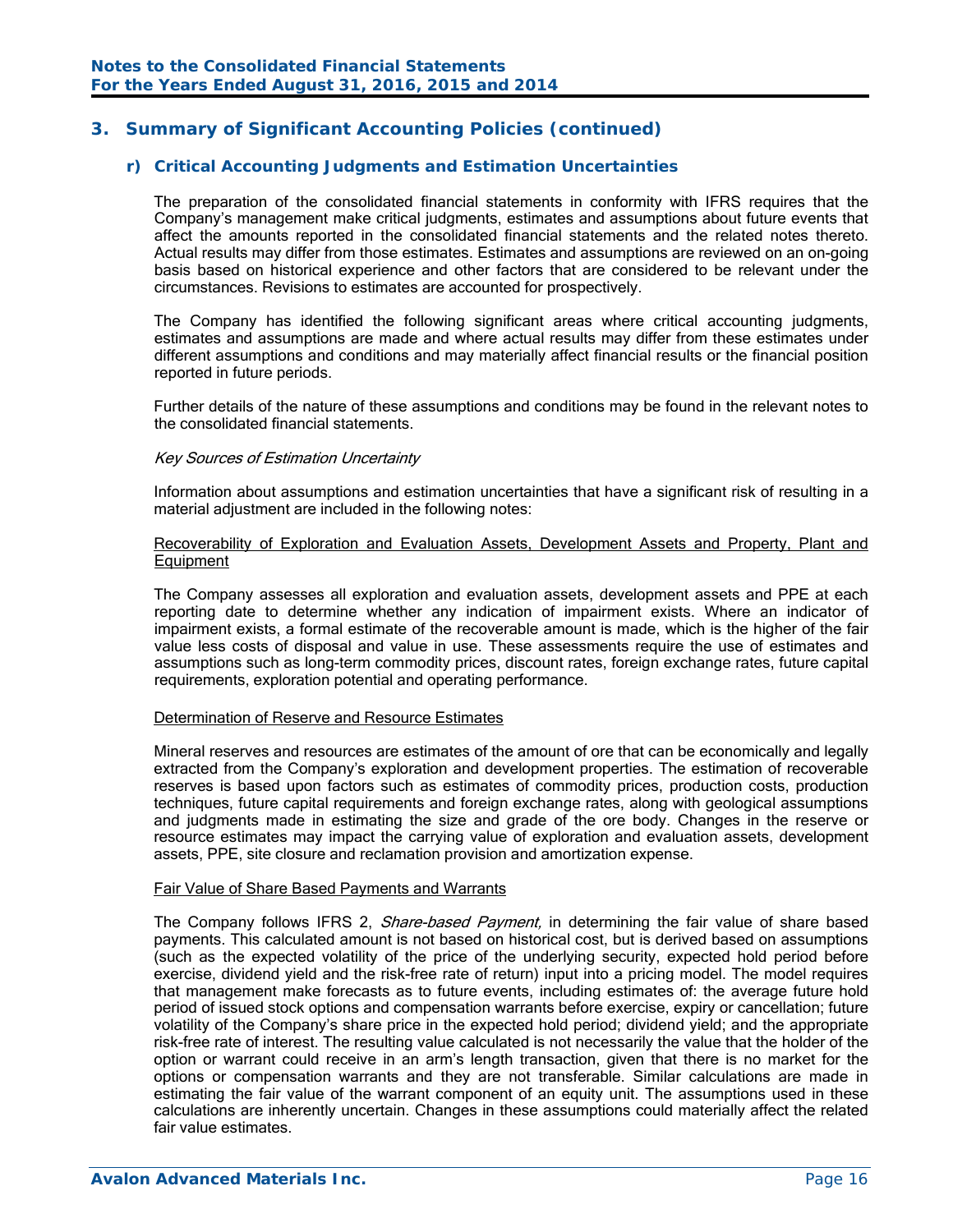## 3. Summary of Significant Accounting Policies (continued)

### r) Critical Accounting Judgments and Estimation Uncertainties

The preparation of the consolidated financial statements in conformity with IFRS requires that the Company's management make critical judgments, estimates and assumptions about future events that affect the amounts reported in the consolidated financial statements and the related notes thereto. Actual results may differ from those estimates. Estimates and assumptions are reviewed on an on-going basis based on historical experience and other factors that are considered to be relevant under the circumstances. Revisions to estimates are accounted for prospectively.

The Company has identified the following significant areas where critical accounting judgments, estimates and assumptions are made and where actual results may differ from these estimates under different assumptions and conditions and may materially affect financial results or the financial position reported in future periods.

Further details of the nature of these assumptions and conditions may be found in the relevant notes to the consolidated financial statements.

*Key Sources of Estimation Uncertainty*

Information about assumptions and estimation uncertainties that have a significant risk of resulting in a material adjustment are included in the following notes:

Recoverability of Exploration and Evaluation Assets, Development Assets and Property, Plant and Equipment

The Company assesses all exploration and evaluation assets, development assets and PPE at each reporting date to determine whether any indication of impairment exists. Where an indicator of impairment exists, a formal estimate of the recoverable amount is made, which is the higher of the fair value less costs of disposal and value in use. These assessments require the use of estimates and assumptions such as long-term commodity prices, discount rates, foreign exchange rates, future capital requirements, exploration potential and operating performance.

Determination of Reserve and Resource Estimates

Mineral reserves and resources are estimates of the amount of ore that can be economically and legally extracted from the Company's exploration and development properties. The estimation of recoverable reserves is based upon factors such as estimates of commodity prices, production costs, production techniques, future capital requirements and foreign exchange rates, along with geological assumptions and judgments made in estimating the size and grade of the ore body. Changes in the reserve or resource estimates may impact the carrying value of exploration and evaluation assets, development assets, PPE, site closure and reclamation provision and amortization expense.

Fair Value of Share Based Payments and Warrants

The Company follows IFRS 2, *Share-based Payment,* in determining the fair value of share based payments. This calculated amount is not based on historical cost, but is derived based on assumptions (such as the expected volatility of the price of the underlying security, expected hold period before exercise, dividend yield and the risk-free rate of return) input into a pricing model. The model requires that management make forecasts as to future events, including estimates of: the average future hold period of issued stock options and compensation warrants before exercise, expiry or cancellation; future volatility of the Company's share price in the expected hold period; dividend yield; and the appropriate risk-free rate of interest. The resulting value calculated is not necessarily the value that the holder of the option or warrant could receive in an arm's length transaction, given that there is no market for the options or compensation warrants and they are not transferable. Similar calculations are made in estimating the fair value of the warrant component of an equity unit. The assumptions used in these calculations are inherently uncertain. Changes in these assumptions could materially affect the related fair value estimates.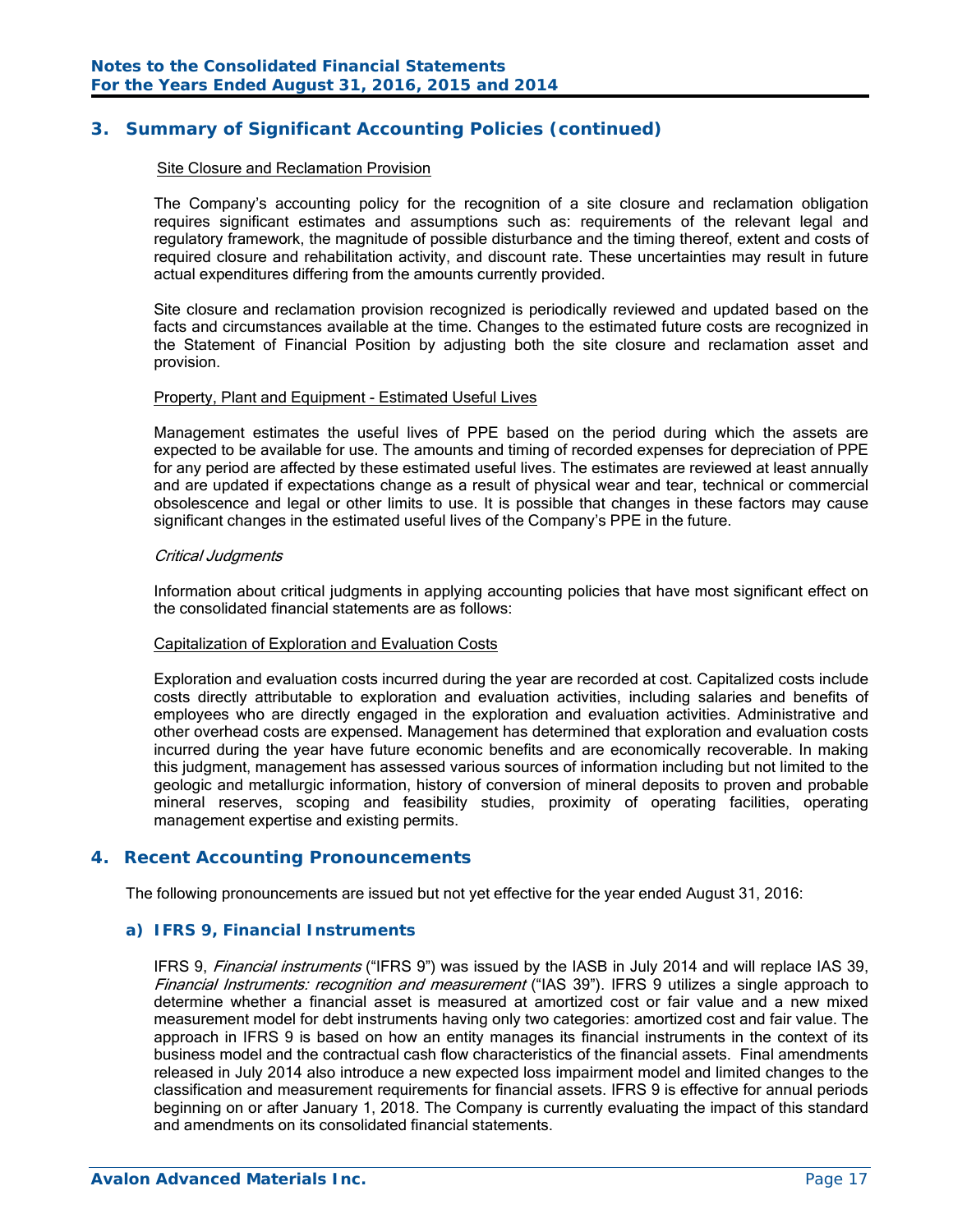## 3. Summary of Significant Accounting Policies (continued)

Site Closure and Reclamation Provision

The Company's accounting policy for the recognition of a site closure and reclamation obligation requires significant estimates and assumptions such as: requirements of the relevant legal and regulatory framework, the magnitude of possible disturbance and the timing thereof, extent and costs of required closure and rehabilitation activity, and discount rate. These uncertainties may result in future actual expenditures differing from the amounts currently provided.

Site closure and reclamation provision recognized is periodically reviewed and updated based on the facts and circumstances available at the time. Changes to the estimated future costs are recognized in the Statement of Financial Position by adjusting both the site closure and reclamation asset and provision.

Property, Plant and Equipment - Estimated Useful Lives

Management estimates the useful lives of PPE based on the period during which the assets are expected to be available for use. The amounts and timing of recorded expenses for depreciation of PPE for any period are affected by these estimated useful lives. The estimates are reviewed at least annually and are updated if expectations change as a result of physical wear and tear, technical or commercial obsolescence and legal or other limits to use. It is possible that changes in these factors may cause significant changes in the estimated useful lives of the Company's PPE in the future.

*Critical Judgments*

Information about critical judgments in applying accounting policies that have most significant effect on the consolidated financial statements are as follows:

Capitalization of Exploration and Evaluation Costs

Exploration and evaluation costs incurred during the year are recorded at cost. Capitalized costs include costs directly attributable to exploration and evaluation activities, including salaries and benefits of employees who are directly engaged in the exploration and evaluation activities. Administrative and other overhead costs are expensed. Management has determined that exploration and evaluation costs incurred during the year have future economic benefits and are economically recoverable. In making this judgment, management has assessed various sources of information including but not limited to the geologic and metallurgic information, history of conversion of mineral deposits to proven and probable mineral reserves, scoping and feasibility studies, proximity of operating facilities, operating management expertise and existing permits.

## 4. Recent Accounting Pronouncements

The following pronouncements are issued but not yet effective for the year ended August 31, 2016:

### a) IFRS 9, Financial Instruments

IFRS 9, *Financial instruments* ("IFRS 9") was issued by the IASB in July 2014 and will replace IAS 39, *Financial Instruments: recognition and measurement* ("IAS 39"). IFRS 9 utilizes a single approach to determine whether a financial asset is measured at amortized cost or fair value and a new mixed measurement model for debt instruments having only two categories: amortized cost and fair value. The approach in IFRS 9 is based on how an entity manages its financial instruments in the context of its business model and the contractual cash flow characteristics of the financial assets. Final amendments released in July 2014 also introduce a new expected loss impairment model and limited changes to the classification and measurement requirements for financial assets. IFRS 9 is effective for annual periods beginning on or after January 1, 2018. The Company is currently evaluating the impact of this standard and amendments on its consolidated financial statements.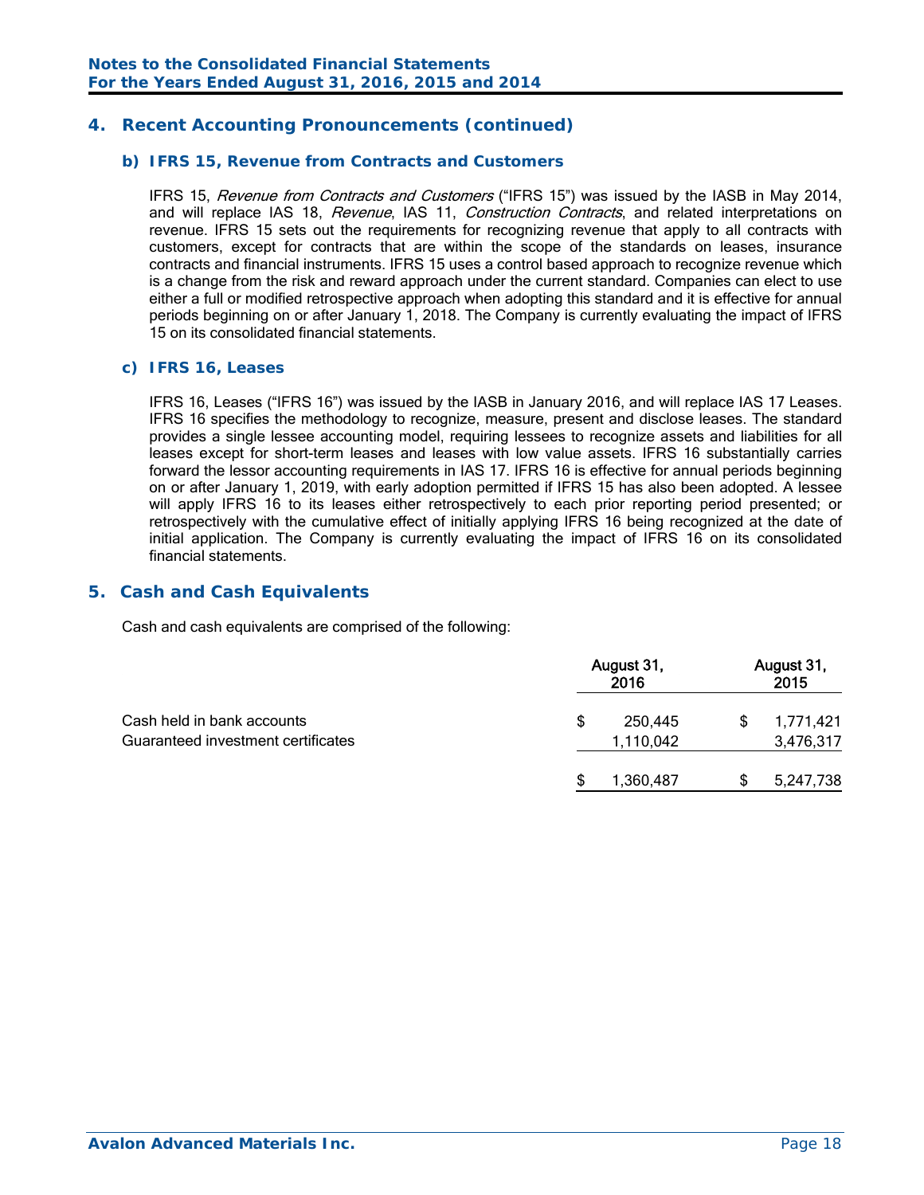## 4. Recent Accounting Pronouncements (continued)

### b) IFRS 15, Revenue from Contracts and Customers

IFRS 15, *Revenue from Contracts and Customers* ("IFRS 15") was issued by the IASB in May 2014, and will replace IAS 18, *Revenue*, IAS 11, *Construction Contracts*, and related interpretations on revenue. IFRS 15 sets out the requirements for recognizing revenue that apply to all contracts with customers, except for contracts that are within the scope of the standards on leases, insurance contracts and financial instruments. IFRS 15 uses a control based approach to recognize revenue which is a change from the risk and reward approach under the current standard. Companies can elect to use either a full or modified retrospective approach when adopting this standard and it is effective for annual periods beginning on or after January 1, 2018. The Company is currently evaluating the impact of IFRS 15 on its consolidated financial statements.

### c) IFRS 16, Leases

IFRS 16, Leases ("IFRS 16") was issued by the IASB in January 2016, and will replace IAS 17 Leases. IFRS 16 specifies the methodology to recognize, measure, present and disclose leases. The standard provides a single lessee accounting model, requiring lessees to recognize assets and liabilities for all leases except for short-term leases and leases with low value assets. IFRS 16 substantially carries forward the lessor accounting requirements in IAS 17. IFRS 16 is effective for annual periods beginning on or after January 1, 2019, with early adoption permitted if IFRS 15 has also been adopted. A lessee will apply IFRS 16 to its leases either retrospectively to each prior reporting period presented; or retrospectively with the cumulative effect of initially applying IFRS 16 being recognized at the date of initial application. The Company is currently evaluating the impact of IFRS 16 on its consolidated financial statements.

## 5. Cash and Cash Equivalents

Cash and cash equivalents are comprised of the following:

| | August 31, 2016 | August 31, 2015 |
|---|---|---|
| Cash held in bank accounts | $ 250,445 | $ 1,771,421 |
| Guaranteed investment certificates | 1,110,042 | 3,476,317 |
| | $ 1,360,487 | $ 5,247,738 |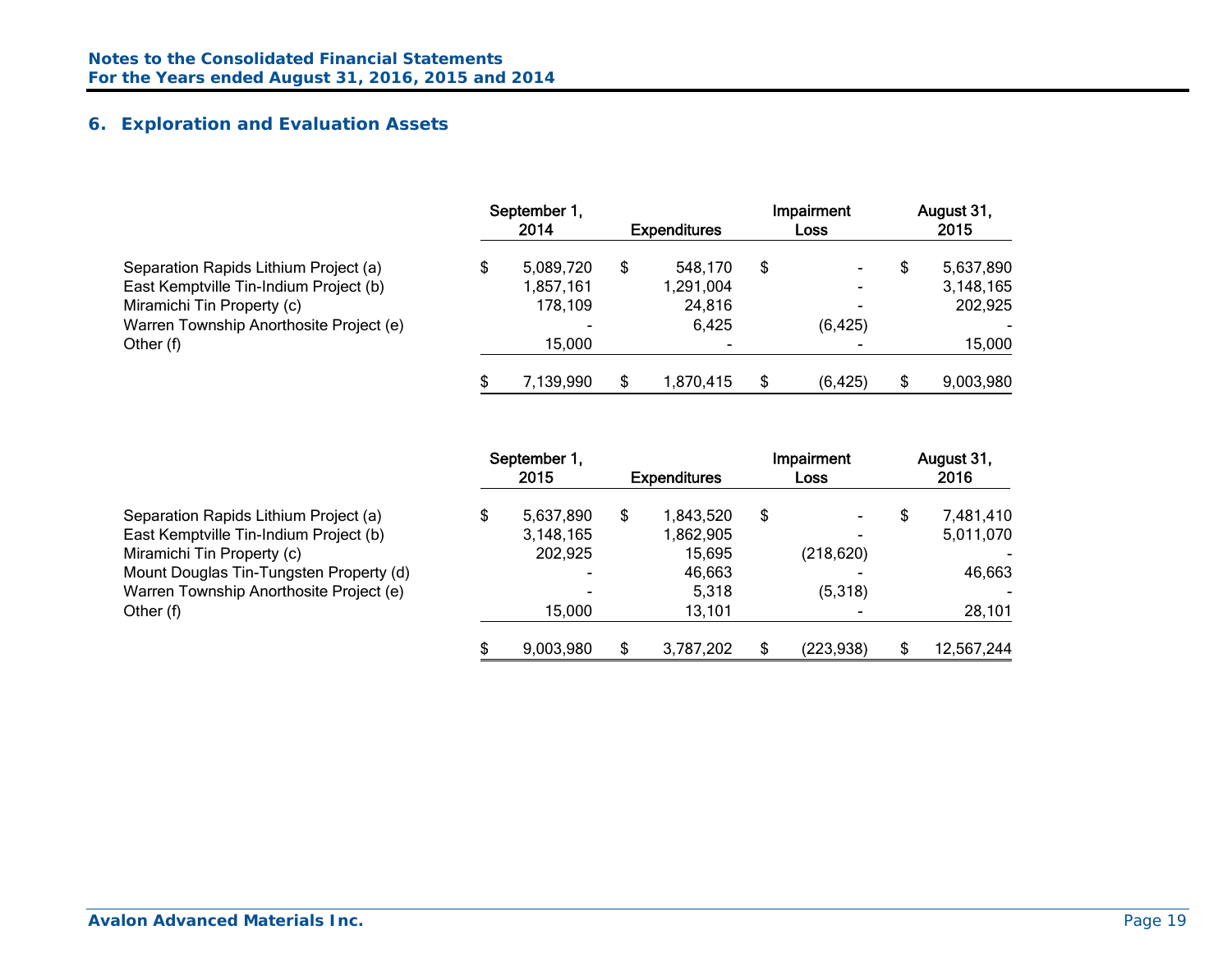## 6. Exploration and Evaluation Assets

| | September 1, 2014 | Expenditures | Impairment Loss | August 31, 2015 |
|---|---|---|---|---|
| Separation Rapids Lithium Project (a) | $ 5,089,720 | $ 548,170 | $ - | $ 5,637,890 |
| East Kemptville Tin-Indium Project (b) | 1,857,161 | 1,291,004 | - | 3,148,165 |
| Miramichi Tin Property (c) | 178,109 | 24,816 | - | 202,925 |
| Warren Township Anorthosite Project (e) | - | 6,425 | (6,425) | - |
| Other (f) | 15,000 | - | - | 15,000 |
| | $ 7,139,990 | $ 1,870,415 | $ (6,425) | $ 9,003,980 |

| | September 1, 2015 | Expenditures | Impairment Loss | August 31, 2016 |
|---|---|---|---|---|
| Separation Rapids Lithium Project (a) | $ 5,637,890 | $ 1,843,520 | $ - | $ 7,481,410 |
| East Kemptville Tin-Indium Project (b) | 3,148,165 | 1,862,905 | - | 5,011,070 |
| Miramichi Tin Property (c) | 202,925 | 15,695 | (218,620) | - |
| Mount Douglas Tin-Tungsten Property (d) | - | 46,663 | - | 46,663 |
| Warren Township Anorthosite Project (e) | - | 5,318 | (5,318) | - |
| Other (f) | 15,000 | 13,101 | - | 28,101 |
| | $ 9,003,980 | $ 3,787,202 | $ (223,938) | $ 12,567,244 |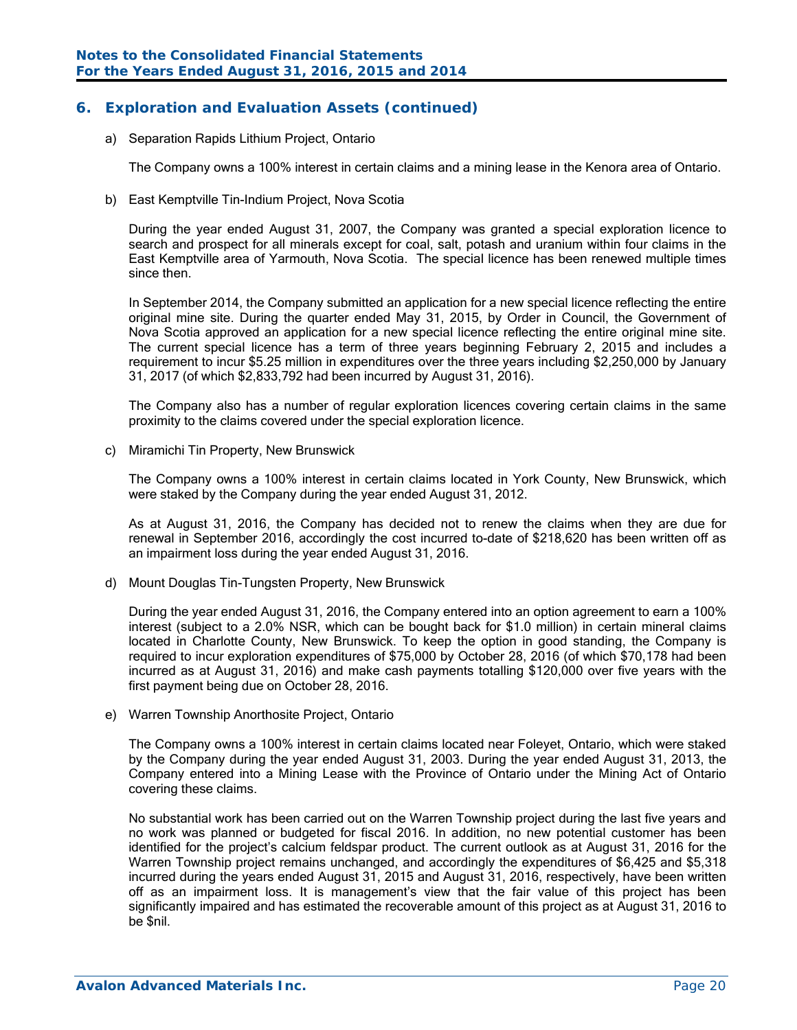## 6. Exploration and Evaluation Assets (continued)

a) Separation Rapids Lithium Project, Ontario

The Company owns a 100% interest in certain claims and a mining lease in the Kenora area of Ontario.

b) East Kemptville Tin-Indium Project, Nova Scotia

During the year ended August 31, 2007, the Company was granted a special exploration licence to search and prospect for all minerals except for coal, salt, potash and uranium within four claims in the East Kemptville area of Yarmouth, Nova Scotia. The special licence has been renewed multiple times since then.

In September 2014, the Company submitted an application for a new special licence reflecting the entire original mine site. During the quarter ended May 31, 2015, by Order in Council, the Government of Nova Scotia approved an application for a new special licence reflecting the entire original mine site. The current special licence has a term of three years beginning February 2, 2015 and includes a requirement to incur $5.25 million in expenditures over the three years including $2,250,000 by January 31, 2017 (of which $2,833,792 had been incurred by August 31, 2016).

The Company also has a number of regular exploration licences covering certain claims in the same proximity to the claims covered under the special exploration licence.

c) Miramichi Tin Property, New Brunswick

The Company owns a 100% interest in certain claims located in York County, New Brunswick, which were staked by the Company during the year ended August 31, 2012.

As at August 31, 2016, the Company has decided not to renew the claims when they are due for renewal in September 2016, accordingly the cost incurred to-date of $218,620 has been written off as an impairment loss during the year ended August 31, 2016.

d) Mount Douglas Tin-Tungsten Property, New Brunswick

During the year ended August 31, 2016, the Company entered into an option agreement to earn a 100% interest (subject to a 2.0% NSR, which can be bought back for $1.0 million) in certain mineral claims located in Charlotte County, New Brunswick. To keep the option in good standing, the Company is required to incur exploration expenditures of $75,000 by October 28, 2016 (of which $70,178 had been incurred as at August 31, 2016) and make cash payments totalling $120,000 over five years with the first payment being due on October 28, 2016.

e) Warren Township Anorthosite Project, Ontario

The Company owns a 100% interest in certain claims located near Foleyet, Ontario, which were staked by the Company during the year ended August 31, 2003. During the year ended August 31, 2013, the Company entered into a Mining Lease with the Province of Ontario under the Mining Act of Ontario covering these claims.

No substantial work has been carried out on the Warren Township project during the last five years and no work was planned or budgeted for fiscal 2016. In addition, no new potential customer has been identified for the project's calcium feldspar product. The current outlook as at August 31, 2016 for the Warren Township project remains unchanged, and accordingly the expenditures of $6,425 and $5,318 incurred during the years ended August 31, 2015 and August 31, 2016, respectively, have been written off as an impairment loss. It is management's view that the fair value of this project has been significantly impaired and has estimated the recoverable amount of this project as at August 31, 2016 to be $nil.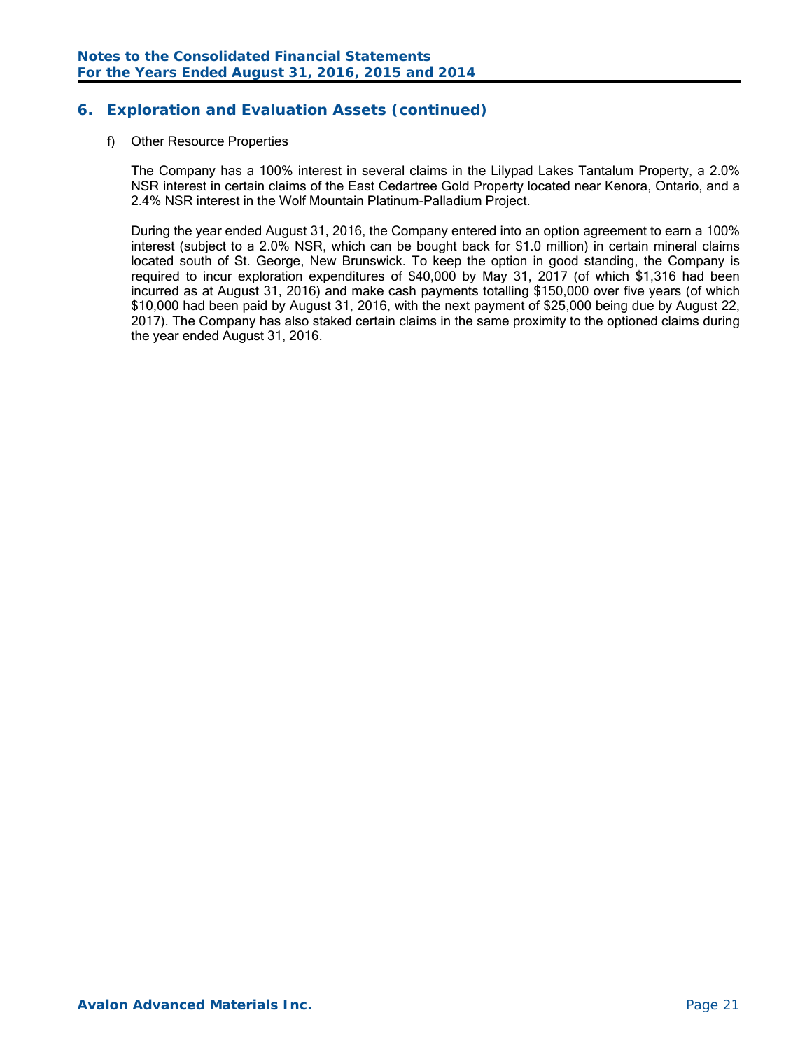## 6. Exploration and Evaluation Assets (continued)

f) Other Resource Properties

The Company has a 100% interest in several claims in the Lilypad Lakes Tantalum Property, a 2.0% NSR interest in certain claims of the East Cedartree Gold Property located near Kenora, Ontario, and a 2.4% NSR interest in the Wolf Mountain Platinum-Palladium Project.

During the year ended August 31, 2016, the Company entered into an option agreement to earn a 100% interest (subject to a 2.0% NSR, which can be bought back for $1.0 million) in certain mineral claims located south of St. George, New Brunswick. To keep the option in good standing, the Company is required to incur exploration expenditures of $40,000 by May 31, 2017 (of which $1,316 had been incurred as at August 31, 2016) and make cash payments totalling $150,000 over five years (of which $10,000 had been paid by August 31, 2016, with the next payment of $25,000 being due by August 22, 2017). The Company has also staked certain claims in the same proximity to the optioned claims during the year ended August 31, 2016.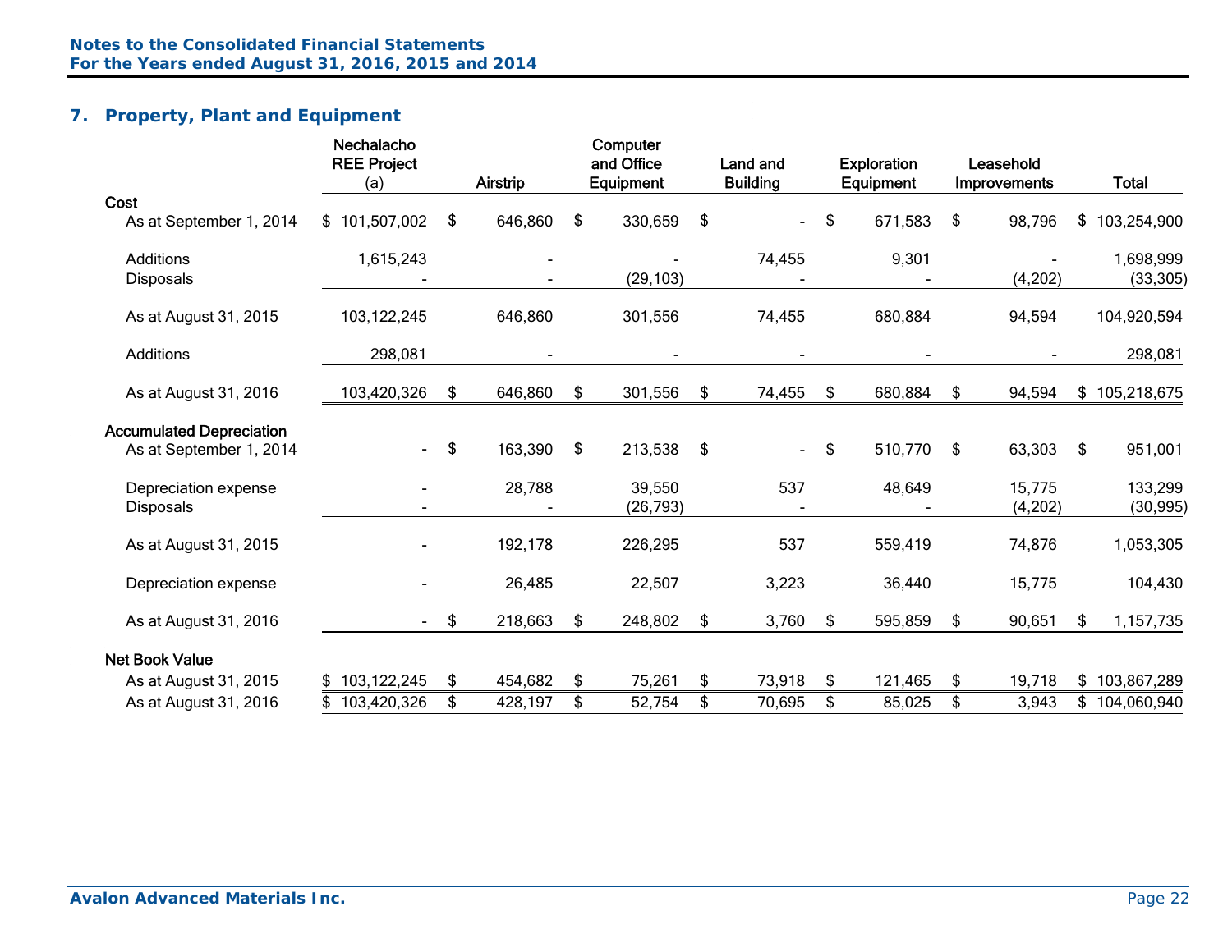## 7. Property, Plant and Equipment

| | Nechalacho REE Project (a) | Airstrip | Computer and Office Equipment | Land and Building | Exploration Equipment | Leasehold Improvements | Total |
|---|---|---|---|---|---|---|---|
| **Cost** | | | | | | | |
| As at September 1, 2014 | $ 101,507,002 | $ 646,860 | $ 330,659 | $ - | $ 671,583 | $ 98,796 | $ 103,254,900 |
| Additions | 1,615,243 | - | - | 74,455 | 9,301 | - | 1,698,999 |
| Disposals | - | - | (29,103) | - | - | (4,202) | (33,305) |
| As at August 31, 2015 | 103,122,245 | 646,860 | 301,556 | 74,455 | 680,884 | 94,594 | 104,920,594 |
| Additions | 298,081 | - | - | - | - | - | 298,081 |
| As at August 31, 2016 | 103,420,326 | $ 646,860 | $ 301,556 | $ 74,455 | $ 680,884 | $ 94,594 | $ 105,218,675 |
| **Accumulated Depreciation** | | | | | | | |
| As at September 1, 2014 | - | $ 163,390 | $ 213,538 | $ - | $ 510,770 | $ 63,303 | $ 951,001 |
| Depreciation expense | - | 28,788 | 39,550 | 537 | 48,649 | 15,775 | 133,299 |
| Disposals | - | - | (26,793) | - | - | (4,202) | (30,995) |
| As at August 31, 2015 | - | 192,178 | 226,295 | 537 | 559,419 | 74,876 | 1,053,305 |
| Depreciation expense | - | 26,485 | 22,507 | 3,223 | 36,440 | 15,775 | 104,430 |
| As at August 31, 2016 | - | $ 218,663 | $ 248,802 | $ 3,760 | $ 595,859 | $ 90,651 | $ 1,157,735 |
| **Net Book Value** | | | | | | | |
| As at August 31, 2015 | $ 103,122,245 | $ 454,682 | $ 75,261 | $ 73,918 | $ 121,465 | $ 19,718 | $ 103,867,289 |
| As at August 31, 2016 | $ 103,420,326 | $ 428,197 | $ 52,754 | $ 70,695 | $ 85,025 | $ 3,943 | $ 104,060,940 |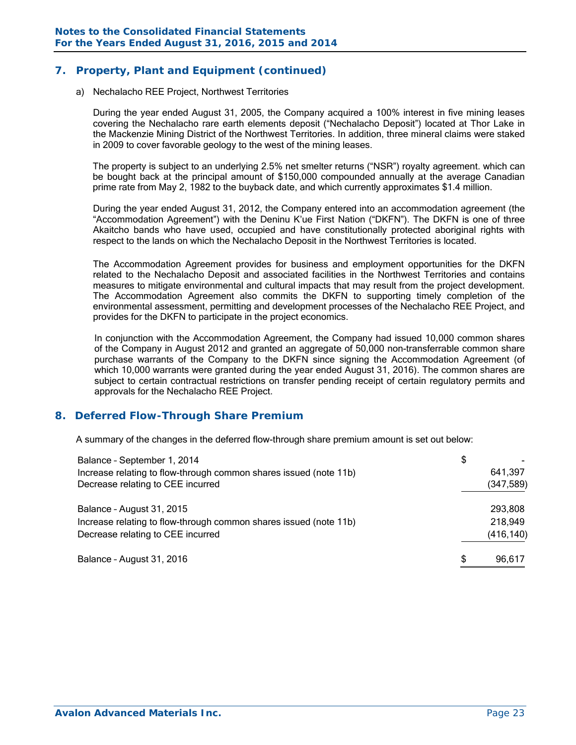## 7. Property, Plant and Equipment (continued)

a) Nechalacho REE Project, Northwest Territories

During the year ended August 31, 2005, the Company acquired a 100% interest in five mining leases covering the Nechalacho rare earth elements deposit ("Nechalacho Deposit") located at Thor Lake in the Mackenzie Mining District of the Northwest Territories. In addition, three mineral claims were staked in 2009 to cover favorable geology to the west of the mining leases.

The property is subject to an underlying 2.5% net smelter returns ("NSR") royalty agreement. which can be bought back at the principal amount of $150,000 compounded annually at the average Canadian prime rate from May 2, 1982 to the buyback date, and which currently approximates $1.4 million.

During the year ended August 31, 2012, the Company entered into an accommodation agreement (the "Accommodation Agreement") with the Deninu K'ue First Nation ("DKFN"). The DKFN is one of three Akaitcho bands who have used, occupied and have constitutionally protected aboriginal rights with respect to the lands on which the Nechalacho Deposit in the Northwest Territories is located.

The Accommodation Agreement provides for business and employment opportunities for the DKFN related to the Nechalacho Deposit and associated facilities in the Northwest Territories and contains measures to mitigate environmental and cultural impacts that may result from the project development. The Accommodation Agreement also commits the DKFN to supporting timely completion of the environmental assessment, permitting and development processes of the Nechalacho REE Project, and provides for the DKFN to participate in the project economics.

In conjunction with the Accommodation Agreement, the Company had issued 10,000 common shares of the Company in August 2012 and granted an aggregate of 50,000 non-transferrable common share purchase warrants of the Company to the DKFN since signing the Accommodation Agreement (of which 10,000 warrants were granted during the year ended August 31, 2016). The common shares are subject to certain contractual restrictions on transfer pending receipt of certain regulatory permits and approvals for the Nechalacho REE Project.

## 8. Deferred Flow-Through Share Premium

A summary of the changes in the deferred flow-through share premium amount is set out below:

| | |
|---|---|
| Balance – September 1, 2014 | $ - |
| Increase relating to flow-through common shares issued (note 11b) | 641,397 |
| Decrease relating to CEE incurred | (347,589) |
| Balance – August 31, 2015 | 293,808 |
| Increase relating to flow-through common shares issued (note 11b) | 218,949 |
| Decrease relating to CEE incurred | (416,140) |
| Balance – August 31, 2016 | $ 96,617 |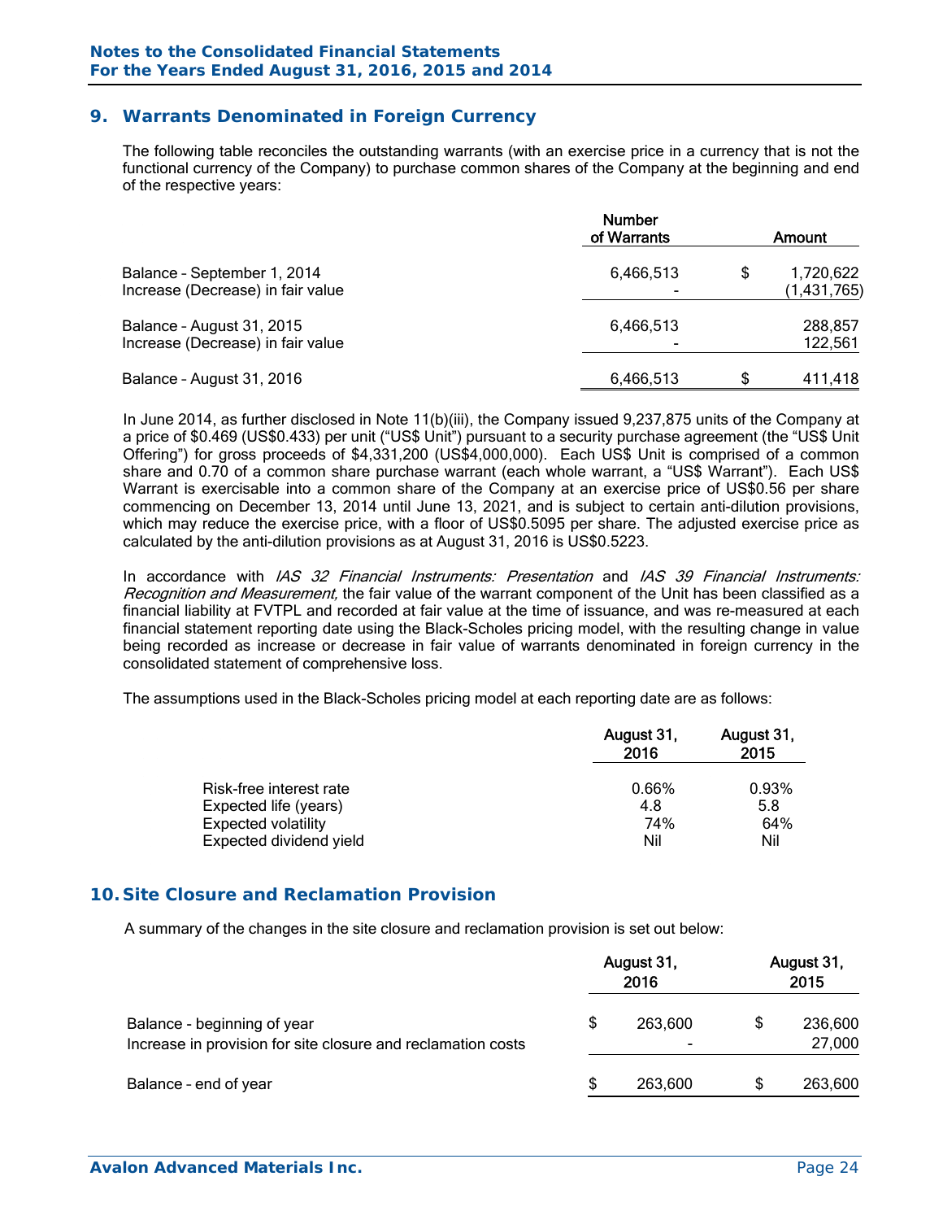## 9. Warrants Denominated in Foreign Currency

The following table reconciles the outstanding warrants (with an exercise price in a currency that is not the functional currency of the Company) to purchase common shares of the Company at the beginning and end of the respective years:

| | Number of Warrants | Amount |
|---|---|---|
| Balance – September 1, 2014 | 6,466,513 | $ 1,720,622 |
| Increase (Decrease) in fair value | - | (1,431,765) |
| Balance – August 31, 2015 | 6,466,513 | 288,857 |
| Increase (Decrease) in fair value | - | 122,561 |
| Balance – August 31, 2016 | 6,466,513 | $ 411,418 |

In June 2014, as further disclosed in Note 11(b)(iii), the Company issued 9,237,875 units of the Company at a price of $0.469 (US$0.433) per unit ("US$ Unit") pursuant to a security purchase agreement (the "US$ Unit Offering") for gross proceeds of $4,331,200 (US$4,000,000). Each US$ Unit is comprised of a common share and 0.70 of a common share purchase warrant (each whole warrant, a "US$ Warrant"). Each US$ Warrant is exercisable into a common share of the Company at an exercise price of US$0.56 per share commencing on December 13, 2014 until June 13, 2021, and is subject to certain anti-dilution provisions, which may reduce the exercise price, with a floor of US$0.5095 per share. The adjusted exercise price as calculated by the anti-dilution provisions as at August 31, 2016 is US$0.5223.

In accordance with *IAS 32 Financial Instruments: Presentation* and *IAS 39 Financial Instruments: Recognition and Measurement,* the fair value of the warrant component of the Unit has been classified as a financial liability at FVTPL and recorded at fair value at the time of issuance, and was re-measured at each financial statement reporting date using the Black-Scholes pricing model, with the resulting change in value being recorded as increase or decrease in fair value of warrants denominated in foreign currency in the consolidated statement of comprehensive loss.

The assumptions used in the Black-Scholes pricing model at each reporting date are as follows:

| | August 31, 2016 | August 31, 2015 |
|---|---|---|
| Risk-free interest rate | 0.66% | 0.93% |
| Expected life (years) | 4.8 | 5.8 |
| Expected volatility | 74% | 64% |
| Expected dividend yield | Nil | Nil |

## 10. Site Closure and Reclamation Provision

A summary of the changes in the site closure and reclamation provision is set out below:

| | August 31, 2016 | August 31, 2015 |
|---|---|---|
| Balance - beginning of year | $ 263,600 | $ 236,600 |
| Increase in provision for site closure and reclamation costs | - | 27,000 |
| Balance – end of year | $ 263,600 | $ 263,600 |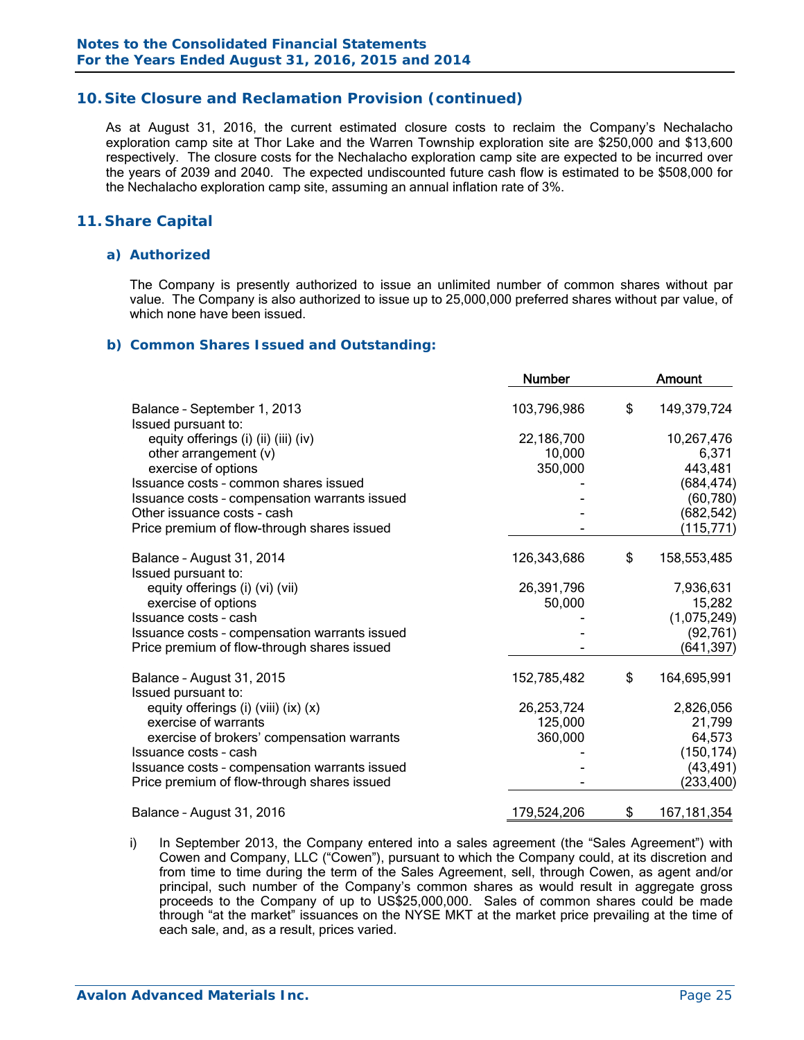## 10. Site Closure and Reclamation Provision (continued)

As at August 31, 2016, the current estimated closure costs to reclaim the Company's Nechalacho exploration camp site at Thor Lake and the Warren Township exploration site are $250,000 and $13,600 respectively. The closure costs for the Nechalacho exploration camp site are expected to be incurred over the years of 2039 and 2040. The expected undiscounted future cash flow is estimated to be $508,000 for the Nechalacho exploration camp site, assuming an annual inflation rate of 3%.

## 11. Share Capital

### a) Authorized

The Company is presently authorized to issue an unlimited number of common shares without par value. The Company is also authorized to issue up to 25,000,000 preferred shares without par value, of which none have been issued.

### b) Common Shares Issued and Outstanding:

| | Number | Amount |
|---|---|---|
| Balance – September 1, 2013 | 103,796,986 | $ 149,379,724 |
| Issued pursuant to: | | |
| equity offerings (i) (ii) (iii) (iv) | 22,186,700 | 10,267,476 |
| other arrangement (v) | 10,000 | 6,371 |
| exercise of options | 350,000 | 443,481 |
| Issuance costs – common shares issued | - | (684,474) |
| Issuance costs – compensation warrants issued | - | (60,780) |
| Other issuance costs - cash | - | (682,542) |
| Price premium of flow-through shares issued | - | (115,771) |
| Balance – August 31, 2014 | 126,343,686 | $ 158,553,485 |
| Issued pursuant to: | | |
| equity offerings (i) (vi) (vii) | 26,391,796 | 7,936,631 |
| exercise of options | 50,000 | 15,282 |
| Issuance costs – cash | - | (1,075,249) |
| Issuance costs – compensation warrants issued | - | (92,761) |
| Price premium of flow-through shares issued | - | (641,397) |
| Balance – August 31, 2015 | 152,785,482 | $ 164,695,991 |
| Issued pursuant to: | | |
| equity offerings (i) (viii) (ix) (x) | 26,253,724 | 2,826,056 |
| exercise of warrants | 125,000 | 21,799 |
| exercise of brokers' compensation warrants | 360,000 | 64,573 |
| Issuance costs – cash | - | (150,174) |
| Issuance costs – compensation warrants issued | - | (43,491) |
| Price premium of flow-through shares issued | - | (233,400) |
| Balance – August 31, 2016 | 179,524,206 | $ 167,181,354 |

i) In September 2013, the Company entered into a sales agreement (the "Sales Agreement") with Cowen and Company, LLC ("Cowen"), pursuant to which the Company could, at its discretion and from time to time during the term of the Sales Agreement, sell, through Cowen, as agent and/or principal, such number of the Company's common shares as would result in aggregate gross proceeds to the Company of up to US$25,000,000. Sales of common shares could be made through "at the market" issuances on the NYSE MKT at the market price prevailing at the time of each sale, and, as a result, prices varied.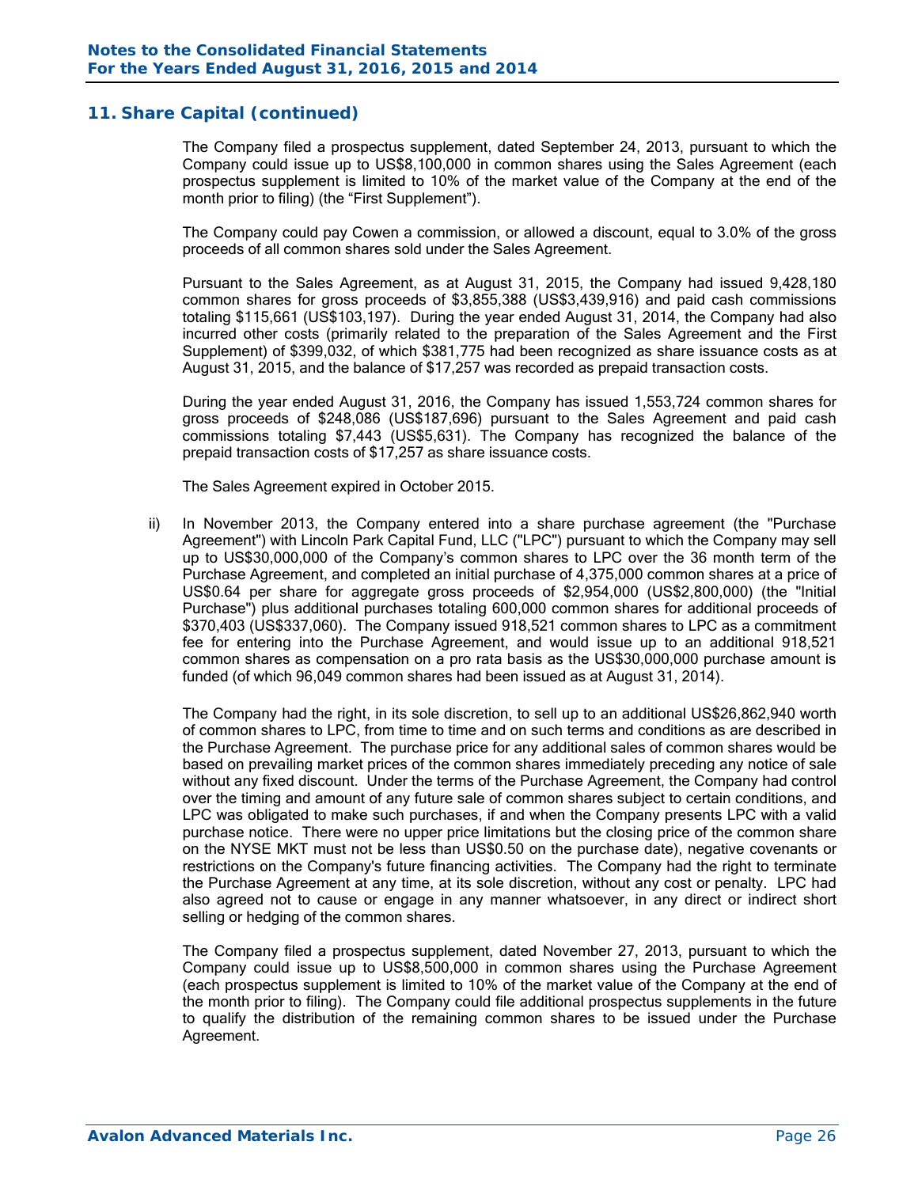## 11. Share Capital (continued)

The Company filed a prospectus supplement, dated September 24, 2013, pursuant to which the Company could issue up to US$8,100,000 in common shares using the Sales Agreement (each prospectus supplement is limited to 10% of the market value of the Company at the end of the month prior to filing) (the “First Supplement”).

The Company could pay Cowen a commission, or allowed a discount, equal to 3.0% of the gross proceeds of all common shares sold under the Sales Agreement.

Pursuant to the Sales Agreement, as at August 31, 2015, the Company had issued 9,428,180 common shares for gross proceeds of $3,855,388 (US$3,439,916) and paid cash commissions totaling $115,661 (US$103,197). During the year ended August 31, 2014, the Company had also incurred other costs (primarily related to the preparation of the Sales Agreement and the First Supplement) of $399,032, of which $381,775 had been recognized as share issuance costs as at August 31, 2015, and the balance of $17,257 was recorded as prepaid transaction costs.

During the year ended August 31, 2016, the Company has issued 1,553,724 common shares for gross proceeds of $248,086 (US$187,696) pursuant to the Sales Agreement and paid cash commissions totaling $7,443 (US$5,631). The Company has recognized the balance of the prepaid transaction costs of $17,257 as share issuance costs.

The Sales Agreement expired in October 2015.

ii) In November 2013, the Company entered into a share purchase agreement (the "Purchase Agreement") with Lincoln Park Capital Fund, LLC ("LPC") pursuant to which the Company may sell up to US$30,000,000 of the Company’s common shares to LPC over the 36 month term of the Purchase Agreement, and completed an initial purchase of 4,375,000 common shares at a price of US$0.64 per share for aggregate gross proceeds of $2,954,000 (US$2,800,000) (the "Initial Purchase") plus additional purchases totaling 600,000 common shares for additional proceeds of $370,403 (US$337,060). The Company issued 918,521 common shares to LPC as a commitment fee for entering into the Purchase Agreement, and would issue up to an additional 918,521 common shares as compensation on a pro rata basis as the US$30,000,000 purchase amount is funded (of which 96,049 common shares had been issued as at August 31, 2014).

The Company had the right, in its sole discretion, to sell up to an additional US$26,862,940 worth of common shares to LPC, from time to time and on such terms and conditions as are described in the Purchase Agreement. The purchase price for any additional sales of common shares would be based on prevailing market prices of the common shares immediately preceding any notice of sale without any fixed discount. Under the terms of the Purchase Agreement, the Company had control over the timing and amount of any future sale of common shares subject to certain conditions, and LPC was obligated to make such purchases, if and when the Company presents LPC with a valid purchase notice. There were no upper price limitations but the closing price of the common share on the NYSE MKT must not be less than US$0.50 on the purchase date), negative covenants or restrictions on the Company's future financing activities. The Company had the right to terminate the Purchase Agreement at any time, at its sole discretion, without any cost or penalty. LPC had also agreed not to cause or engage in any manner whatsoever, in any direct or indirect short selling or hedging of the common shares.

The Company filed a prospectus supplement, dated November 27, 2013, pursuant to which the Company could issue up to US$8,500,000 in common shares using the Purchase Agreement (each prospectus supplement is limited to 10% of the market value of the Company at the end of the month prior to filing). The Company could file additional prospectus supplements in the future to qualify the distribution of the remaining common shares to be issued under the Purchase Agreement.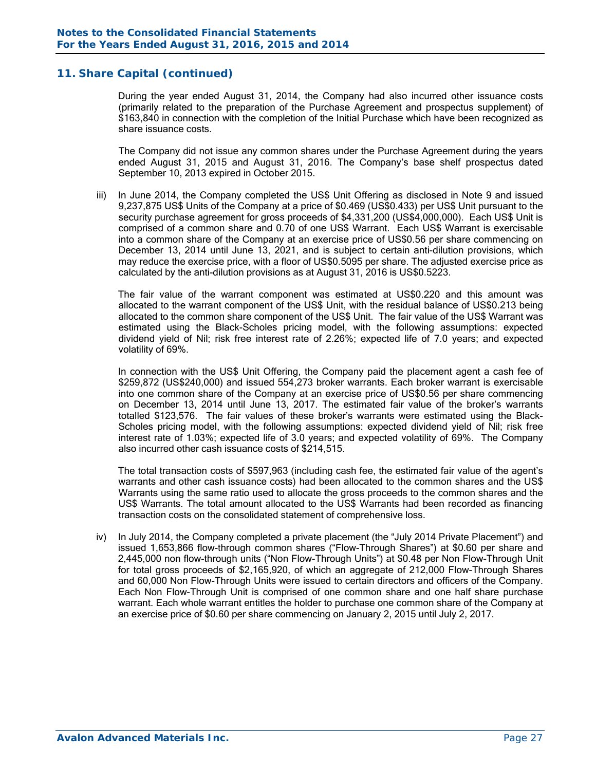## 11. Share Capital (continued)

During the year ended August 31, 2014, the Company had also incurred other issuance costs (primarily related to the preparation of the Purchase Agreement and prospectus supplement) of $163,840 in connection with the completion of the Initial Purchase which have been recognized as share issuance costs.

The Company did not issue any common shares under the Purchase Agreement during the years ended August 31, 2015 and August 31, 2016. The Company's base shelf prospectus dated September 10, 2013 expired in October 2015.

iii) In June 2014, the Company completed the US$ Unit Offering as disclosed in Note 9 and issued 9,237,875 US$ Units of the Company at a price of $0.469 (US$0.433) per US$ Unit pursuant to the security purchase agreement for gross proceeds of $4,331,200 (US$4,000,000). Each US$ Unit is comprised of a common share and 0.70 of one US$ Warrant. Each US$ Warrant is exercisable into a common share of the Company at an exercise price of US$0.56 per share commencing on December 13, 2014 until June 13, 2021, and is subject to certain anti-dilution provisions, which may reduce the exercise price, with a floor of US$0.5095 per share. The adjusted exercise price as calculated by the anti-dilution provisions as at August 31, 2016 is US$0.5223.

The fair value of the warrant component was estimated at US$0.220 and this amount was allocated to the warrant component of the US$ Unit, with the residual balance of US$0.213 being allocated to the common share component of the US$ Unit. The fair value of the US$ Warrant was estimated using the Black-Scholes pricing model, with the following assumptions: expected dividend yield of Nil; risk free interest rate of 2.26%; expected life of 7.0 years; and expected volatility of 69%.

In connection with the US$ Unit Offering, the Company paid the placement agent a cash fee of $259,872 (US$240,000) and issued 554,273 broker warrants. Each broker warrant is exercisable into one common share of the Company at an exercise price of US$0.56 per share commencing on December 13, 2014 until June 13, 2017. The estimated fair value of the broker's warrants totalled $123,576. The fair values of these broker's warrants were estimated using the Black-Scholes pricing model, with the following assumptions: expected dividend yield of Nil; risk free interest rate of 1.03%; expected life of 3.0 years; and expected volatility of 69%. The Company also incurred other cash issuance costs of $214,515.

The total transaction costs of $597,963 (including cash fee, the estimated fair value of the agent's warrants and other cash issuance costs) had been allocated to the common shares and the US$ Warrants using the same ratio used to allocate the gross proceeds to the common shares and the US$ Warrants. The total amount allocated to the US$ Warrants had been recorded as financing transaction costs on the consolidated statement of comprehensive loss.

iv) In July 2014, the Company completed a private placement (the "July 2014 Private Placement") and issued 1,653,866 flow-through common shares ("Flow-Through Shares") at $0.60 per share and 2,445,000 non flow-through units ("Non Flow-Through Units") at $0.48 per Non Flow-Through Unit for total gross proceeds of $2,165,920, of which an aggregate of 212,000 Flow-Through Shares and 60,000 Non Flow-Through Units were issued to certain directors and officers of the Company. Each Non Flow-Through Unit is comprised of one common share and one half share purchase warrant. Each whole warrant entitles the holder to purchase one common share of the Company at an exercise price of $0.60 per share commencing on January 2, 2015 until July 2, 2017.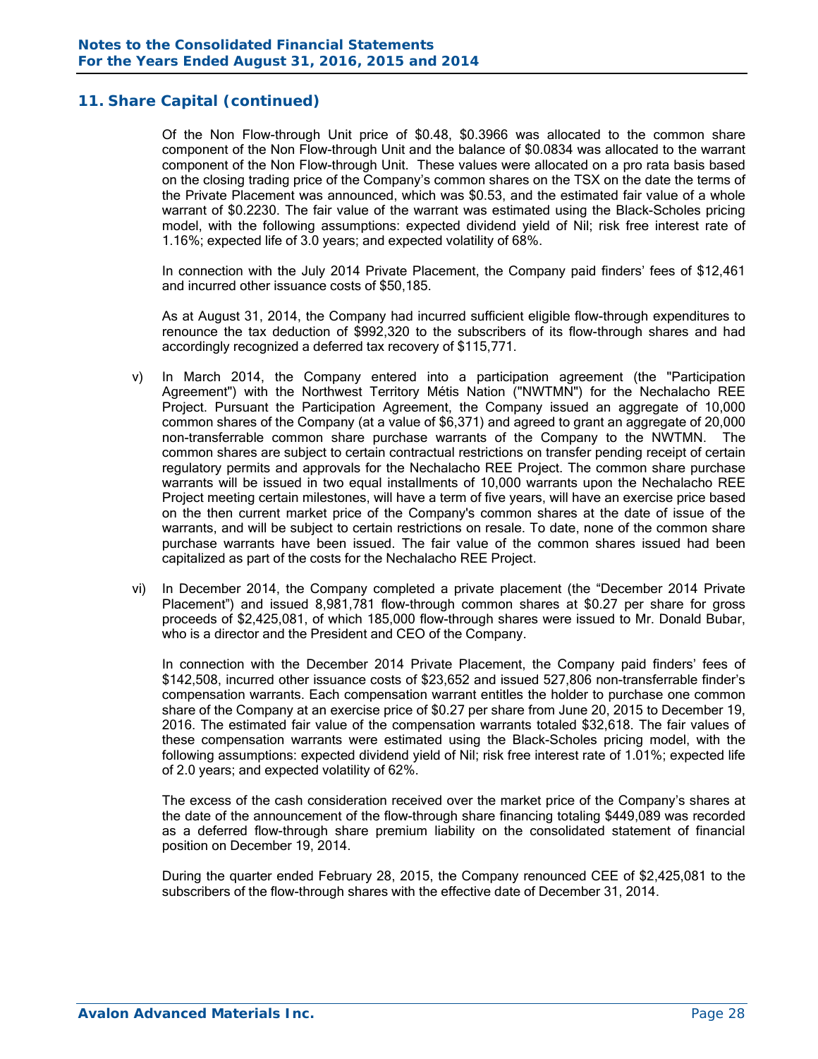## 11. Share Capital (continued)

Of the Non Flow-through Unit price of $0.48, $0.3966 was allocated to the common share component of the Non Flow-through Unit and the balance of $0.0834 was allocated to the warrant component of the Non Flow-through Unit. These values were allocated on a pro rata basis based on the closing trading price of the Company's common shares on the TSX on the date the terms of the Private Placement was announced, which was $0.53, and the estimated fair value of a whole warrant of $0.2230. The fair value of the warrant was estimated using the Black-Scholes pricing model, with the following assumptions: expected dividend yield of Nil; risk free interest rate of 1.16%; expected life of 3.0 years; and expected volatility of 68%.

In connection with the July 2014 Private Placement, the Company paid finders' fees of $12,461 and incurred other issuance costs of $50,185.

As at August 31, 2014, the Company had incurred sufficient eligible flow-through expenditures to renounce the tax deduction of $992,320 to the subscribers of its flow-through shares and had accordingly recognized a deferred tax recovery of $115,771.

v) In March 2014, the Company entered into a participation agreement (the "Participation Agreement") with the Northwest Territory Métis Nation ("NWTMN") for the Nechalacho REE Project. Pursuant the Participation Agreement, the Company issued an aggregate of 10,000 common shares of the Company (at a value of $6,371) and agreed to grant an aggregate of 20,000 non-transferrable common share purchase warrants of the Company to the NWTMN. The common shares are subject to certain contractual restrictions on transfer pending receipt of certain regulatory permits and approvals for the Nechalacho REE Project. The common share purchase warrants will be issued in two equal installments of 10,000 warrants upon the Nechalacho REE Project meeting certain milestones, will have a term of five years, will have an exercise price based on the then current market price of the Company's common shares at the date of issue of the warrants, and will be subject to certain restrictions on resale. To date, none of the common share purchase warrants have been issued. The fair value of the common shares issued had been capitalized as part of the costs for the Nechalacho REE Project.

vi) In December 2014, the Company completed a private placement (the "December 2014 Private Placement") and issued 8,981,781 flow-through common shares at $0.27 per share for gross proceeds of $2,425,081, of which 185,000 flow-through shares were issued to Mr. Donald Bubar, who is a director and the President and CEO of the Company.

In connection with the December 2014 Private Placement, the Company paid finders' fees of $142,508, incurred other issuance costs of $23,652 and issued 527,806 non-transferrable finder's compensation warrants. Each compensation warrant entitles the holder to purchase one common share of the Company at an exercise price of $0.27 per share from June 20, 2015 to December 19, 2016. The estimated fair value of the compensation warrants totaled $32,618. The fair values of these compensation warrants were estimated using the Black-Scholes pricing model, with the following assumptions: expected dividend yield of Nil; risk free interest rate of 1.01%; expected life of 2.0 years; and expected volatility of 62%.

The excess of the cash consideration received over the market price of the Company's shares at the date of the announcement of the flow-through share financing totaling $449,089 was recorded as a deferred flow-through share premium liability on the consolidated statement of financial position on December 19, 2014.

During the quarter ended February 28, 2015, the Company renounced CEE of $2,425,081 to the subscribers of the flow-through shares with the effective date of December 31, 2014.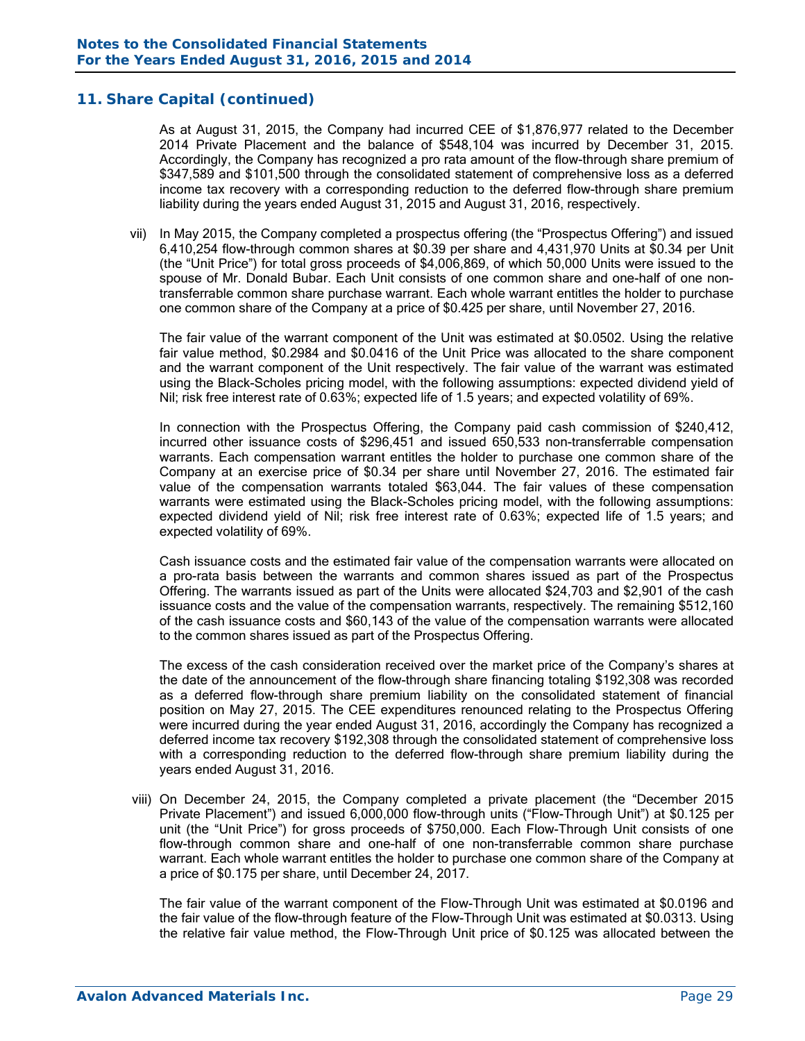## 11. Share Capital (continued)

As at August 31, 2015, the Company had incurred CEE of $1,876,977 related to the December 2014 Private Placement and the balance of $548,104 was incurred by December 31, 2015. Accordingly, the Company has recognized a pro rata amount of the flow-through share premium of $347,589 and $101,500 through the consolidated statement of comprehensive loss as a deferred income tax recovery with a corresponding reduction to the deferred flow-through share premium liability during the years ended August 31, 2015 and August 31, 2016, respectively.

vii) In May 2015, the Company completed a prospectus offering (the "Prospectus Offering") and issued 6,410,254 flow-through common shares at $0.39 per share and 4,431,970 Units at $0.34 per Unit (the "Unit Price") for total gross proceeds of $4,006,869, of which 50,000 Units were issued to the spouse of Mr. Donald Bubar. Each Unit consists of one common share and one-half of one non-transferrable common share purchase warrant. Each whole warrant entitles the holder to purchase one common share of the Company at a price of $0.425 per share, until November 27, 2016.

The fair value of the warrant component of the Unit was estimated at $0.0502. Using the relative fair value method, $0.2984 and $0.0416 of the Unit Price was allocated to the share component and the warrant component of the Unit respectively. The fair value of the warrant was estimated using the Black-Scholes pricing model, with the following assumptions: expected dividend yield of Nil; risk free interest rate of 0.63%; expected life of 1.5 years; and expected volatility of 69%.

In connection with the Prospectus Offering, the Company paid cash commission of $240,412, incurred other issuance costs of $296,451 and issued 650,533 non-transferrable compensation warrants. Each compensation warrant entitles the holder to purchase one common share of the Company at an exercise price of $0.34 per share until November 27, 2016. The estimated fair value of the compensation warrants totaled $63,044. The fair values of these compensation warrants were estimated using the Black-Scholes pricing model, with the following assumptions: expected dividend yield of Nil; risk free interest rate of 0.63%; expected life of 1.5 years; and expected volatility of 69%.

Cash issuance costs and the estimated fair value of the compensation warrants were allocated on a pro-rata basis between the warrants and common shares issued as part of the Prospectus Offering. The warrants issued as part of the Units were allocated $24,703 and $2,901 of the cash issuance costs and the value of the compensation warrants, respectively. The remaining $512,160 of the cash issuance costs and $60,143 of the value of the compensation warrants were allocated to the common shares issued as part of the Prospectus Offering.

The excess of the cash consideration received over the market price of the Company's shares at the date of the announcement of the flow-through share financing totaling $192,308 was recorded as a deferred flow-through share premium liability on the consolidated statement of financial position on May 27, 2015. The CEE expenditures renounced relating to the Prospectus Offering were incurred during the year ended August 31, 2016, accordingly the Company has recognized a deferred income tax recovery $192,308 through the consolidated statement of comprehensive loss with a corresponding reduction to the deferred flow-through share premium liability during the years ended August 31, 2016.

viii) On December 24, 2015, the Company completed a private placement (the "December 2015 Private Placement") and issued 6,000,000 flow-through units ("Flow-Through Unit") at $0.125 per unit (the "Unit Price") for gross proceeds of $750,000. Each Flow-Through Unit consists of one flow-through common share and one-half of one non-transferrable common share purchase warrant. Each whole warrant entitles the holder to purchase one common share of the Company at a price of $0.175 per share, until December 24, 2017.

The fair value of the warrant component of the Flow-Through Unit was estimated at $0.0196 and the fair value of the flow-through feature of the Flow-Through Unit was estimated at $0.0313. Using the relative fair value method, the Flow-Through Unit price of $0.125 was allocated between the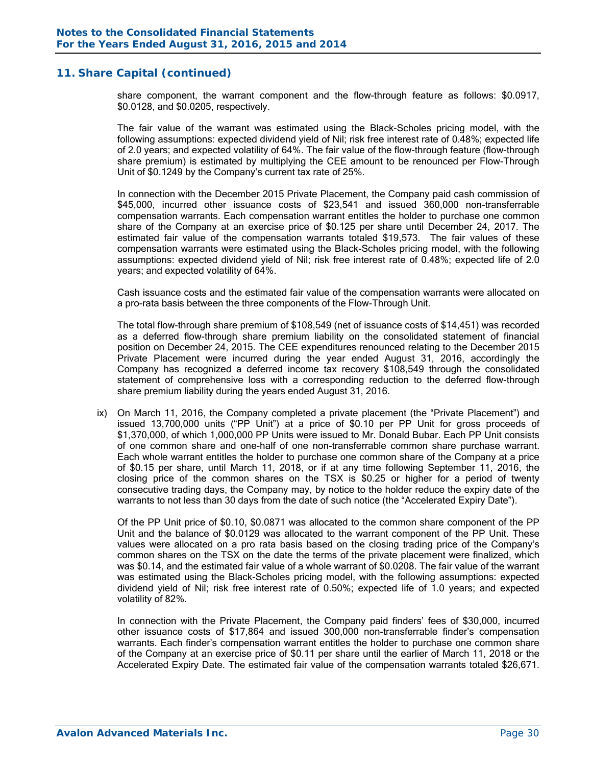## 11. Share Capital (continued)

share component, the warrant component and the flow-through feature as follows: $0.0917, $0.0128, and $0.0205, respectively.

The fair value of the warrant was estimated using the Black-Scholes pricing model, with the following assumptions: expected dividend yield of Nil; risk free interest rate of 0.48%; expected life of 2.0 years; and expected volatility of 64%. The fair value of the flow-through feature (flow-through share premium) is estimated by multiplying the CEE amount to be renounced per Flow-Through Unit of $0.1249 by the Company's current tax rate of 25%.

In connection with the December 2015 Private Placement, the Company paid cash commission of $45,000, incurred other issuance costs of $23,541 and issued 360,000 non-transferrable compensation warrants. Each compensation warrant entitles the holder to purchase one common share of the Company at an exercise price of $0.125 per share until December 24, 2017. The estimated fair value of the compensation warrants totaled $19,573. The fair values of these compensation warrants were estimated using the Black-Scholes pricing model, with the following assumptions: expected dividend yield of Nil; risk free interest rate of 0.48%; expected life of 2.0 years; and expected volatility of 64%.

Cash issuance costs and the estimated fair value of the compensation warrants were allocated on a pro-rata basis between the three components of the Flow-Through Unit.

The total flow-through share premium of $108,549 (net of issuance costs of $14,451) was recorded as a deferred flow-through share premium liability on the consolidated statement of financial position on December 24, 2015. The CEE expenditures renounced relating to the December 2015 Private Placement were incurred during the year ended August 31, 2016, accordingly the Company has recognized a deferred income tax recovery $108,549 through the consolidated statement of comprehensive loss with a corresponding reduction to the deferred flow-through share premium liability during the years ended August 31, 2016.

ix) On March 11, 2016, the Company completed a private placement (the "Private Placement") and issued 13,700,000 units ("PP Unit") at a price of $0.10 per PP Unit for gross proceeds of $1,370,000, of which 1,000,000 PP Units were issued to Mr. Donald Bubar. Each PP Unit consists of one common share and one-half of one non-transferrable common share purchase warrant. Each whole warrant entitles the holder to purchase one common share of the Company at a price of $0.15 per share, until March 11, 2018, or if at any time following September 11, 2016, the closing price of the common shares on the TSX is $0.25 or higher for a period of twenty consecutive trading days, the Company may, by notice to the holder reduce the expiry date of the warrants to not less than 30 days from the date of such notice (the "Accelerated Expiry Date").

Of the PP Unit price of $0.10, $0.0871 was allocated to the common share component of the PP Unit and the balance of $0.0129 was allocated to the warrant component of the PP Unit. These values were allocated on a pro rata basis based on the closing trading price of the Company's common shares on the TSX on the date the terms of the private placement were finalized, which was $0.14, and the estimated fair value of a whole warrant of $0.0208. The fair value of the warrant was estimated using the Black-Scholes pricing model, with the following assumptions: expected dividend yield of Nil; risk free interest rate of 0.50%; expected life of 1.0 years; and expected volatility of 82%.

In connection with the Private Placement, the Company paid finders' fees of $30,000, incurred other issuance costs of $17,864 and issued 300,000 non-transferrable finder's compensation warrants. Each finder's compensation warrant entitles the holder to purchase one common share of the Company at an exercise price of $0.11 per share until the earlier of March 11, 2018 or the Accelerated Expiry Date. The estimated fair value of the compensation warrants totaled $26,671.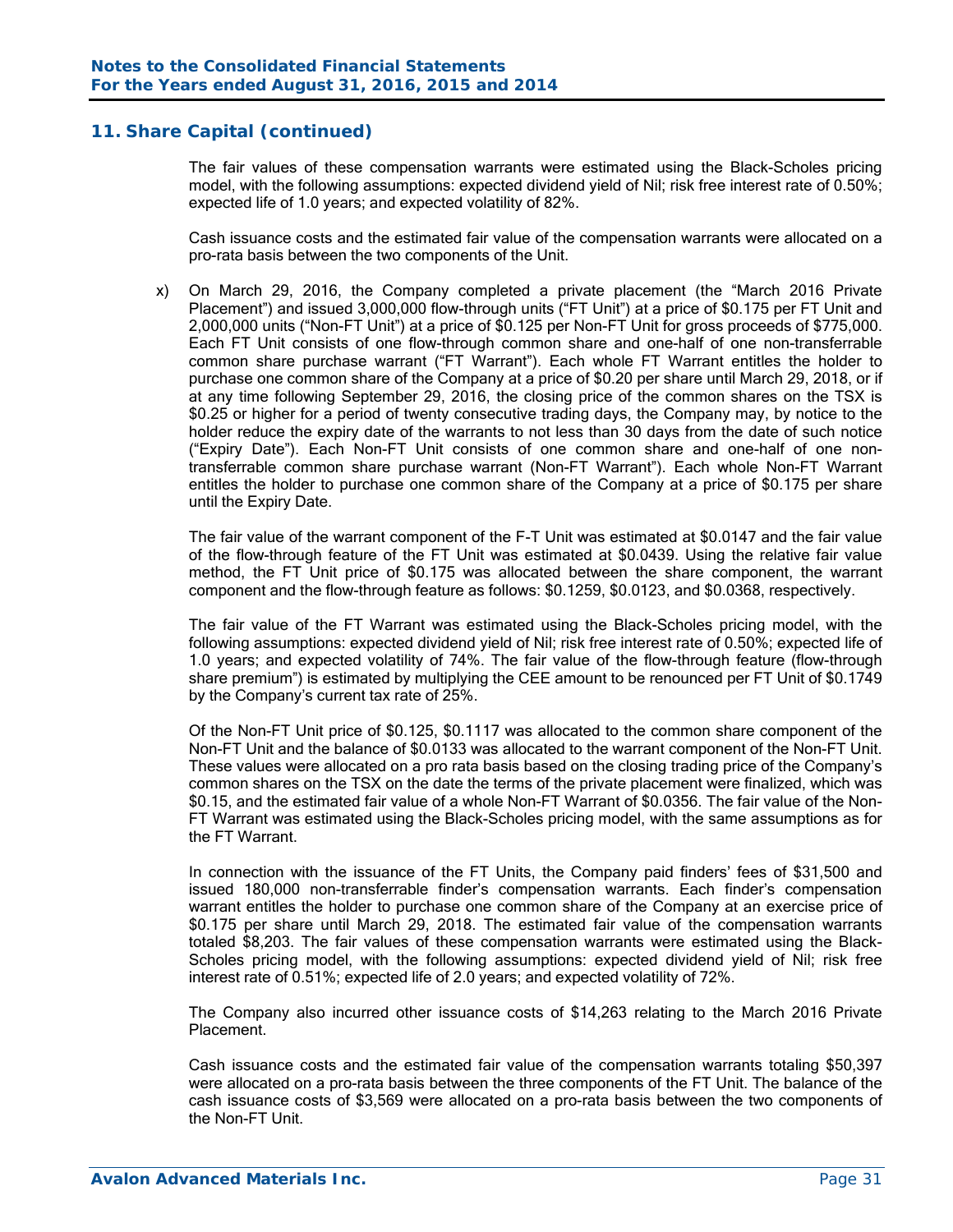## 11. Share Capital (continued)

The fair values of these compensation warrants were estimated using the Black-Scholes pricing model, with the following assumptions: expected dividend yield of Nil; risk free interest rate of 0.50%; expected life of 1.0 years; and expected volatility of 82%.

Cash issuance costs and the estimated fair value of the compensation warrants were allocated on a pro-rata basis between the two components of the Unit.

x) On March 29, 2016, the Company completed a private placement (the "March 2016 Private Placement") and issued 3,000,000 flow-through units ("FT Unit") at a price of $0.175 per FT Unit and 2,000,000 units ("Non-FT Unit") at a price of $0.125 per Non-FT Unit for gross proceeds of $775,000. Each FT Unit consists of one flow-through common share and one-half of one non-transferrable common share purchase warrant ("FT Warrant"). Each whole FT Warrant entitles the holder to purchase one common share of the Company at a price of $0.20 per share until March 29, 2018, or if at any time following September 29, 2016, the closing price of the common shares on the TSX is $0.25 or higher for a period of twenty consecutive trading days, the Company may, by notice to the holder reduce the expiry date of the warrants to not less than 30 days from the date of such notice ("Expiry Date"). Each Non-FT Unit consists of one common share and one-half of one non-transferrable common share purchase warrant (Non-FT Warrant"). Each whole Non-FT Warrant entitles the holder to purchase one common share of the Company at a price of $0.175 per share until the Expiry Date.

The fair value of the warrant component of the F-T Unit was estimated at $0.0147 and the fair value of the flow-through feature of the FT Unit was estimated at $0.0439. Using the relative fair value method, the FT Unit price of $0.175 was allocated between the share component, the warrant component and the flow-through feature as follows: $0.1259, $0.0123, and $0.0368, respectively.

The fair value of the FT Warrant was estimated using the Black-Scholes pricing model, with the following assumptions: expected dividend yield of Nil; risk free interest rate of 0.50%; expected life of 1.0 years; and expected volatility of 74%. The fair value of the flow-through feature (flow-through share premium") is estimated by multiplying the CEE amount to be renounced per FT Unit of $0.1749 by the Company's current tax rate of 25%.

Of the Non-FT Unit price of $0.125, $0.1117 was allocated to the common share component of the Non-FT Unit and the balance of $0.0133 was allocated to the warrant component of the Non-FT Unit. These values were allocated on a pro rata basis based on the closing trading price of the Company's common shares on the TSX on the date the terms of the private placement were finalized, which was $0.15, and the estimated fair value of a whole Non-FT Warrant of $0.0356. The fair value of the Non-FT Warrant was estimated using the Black-Scholes pricing model, with the same assumptions as for the FT Warrant.

In connection with the issuance of the FT Units, the Company paid finders' fees of $31,500 and issued 180,000 non-transferrable finder's compensation warrants. Each finder's compensation warrant entitles the holder to purchase one common share of the Company at an exercise price of $0.175 per share until March 29, 2018. The estimated fair value of the compensation warrants totaled $8,203. The fair values of these compensation warrants were estimated using the Black-Scholes pricing model, with the following assumptions: expected dividend yield of Nil; risk free interest rate of 0.51%; expected life of 2.0 years; and expected volatility of 72%.

The Company also incurred other issuance costs of $14,263 relating to the March 2016 Private Placement.

Cash issuance costs and the estimated fair value of the compensation warrants totaling $50,397 were allocated on a pro-rata basis between the three components of the FT Unit. The balance of the cash issuance costs of $3,569 were allocated on a pro-rata basis between the two components of the Non-FT Unit.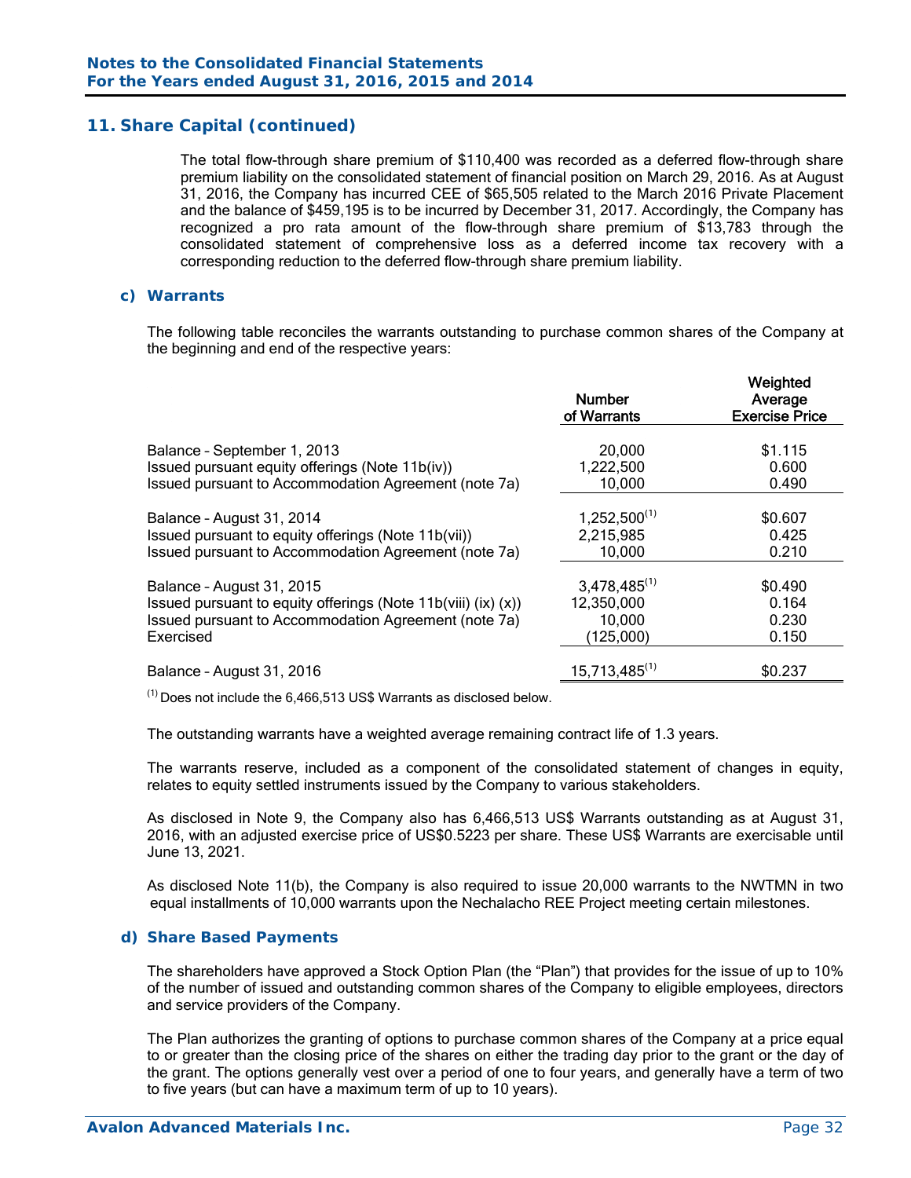## 11. Share Capital (continued)

The total flow-through share premium of $110,400 was recorded as a deferred flow-through share premium liability on the consolidated statement of financial position on March 29, 2016. As at August 31, 2016, the Company has incurred CEE of $65,505 related to the March 2016 Private Placement and the balance of $459,195 is to be incurred by December 31, 2017. Accordingly, the Company has recognized a pro rata amount of the flow-through share premium of $13,783 through the consolidated statement of comprehensive loss as a deferred income tax recovery with a corresponding reduction to the deferred flow-through share premium liability.

### c) Warrants

The following table reconciles the warrants outstanding to purchase common shares of the Company at the beginning and end of the respective years:

| | Number of Warrants | Weighted Average Exercise Price |
|---|---|---|
| Balance – September 1, 2013 | 20,000 | $1.115 |
| Issued pursuant equity offerings (Note 11b(iv)) | 1,222,500 | 0.600 |
| Issued pursuant to Accommodation Agreement (note 7a) | 10,000 | 0.490 |
| Balance – August 31, 2014 | 1,252,500[(1)] | $0.607 |
| Issued pursuant to equity offerings (Note 11b(vii)) | 2,215,985 | 0.425 |
| Issued pursuant to Accommodation Agreement (note 7a) | 10,000 | 0.210 |
| Balance – August 31, 2015 | 3,478,485[(1)] | $0.490 |
| Issued pursuant to equity offerings (Note 11b(viii) (ix) (x)) | 12,350,000 | 0.164 |
| Issued pursuant to Accommodation Agreement (note 7a) | 10,000 | 0.230 |
| Exercised | (125,000) | 0.150 |
| Balance – August 31, 2016 | 15,713,485[(1)] | $0.237 |

[(1)] Does not include the 6,466,513 US$ Warrants as disclosed below.

The outstanding warrants have a weighted average remaining contract life of 1.3 years.

The warrants reserve, included as a component of the consolidated statement of changes in equity, relates to equity settled instruments issued by the Company to various stakeholders.

As disclosed in Note 9, the Company also has 6,466,513 US$ Warrants outstanding as at August 31, 2016, with an adjusted exercise price of US$0.5223 per share. These US$ Warrants are exercisable until June 13, 2021.

As disclosed Note 11(b), the Company is also required to issue 20,000 warrants to the NWTMN in two equal installments of 10,000 warrants upon the Nechalacho REE Project meeting certain milestones.

### d) Share Based Payments

The shareholders have approved a Stock Option Plan (the "Plan") that provides for the issue of up to 10% of the number of issued and outstanding common shares of the Company to eligible employees, directors and service providers of the Company.

The Plan authorizes the granting of options to purchase common shares of the Company at a price equal to or greater than the closing price of the shares on either the trading day prior to the grant or the day of the grant. The options generally vest over a period of one to four years, and generally have a term of two to five years (but can have a maximum term of up to 10 years).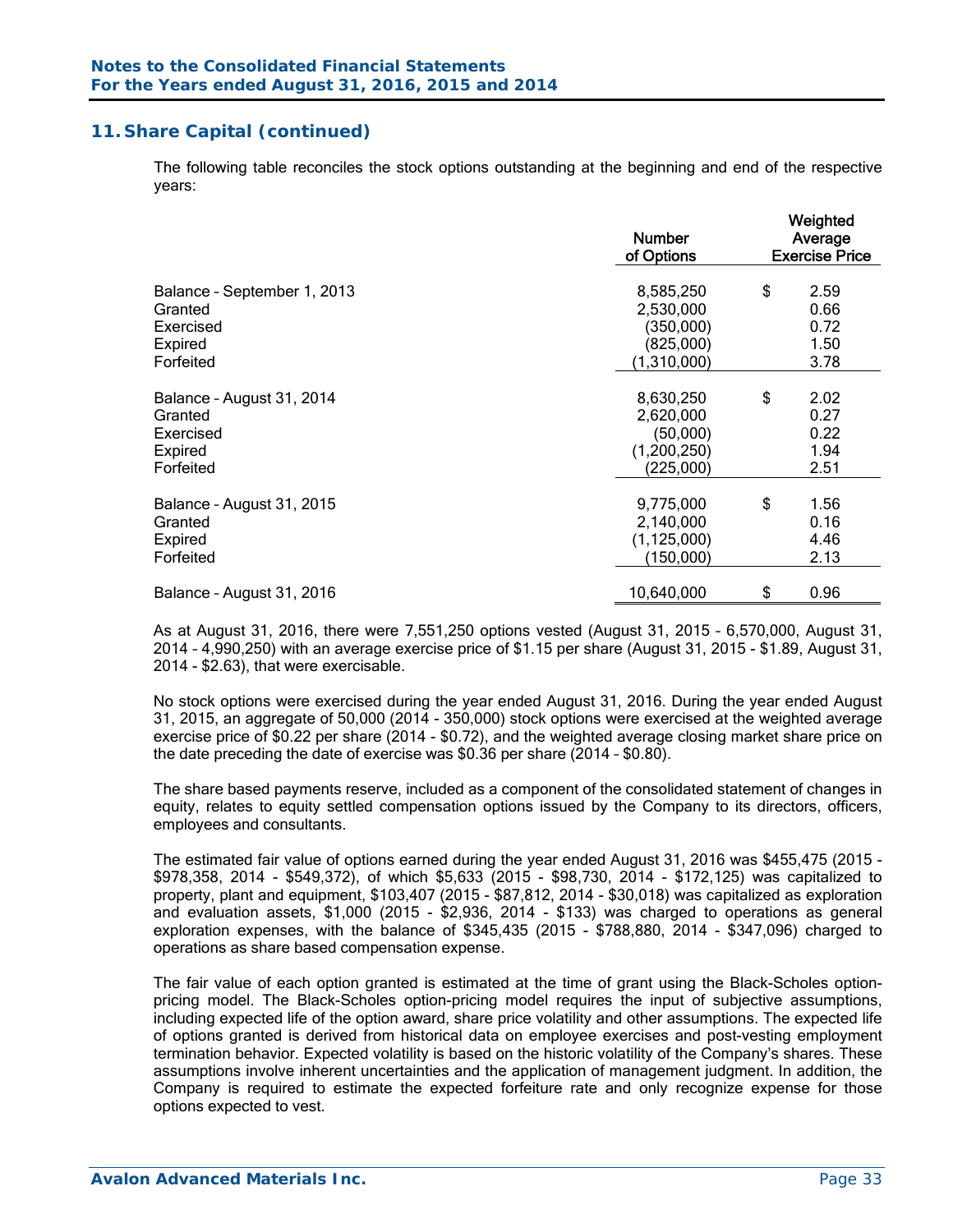## 11. Share Capital (continued)

The following table reconciles the stock options outstanding at the beginning and end of the respective years:

| | Number of Options | Weighted Average Exercise Price |
|---|---|---|
| Balance – September 1, 2013 | 8,585,250 | $ 2.59 |
| Granted | 2,530,000 | 0.66 |
| Exercised | (350,000) | 0.72 |
| Expired | (825,000) | 1.50 |
| Forfeited | (1,310,000) | 3.78 |
| Balance – August 31, 2014 | 8,630,250 | $ 2.02 |
| Granted | 2,620,000 | 0.27 |
| Exercised | (50,000) | 0.22 |
| Expired | (1,200,250) | 1.94 |
| Forfeited | (225,000) | 2.51 |
| Balance – August 31, 2015 | 9,775,000 | $ 1.56 |
| Granted | 2,140,000 | 0.16 |
| Expired | (1,125,000) | 4.46 |
| Forfeited | (150,000) | 2.13 |
| Balance – August 31, 2016 | 10,640,000 | $ 0.96 |

As at August 31, 2016, there were 7,551,250 options vested (August 31, 2015 – 6,570,000, August 31, 2014 – 4,990,250) with an average exercise price of $1.15 per share (August 31, 2015 - $1.89, August 31, 2014 - $2.63), that were exercisable.

No stock options were exercised during the year ended August 31, 2016. During the year ended August 31, 2015, an aggregate of 50,000 (2014 - 350,000) stock options were exercised at the weighted average exercise price of $0.22 per share (2014 - $0.72), and the weighted average closing market share price on the date preceding the date of exercise was $0.36 per share (2014 – $0.80).

The share based payments reserve, included as a component of the consolidated statement of changes in equity, relates to equity settled compensation options issued by the Company to its directors, officers, employees and consultants.

The estimated fair value of options earned during the year ended August 31, 2016 was $455,475 (2015 - $978,358, 2014 - $549,372), of which $5,633 (2015 - $98,730, 2014 - $172,125) was capitalized to property, plant and equipment, $103,407 (2015 - $87,812, 2014 - $30,018) was capitalized as exploration and evaluation assets, $1,000 (2015 - $2,936, 2014 - $133) was charged to operations as general exploration expenses, with the balance of $345,435 (2015 - $788,880, 2014 - $347,096) charged to operations as share based compensation expense.

The fair value of each option granted is estimated at the time of grant using the Black-Scholes option-pricing model. The Black-Scholes option-pricing model requires the input of subjective assumptions, including expected life of the option award, share price volatility and other assumptions. The expected life of options granted is derived from historical data on employee exercises and post-vesting employment termination behavior. Expected volatility is based on the historic volatility of the Company's shares. These assumptions involve inherent uncertainties and the application of management judgment. In addition, the Company is required to estimate the expected forfeiture rate and only recognize expense for those options expected to vest.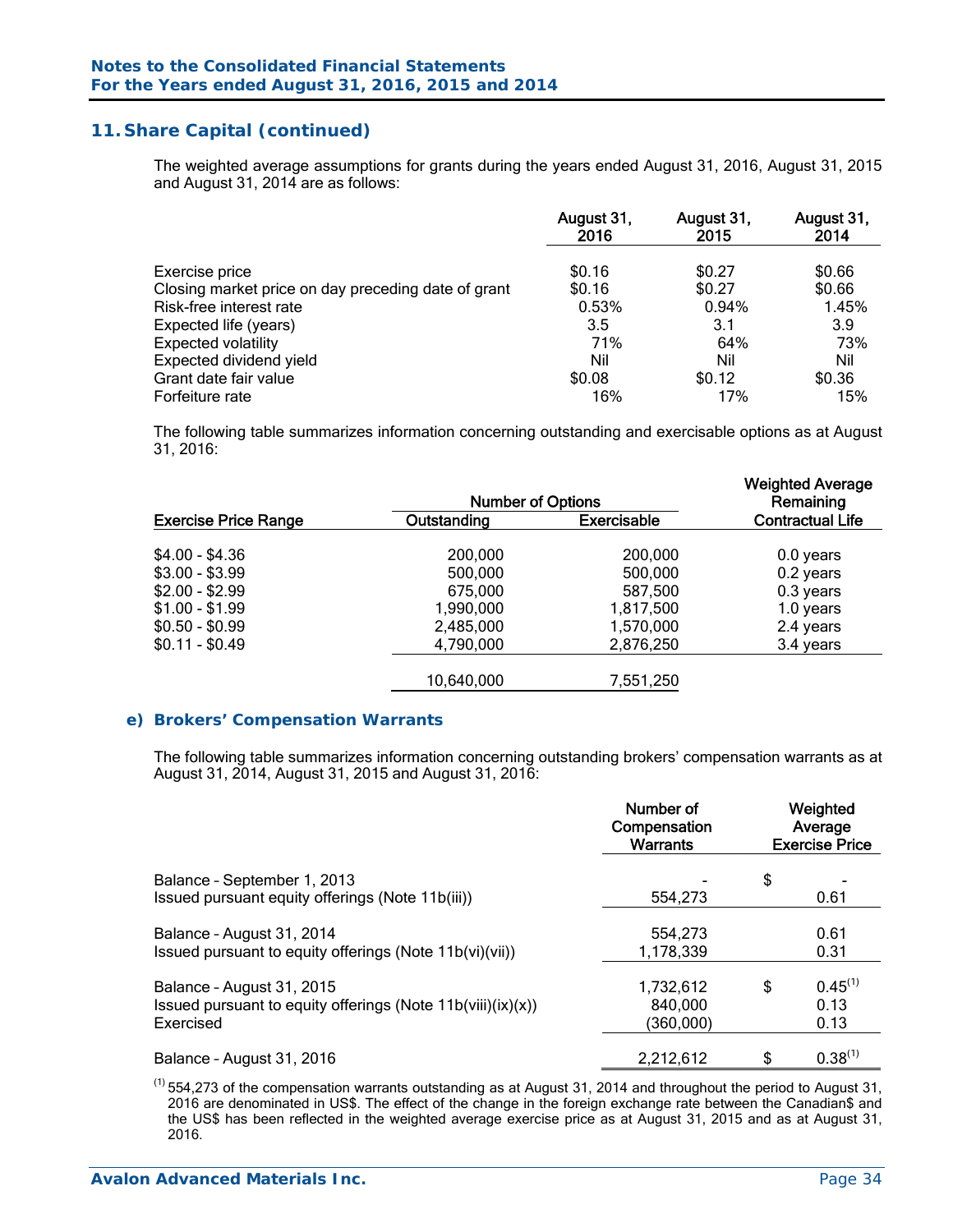## 11. Share Capital (continued)

The weighted average assumptions for grants during the years ended August 31, 2016, August 31, 2015 and August 31, 2014 are as follows:

| | August 31, 2016 | August 31, 2015 | August 31, 2014 |
|---|---|---|---|
| Exercise price | $0.16 | $0.27 | $0.66 |
| Closing market price on day preceding date of grant | $0.16 | $0.27 | $0.66 |
| Risk-free interest rate | 0.53% | 0.94% | 1.45% |
| Expected life (years) | 3.5 | 3.1 | 3.9 |
| Expected volatility | 71% | 64% | 73% |
| Expected dividend yield | Nil | Nil | Nil |
| Grant date fair value | $0.08 | $0.12 | $0.36 |
| Forfeiture rate | 16% | 17% | 15% |

The following table summarizes information concerning outstanding and exercisable options as at August 31, 2016:

| | Number of Options | | Weighted Average Remaining |
|---|---|---|---|
| Exercise Price Range | Outstanding | Exercisable | Contractual Life |
| $4.00 - $4.36 | 200,000 | 200,000 | 0.0 years |
| $3.00 - $3.99 | 500,000 | 500,000 | 0.2 years |
| $2.00 - $2.99 | 675,000 | 587,500 | 0.3 years |
| $1.00 - $1.99 | 1,990,000 | 1,817,500 | 1.0 years |
| $0.50 - $0.99 | 2,485,000 | 1,570,000 | 2.4 years |
| $0.11 - $0.49 | 4,790,000 | 2,876,250 | 3.4 years |
| | 10,640,000 | 7,551,250 | |

### e) Brokers' Compensation Warrants

The following table summarizes information concerning outstanding brokers' compensation warrants as at August 31, 2014, August 31, 2015 and August 31, 2016:

| | Number of Compensation Warrants | Weighted Average Exercise Price |
|---|---|---|
| Balance – September 1, 2013 | - | $ - |
| Issued pursuant equity offerings (Note 11b(iii)) | 554,273 | 0.61 |
| Balance – August 31, 2014 | 554,273 | 0.61 |
| Issued pursuant to equity offerings (Note 11b(vi)(vii)) | 1,178,339 | 0.31 |
| Balance – August 31, 2015 | 1,732,612 | $ 0.45[(1)] |
| Issued pursuant to equity offerings (Note 11b(viii)(ix)(x)) | 840,000 | 0.13 |
| Exercised | (360,000) | 0.13 |
| Balance – August 31, 2016 | 2,212,612 | $ 0.38[(1)] |

[(1)] 554,273 of the compensation warrants outstanding as at August 31, 2014 and throughout the period to August 31, 2016 are denominated in US$. The effect of the change in the foreign exchange rate between the Canadian$ and the US$ has been reflected in the weighted average exercise price as at August 31, 2015 and as at August 31, 2016.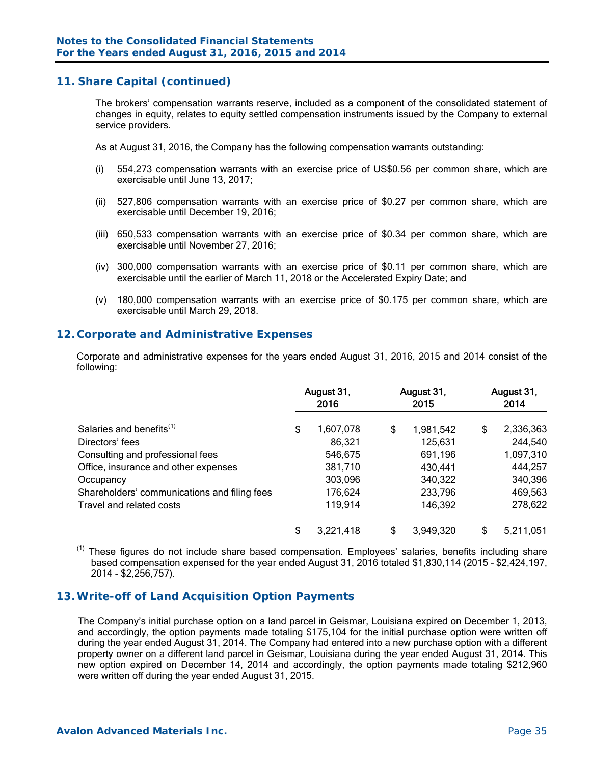## 11. Share Capital (continued)

The brokers' compensation warrants reserve, included as a component of the consolidated statement of changes in equity, relates to equity settled compensation instruments issued by the Company to external service providers.

As at August 31, 2016, the Company has the following compensation warrants outstanding:

(i) 554,273 compensation warrants with an exercise price of US$0.56 per common share, which are exercisable until June 13, 2017;

(ii) 527,806 compensation warrants with an exercise price of $0.27 per common share, which are exercisable until December 19, 2016;

(iii) 650,533 compensation warrants with an exercise price of $0.34 per common share, which are exercisable until November 27, 2016;

(iv) 300,000 compensation warrants with an exercise price of $0.11 per common share, which are exercisable until the earlier of March 11, 2018 or the Accelerated Expiry Date; and

(v) 180,000 compensation warrants with an exercise price of $0.175 per common share, which are exercisable until March 29, 2018.

## 12. Corporate and Administrative Expenses

Corporate and administrative expenses for the years ended August 31, 2016, 2015 and 2014 consist of the following:

| | August 31, 2016 | August 31, 2015 | August 31, 2014 |
|---|---|---|---|
| Salaries and benefits[(1)] | $ 1,607,078 | $ 1,981,542 | $ 2,336,363 |
| Directors' fees | 86,321 | 125,631 | 244,540 |
| Consulting and professional fees | 546,675 | 691,196 | 1,097,310 |
| Office, insurance and other expenses | 381,710 | 430,441 | 444,257 |
| Occupancy | 303,096 | 340,322 | 340,396 |
| Shareholders' communications and filing fees | 176,624 | 233,796 | 469,563 |
| Travel and related costs | 119,914 | 146,392 | 278,622 |
| | $ 3,221,418 | $ 3,949,320 | $ 5,211,051 |

[(1)] These figures do not include share based compensation. Employees' salaries, benefits including share based compensation expensed for the year ended August 31, 2016 totaled $1,830,114 (2015 – $2,424,197, 2014 - $2,256,757).

## 13. Write-off of Land Acquisition Option Payments

The Company's initial purchase option on a land parcel in Geismar, Louisiana expired on December 1, 2013, and accordingly, the option payments made totaling $175,104 for the initial purchase option were written off during the year ended August 31, 2014. The Company had entered into a new purchase option with a different property owner on a different land parcel in Geismar, Louisiana during the year ended August 31, 2014. This new option expired on December 14, 2014 and accordingly, the option payments made totaling $212,960 were written off during the year ended August 31, 2015.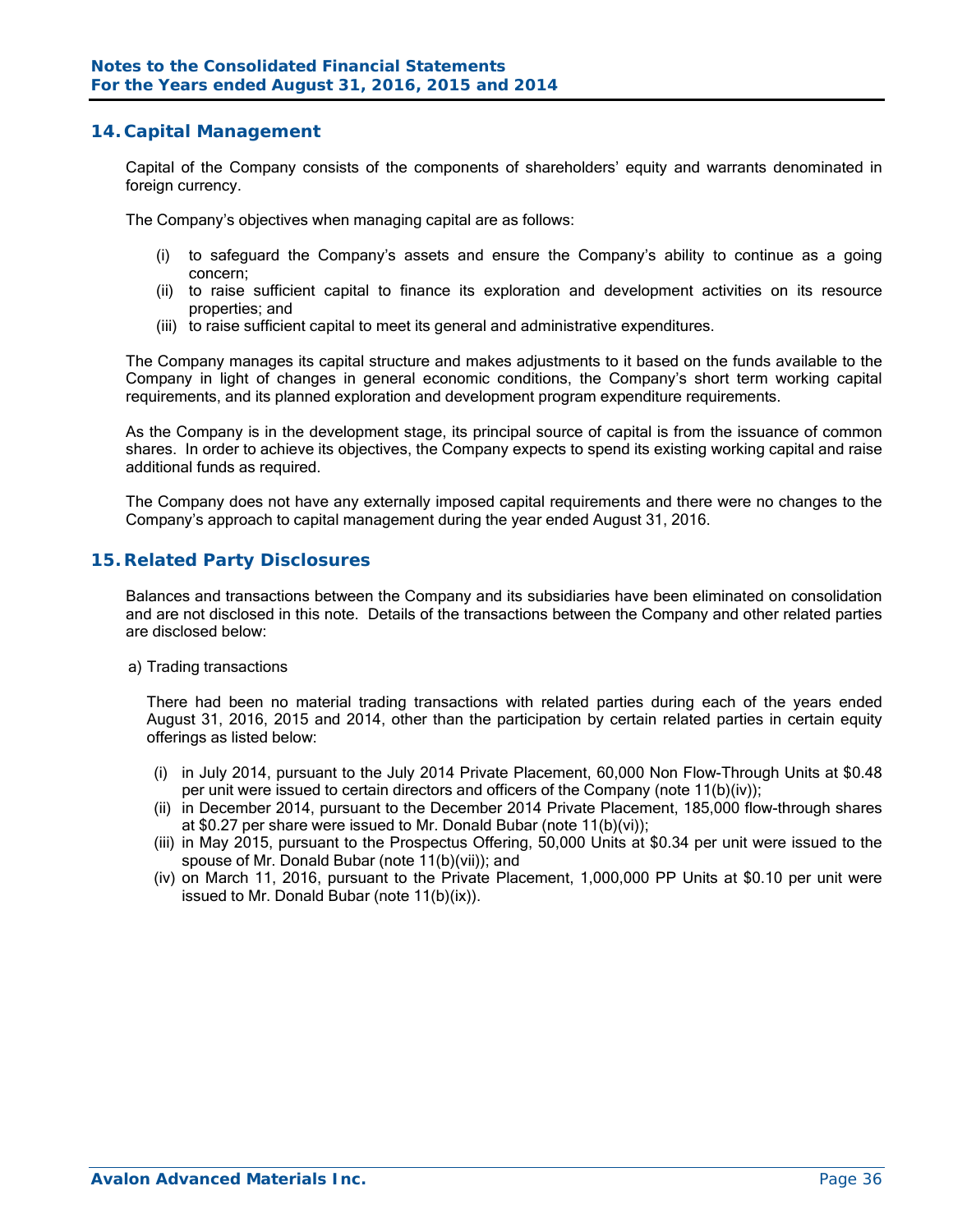## 14. Capital Management

Capital of the Company consists of the components of shareholders' equity and warrants denominated in foreign currency.

The Company's objectives when managing capital are as follows:

(i) to safeguard the Company's assets and ensure the Company's ability to continue as a going concern;
(ii) to raise sufficient capital to finance its exploration and development activities on its resource properties; and
(iii) to raise sufficient capital to meet its general and administrative expenditures.

The Company manages its capital structure and makes adjustments to it based on the funds available to the Company in light of changes in general economic conditions, the Company's short term working capital requirements, and its planned exploration and development program expenditure requirements.

As the Company is in the development stage, its principal source of capital is from the issuance of common shares. In order to achieve its objectives, the Company expects to spend its existing working capital and raise additional funds as required.

The Company does not have any externally imposed capital requirements and there were no changes to the Company's approach to capital management during the year ended August 31, 2016.

## 15. Related Party Disclosures

Balances and transactions between the Company and its subsidiaries have been eliminated on consolidation and are not disclosed in this note. Details of the transactions between the Company and other related parties are disclosed below:

a) Trading transactions

There had been no material trading transactions with related parties during each of the years ended August 31, 2016, 2015 and 2014, other than the participation by certain related parties in certain equity offerings as listed below:

(i) in July 2014, pursuant to the July 2014 Private Placement, 60,000 Non Flow-Through Units at $0.48 per unit were issued to certain directors and officers of the Company (note 11(b)(iv));
(ii) in December 2014, pursuant to the December 2014 Private Placement, 185,000 flow-through shares at $0.27 per share were issued to Mr. Donald Bubar (note 11(b)(vi));
(iii) in May 2015, pursuant to the Prospectus Offering, 50,000 Units at $0.34 per unit were issued to the spouse of Mr. Donald Bubar (note 11(b)(vii)); and
(iv) on March 11, 2016, pursuant to the Private Placement, 1,000,000 PP Units at $0.10 per unit were issued to Mr. Donald Bubar (note 11(b)(ix)).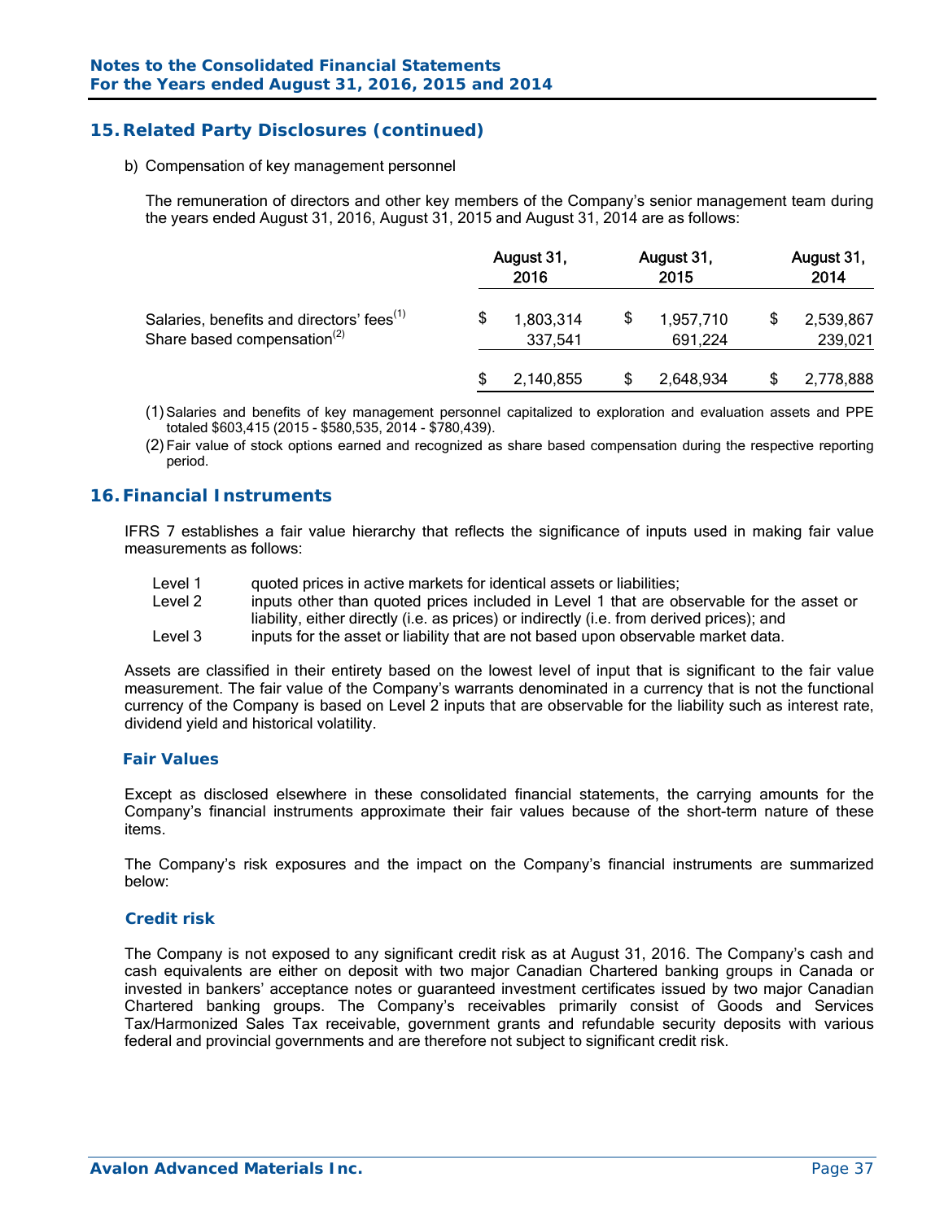## 15. Related Party Disclosures (continued)

b) Compensation of key management personnel

The remuneration of directors and other key members of the Company's senior management team during the years ended August 31, 2016, August 31, 2015 and August 31, 2014 are as follows:

| | August 31, 2016 | August 31, 2015 | August 31, 2014 |
|---|---|---|---|
| Salaries, benefits and directors' fees[(1)] | $ 1,803,314 | $ 1,957,710 | $ 2,539,867 |
| Share based compensation[(2)] | 337,541 | 691,224 | 239,021 |
| | $ 2,140,855 | $ 2,648,934 | $ 2,778,888 |

(1) Salaries and benefits of key management personnel capitalized to exploration and evaluation assets and PPE totaled $603,415 (2015 - $580,535, 2014 - $780,439).

(2) Fair value of stock options earned and recognized as share based compensation during the respective reporting period.

## 16. Financial Instruments

IFRS 7 establishes a fair value hierarchy that reflects the significance of inputs used in making fair value measurements as follows:

- Level 1 quoted prices in active markets for identical assets or liabilities;
- Level 2 inputs other than quoted prices included in Level 1 that are observable for the asset or liability, either directly (i.e. as prices) or indirectly (i.e. from derived prices); and
- Level 3 inputs for the asset or liability that are not based upon observable market data.

Assets are classified in their entirety based on the lowest level of input that is significant to the fair value measurement. The fair value of the Company's warrants denominated in a currency that is not the functional currency of the Company is based on Level 2 inputs that are observable for the liability such as interest rate, dividend yield and historical volatility.

### Fair Values

Except as disclosed elsewhere in these consolidated financial statements, the carrying amounts for the Company's financial instruments approximate their fair values because of the short-term nature of these items.

The Company's risk exposures and the impact on the Company's financial instruments are summarized below:

### Credit risk

The Company is not exposed to any significant credit risk as at August 31, 2016. The Company's cash and cash equivalents are either on deposit with two major Canadian Chartered banking groups in Canada or invested in bankers' acceptance notes or guaranteed investment certificates issued by two major Canadian Chartered banking groups. The Company's receivables primarily consist of Goods and Services Tax/Harmonized Sales Tax receivable, government grants and refundable security deposits with various federal and provincial governments and are therefore not subject to significant credit risk.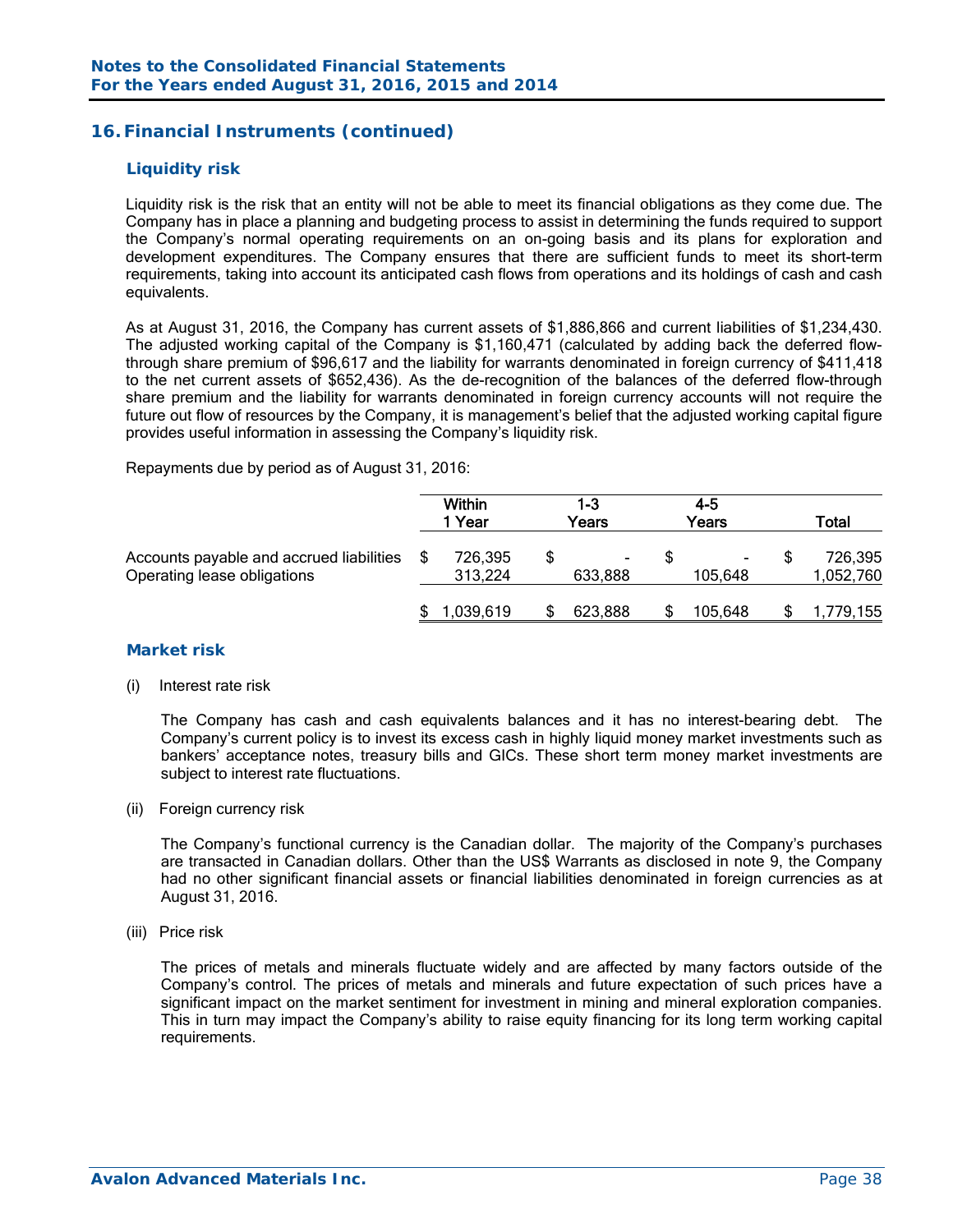## 16. Financial Instruments (continued)

### Liquidity risk

Liquidity risk is the risk that an entity will not be able to meet its financial obligations as they come due. The Company has in place a planning and budgeting process to assist in determining the funds required to support the Company's normal operating requirements on an on-going basis and its plans for exploration and development expenditures. The Company ensures that there are sufficient funds to meet its short-term requirements, taking into account its anticipated cash flows from operations and its holdings of cash and cash equivalents.

As at August 31, 2016, the Company has current assets of $1,886,866 and current liabilities of $1,234,430. The adjusted working capital of the Company is $1,160,471 (calculated by adding back the deferred flow-through share premium of $96,617 and the liability for warrants denominated in foreign currency of $411,418 to the net current assets of $652,436). As the de-recognition of the balances of the deferred flow-through share premium and the liability for warrants denominated in foreign currency accounts will not require the future out flow of resources by the Company, it is management's belief that the adjusted working capital figure provides useful information in assessing the Company's liquidity risk.

Repayments due by period as of August 31, 2016:

| | Within 1 Year | 1-3 Years | 4-5 Years | Total |
|---|---|---|---|---|
| Accounts payable and accrued liabilities | $ 726,395 | $ - | $ - | $ 726,395 |
| Operating lease obligations | 313,224 | 633,888 | 105,648 | 1,052,760 |
| | $ 1,039,619 | $ 623,888 | $ 105,648 | $ 1,779,155 |

### Market risk

(i) Interest rate risk

The Company has cash and cash equivalents balances and it has no interest-bearing debt. The Company's current policy is to invest its excess cash in highly liquid money market investments such as bankers' acceptance notes, treasury bills and GICs. These short term money market investments are subject to interest rate fluctuations.

(ii) Foreign currency risk

The Company's functional currency is the Canadian dollar. The majority of the Company's purchases are transacted in Canadian dollars. Other than the US$ Warrants as disclosed in note 9, the Company had no other significant financial assets or financial liabilities denominated in foreign currencies as at August 31, 2016.

(iii) Price risk

The prices of metals and minerals fluctuate widely and are affected by many factors outside of the Company's control. The prices of metals and minerals and future expectation of such prices have a significant impact on the market sentiment for investment in mining and mineral exploration companies. This in turn may impact the Company's ability to raise equity financing for its long term working capital requirements.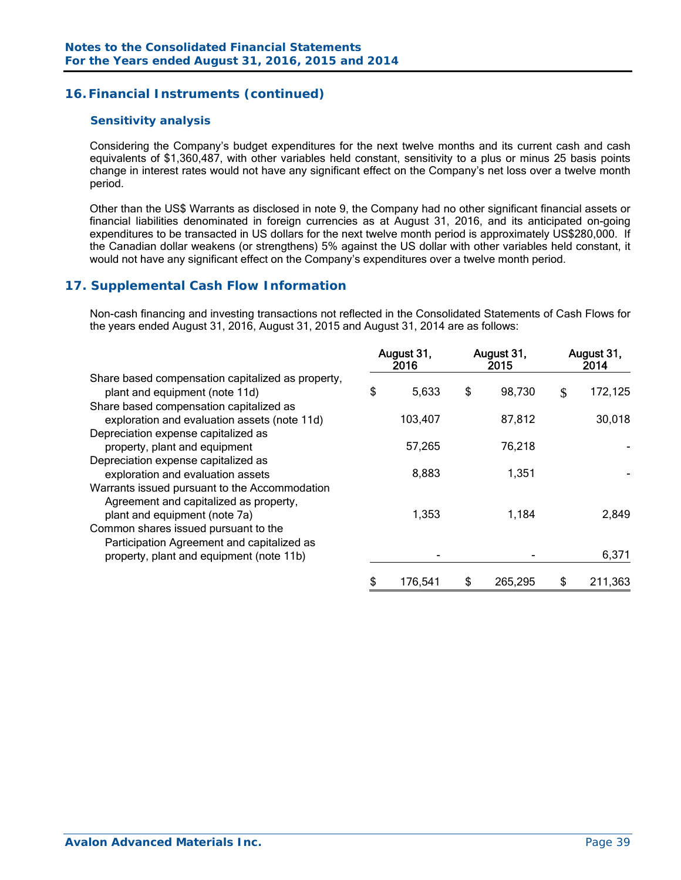## 16. Financial Instruments (continued)

### Sensitivity analysis

Considering the Company's budget expenditures for the next twelve months and its current cash and cash equivalents of $1,360,487, with other variables held constant, sensitivity to a plus or minus 25 basis points change in interest rates would not have any significant effect on the Company's net loss over a twelve month period.

Other than the US$ Warrants as disclosed in note 9, the Company had no other significant financial assets or financial liabilities denominated in foreign currencies as at August 31, 2016, and its anticipated on-going expenditures to be transacted in US dollars for the next twelve month period is approximately US$280,000. If the Canadian dollar weakens (or strengthens) 5% against the US dollar with other variables held constant, it would not have any significant effect on the Company's expenditures over a twelve month period.

## 17. Supplemental Cash Flow Information

Non-cash financing and investing transactions not reflected in the Consolidated Statements of Cash Flows for the years ended August 31, 2016, August 31, 2015 and August 31, 2014 are as follows:

| | August 31, 2016 | August 31, 2015 | August 31, 2014 |
|---|---|---|---|
| Share based compensation capitalized as property, plant and equipment (note 11d) | $ 5,633 | $ 98,730 | $ 172,125 |
| Share based compensation capitalized as exploration and evaluation assets (note 11d) | 103,407 | 87,812 | 30,018 |
| Depreciation expense capitalized as property, plant and equipment | 57,265 | 76,218 | - |
| Depreciation expense capitalized as exploration and evaluation assets | 8,883 | 1,351 | - |
| Warrants issued pursuant to the Accommodation Agreement and capitalized as property, plant and equipment (note 7a) | 1,353 | 1,184 | 2,849 |
| Common shares issued pursuant to the Participation Agreement and capitalized as property, plant and equipment (note 11b) | - | - | 6,371 |
| | $ 176,541 | $ 265,295 | $ 211,363 |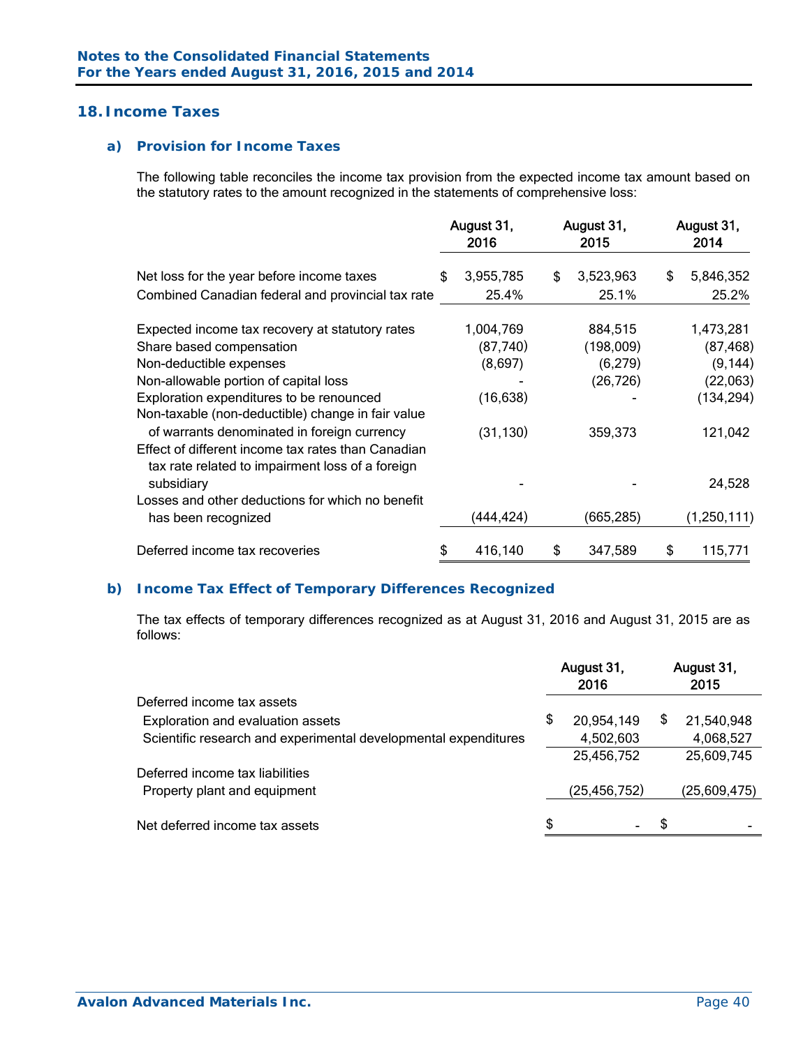## 18. Income Taxes

### a) Provision for Income Taxes

The following table reconciles the income tax provision from the expected income tax amount based on the statutory rates to the amount recognized in the statements of comprehensive loss:

| | August 31, 2016 | August 31, 2015 | August 31, 2014 |
|---|---|---|---|
| Net loss for the year before income taxes | $ 3,955,785 | $ 3,523,963 | $ 5,846,352 |
| Combined Canadian federal and provincial tax rate | 25.4% | 25.1% | 25.2% |
| Expected income tax recovery at statutory rates | 1,004,769 | 884,515 | 1,473,281 |
| Share based compensation | (87,740) | (198,009) | (87,468) |
| Non-deductible expenses | (8,697) | (6,279) | (9,144) |
| Non-allowable portion of capital loss | - | (26,726) | (22,063) |
| Exploration expenditures to be renounced | (16,638) | - | (134,294) |
| Non-taxable (non-deductible) change in fair value of warrants denominated in foreign currency | (31,130) | 359,373 | 121,042 |
| Effect of different income tax rates than Canadian tax rate related to impairment loss of a foreign subsidiary | - | - | 24,528 |
| Losses and other deductions for which no benefit has been recognized | (444,424) | (665,285) | (1,250,111) |
| Deferred income tax recoveries | $ 416,140 | $ 347,589 | $ 115,771 |

### b) Income Tax Effect of Temporary Differences Recognized

The tax effects of temporary differences recognized as at August 31, 2016 and August 31, 2015 are as follows:

| | August 31, 2016 | August 31, 2015 |
|---|---|---|
| Deferred income tax assets | | |
| Exploration and evaluation assets | $ 20,954,149 | $ 21,540,948 |
| Scientific research and experimental developmental expenditures | 4,502,603 | 4,068,527 |
| | 25,456,752 | 25,609,745 |
| Deferred income tax liabilities | | |
| Property plant and equipment | (25,456,752) | (25,609,475) |
| Net deferred income tax assets | $ - | $ - |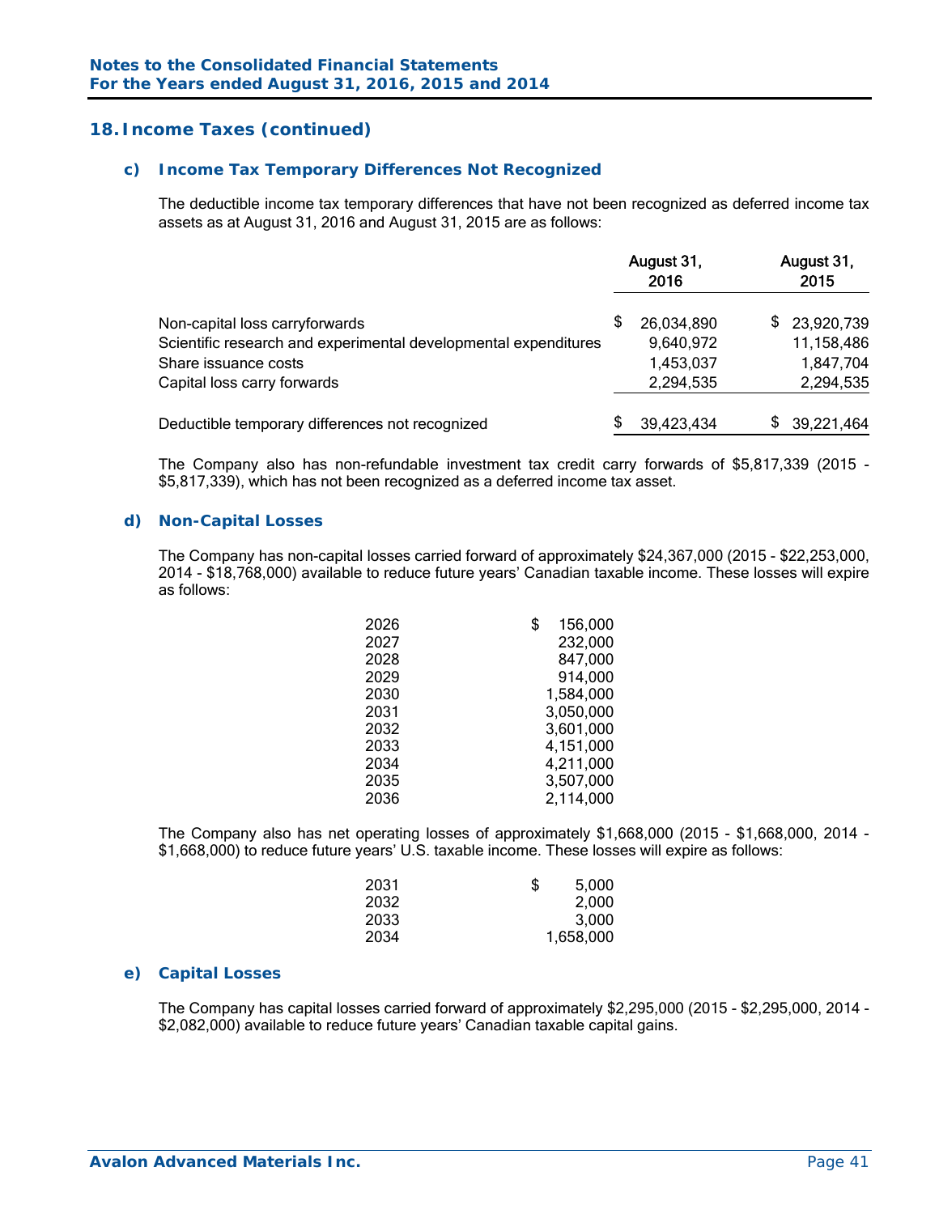## 18. Income Taxes (continued)

### c) Income Tax Temporary Differences Not Recognized

The deductible income tax temporary differences that have not been recognized as deferred income tax assets as at August 31, 2016 and August 31, 2015 are as follows:

| | August 31, 2016 | August 31, 2015 |
|---|---|---|
| Non-capital loss carryforwards | $ 26,034,890 | $ 23,920,739 |
| Scientific research and experimental developmental expenditures | 9,640,972 | 11,158,486 |
| Share issuance costs | 1,453,037 | 1,847,704 |
| Capital loss carry forwards | 2,294,535 | 2,294,535 |
| Deductible temporary differences not recognized | $ 39,423,434 | $ 39,221,464 |

The Company also has non-refundable investment tax credit carry forwards of $5,817,339 (2015 - $5,817,339), which has not been recognized as a deferred income tax asset.

### d) Non-Capital Losses

The Company has non-capital losses carried forward of approximately $24,367,000 (2015 - $22,253,000, 2014 - $18,768,000) available to reduce future years' Canadian taxable income. These losses will expire as follows:

| | |
|---|---|
| 2026 | $ 156,000 |
| 2027 | 232,000 |
| 2028 | 847,000 |
| 2029 | 914,000 |
| 2030 | 1,584,000 |
| 2031 | 3,050,000 |
| 2032 | 3,601,000 |
| 2033 | 4,151,000 |
| 2034 | 4,211,000 |
| 2035 | 3,507,000 |
| 2036 | 2,114,000 |

The Company also has net operating losses of approximately $1,668,000 (2015 - $1,668,000, 2014 - $1,668,000) to reduce future years' U.S. taxable income. These losses will expire as follows:

| | |
|---|---|
| 2031 | $ 5,000 |
| 2032 | 2,000 |
| 2033 | 3,000 |
| 2034 | 1,658,000 |

### e) Capital Losses

The Company has capital losses carried forward of approximately $2,295,000 (2015 - $2,295,000, 2014 - $2,082,000) available to reduce future years' Canadian taxable capital gains.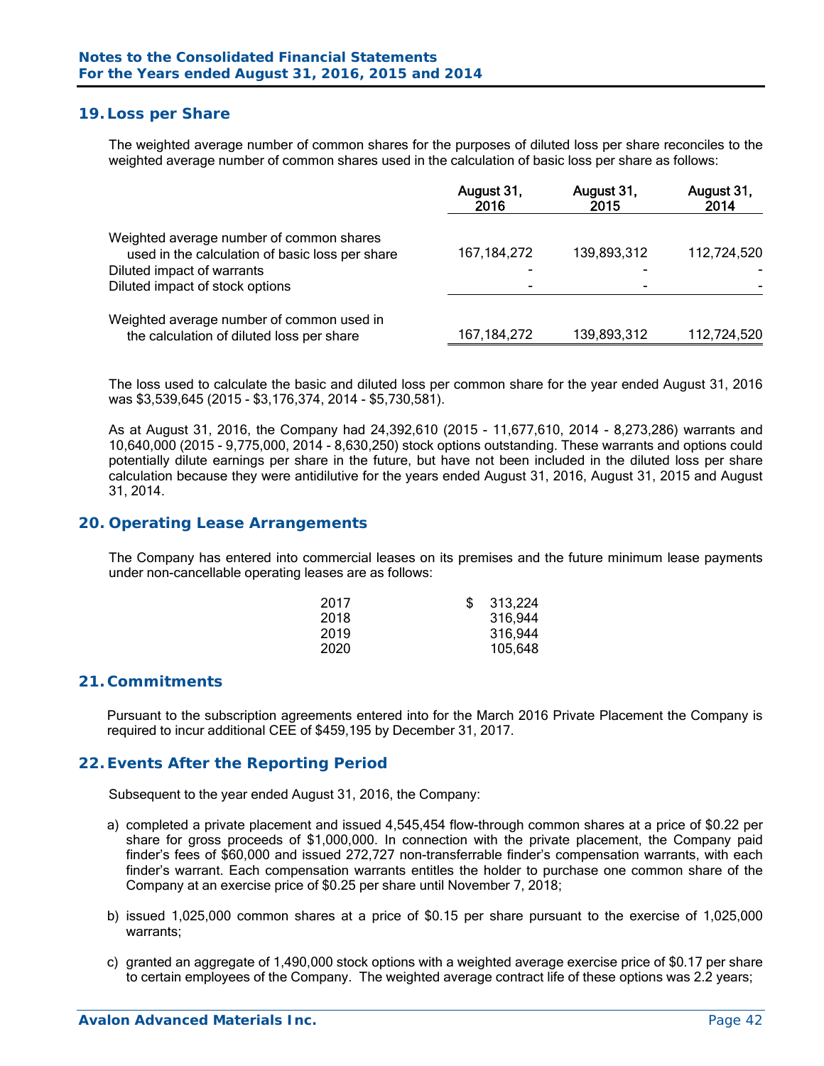## 19. Loss per Share

The weighted average number of common shares for the purposes of diluted loss per share reconciles to the weighted average number of common shares used in the calculation of basic loss per share as follows:

| | August 31, 2016 | August 31, 2015 | August 31, 2014 |
|---|---|---|---|
| Weighted average number of common shares used in the calculation of basic loss per share | 167,184,272 | 139,893,312 | 112,724,520 |
| Diluted impact of warrants | - | - | - |
| Diluted impact of stock options | - | - | - |
| Weighted average number of common used in the calculation of diluted loss per share | 167,184,272 | 139,893,312 | 112,724,520 |

The loss used to calculate the basic and diluted loss per common share for the year ended August 31, 2016 was $3,539,645 (2015 - $3,176,374, 2014 - $5,730,581).

As at August 31, 2016, the Company had 24,392,610 (2015 - 11,677,610, 2014 - 8,273,286) warrants and 10,640,000 (2015 - 9,775,000, 2014 - 8,630,250) stock options outstanding. These warrants and options could potentially dilute earnings per share in the future, but have not been included in the diluted loss per share calculation because they were antidilutive for the years ended August 31, 2016, August 31, 2015 and August 31, 2014.

## 20. Operating Lease Arrangements

The Company has entered into commercial leases on its premises and the future minimum lease payments under non-cancellable operating leases are as follows:

| | |
|---|---|
| 2017 | $ 313,224 |
| 2018 | 316,944 |
| 2019 | 316,944 |
| 2020 | 105,648 |

## 21. Commitments

Pursuant to the subscription agreements entered into for the March 2016 Private Placement the Company is required to incur additional CEE of $459,195 by December 31, 2017.

## 22. Events After the Reporting Period

Subsequent to the year ended August 31, 2016, the Company:

a) completed a private placement and issued 4,545,454 flow-through common shares at a price of $0.22 per share for gross proceeds of $1,000,000. In connection with the private placement, the Company paid finder's fees of $60,000 and issued 272,727 non-transferrable finder's compensation warrants, with each finder's warrant. Each compensation warrants entitles the holder to purchase one common share of the Company at an exercise price of $0.25 per share until November 7, 2018;

b) issued 1,025,000 common shares at a price of $0.15 per share pursuant to the exercise of 1,025,000 warrants;

c) granted an aggregate of 1,490,000 stock options with a weighted average exercise price of $0.17 per share to certain employees of the Company. The weighted average contract life of these options was 2.2 years;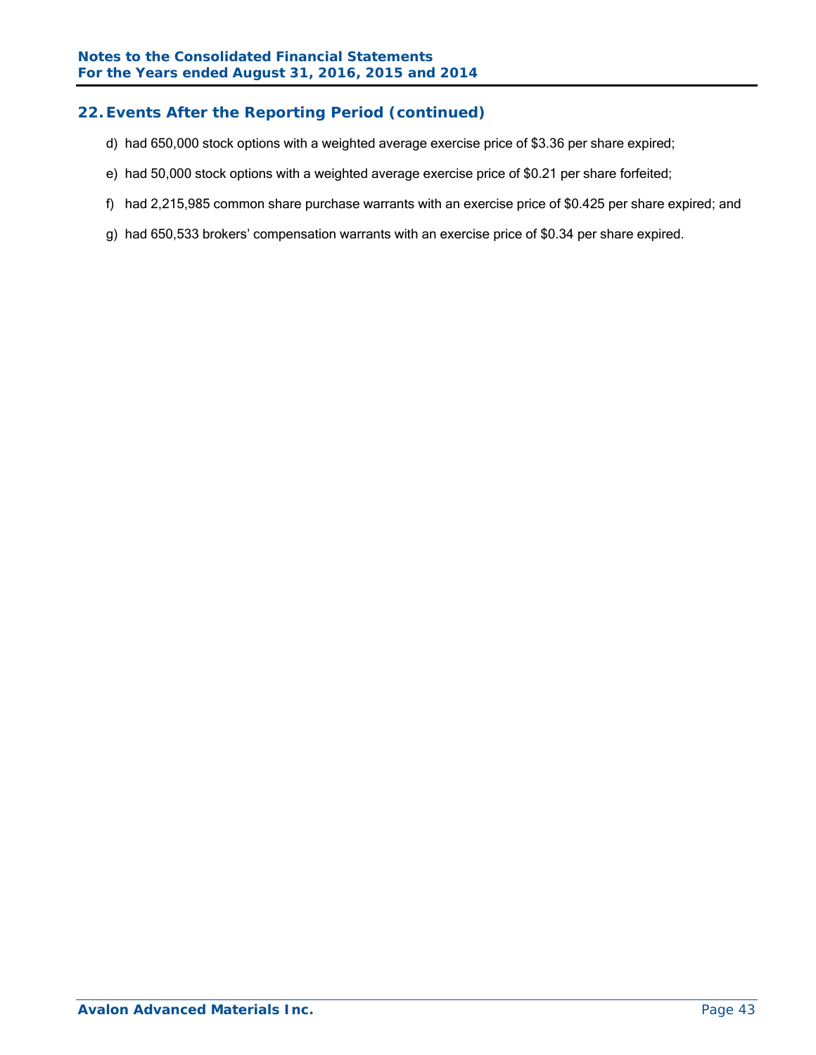## 22. Events After the Reporting Period (continued)

d) had 650,000 stock options with a weighted average exercise price of $3.36 per share expired;

e) had 50,000 stock options with a weighted average exercise price of $0.21 per share forfeited;

f) had 2,215,985 common share purchase warrants with an exercise price of $0.425 per share expired; and

g) had 650,533 brokers' compensation warrants with an exercise price of $0.34 per share expired.